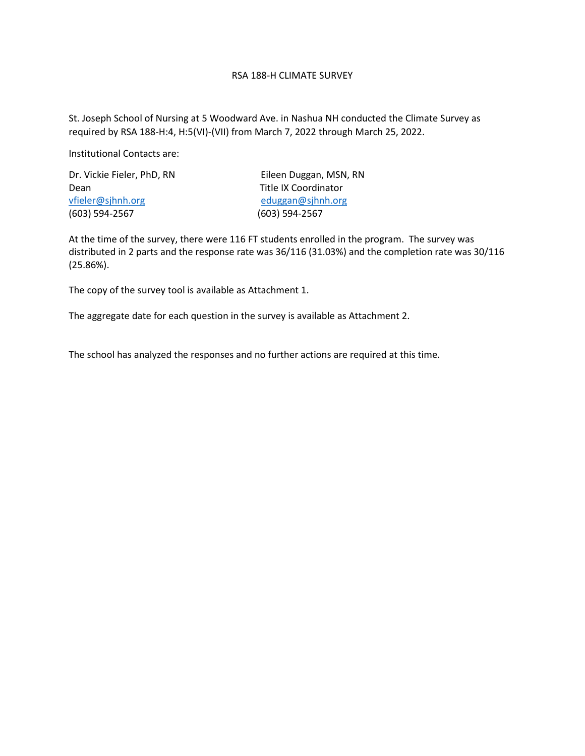# RSA 188-H CLIMATE SURVEY

St. Joseph School of Nursing at 5 Woodward Ave. in Nashua NH conducted the Climate Survey as required by RSA 188-H:4, H:5(VI)-(VII) from March 7, 2022 through March 25, 2022.

Institutional Contacts are:

| | |
|---|---|
| Dr. Vickie Fieler, PhD, RN | Eileen Duggan, MSN, RN |
| Dean | Title IX Coordinator |
| vfieler@sjhnh.org | eduggan@sjhnh.org |
| (603) 594-2567 | (603) 594-2567 |

At the time of the survey, there were 116 FT students enrolled in the program. The survey was distributed in 2 parts and the response rate was 36/116 (31.03%) and the completion rate was 30/116 (25.86%).

The copy of the survey tool is available as Attachment 1.

The aggregate date for each question in the survey is available as Attachment 2.

The school has analyzed the responses and no further actions are required at this time.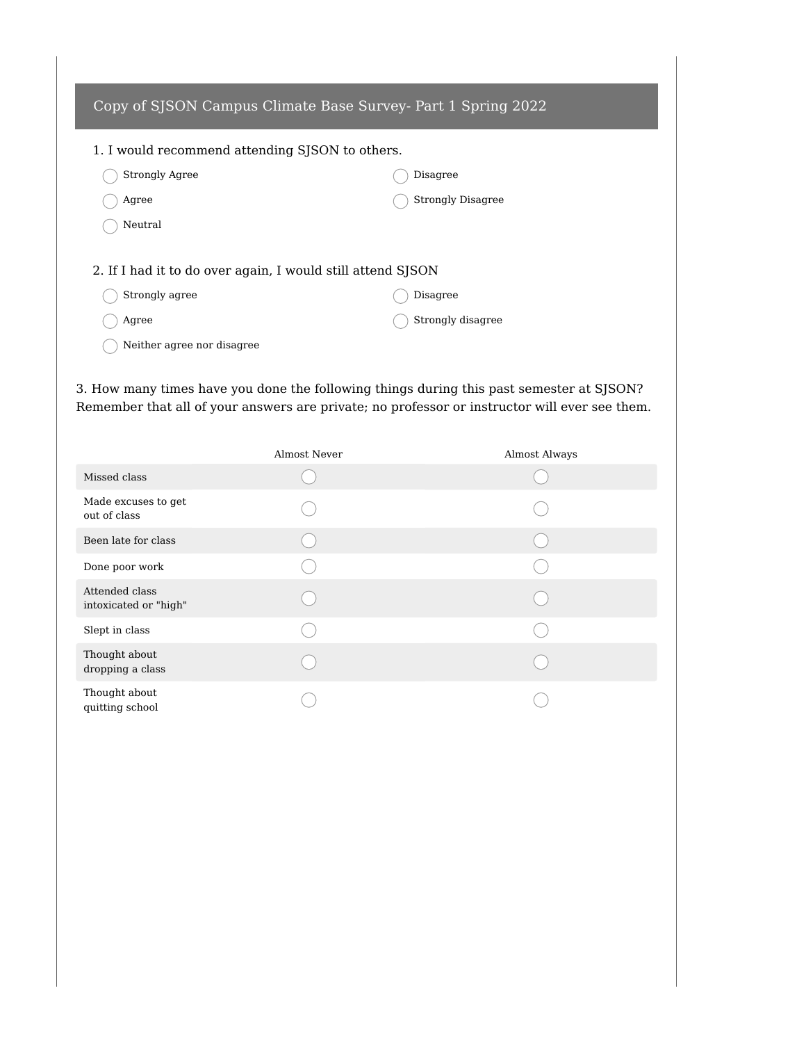## Copy of SJSON Campus Climate Base Survey- Part 1 Spring 2022

1. I would recommend attending SJSON to others.

- Strongly Agree
- Agree
- Neutral
- Disagree
- Strongly Disagree

2. If I had it to do over again, I would still attend SJSON

- Strongly agree
- Agree
- Neither agree nor disagree
- Disagree
- Strongly disagree

3. How many times have you done the following things during this past semester at SJSON? Remember that all of your answers are private; no professor or instructor will ever see them.

| | Almost Never | Almost Always |
|---|---|---|
| Missed class | ◯ | ◯ |
| Made excuses to get out of class | ◯ | ◯ |
| Been late for class | ◯ | ◯ |
| Done poor work | ◯ | ◯ |
| Attended class intoxicated or "high" | ◯ | ◯ |
| Slept in class | ◯ | ◯ |
| Thought about dropping a class | ◯ | ◯ |
| Thought about quitting school | ◯ | ◯ |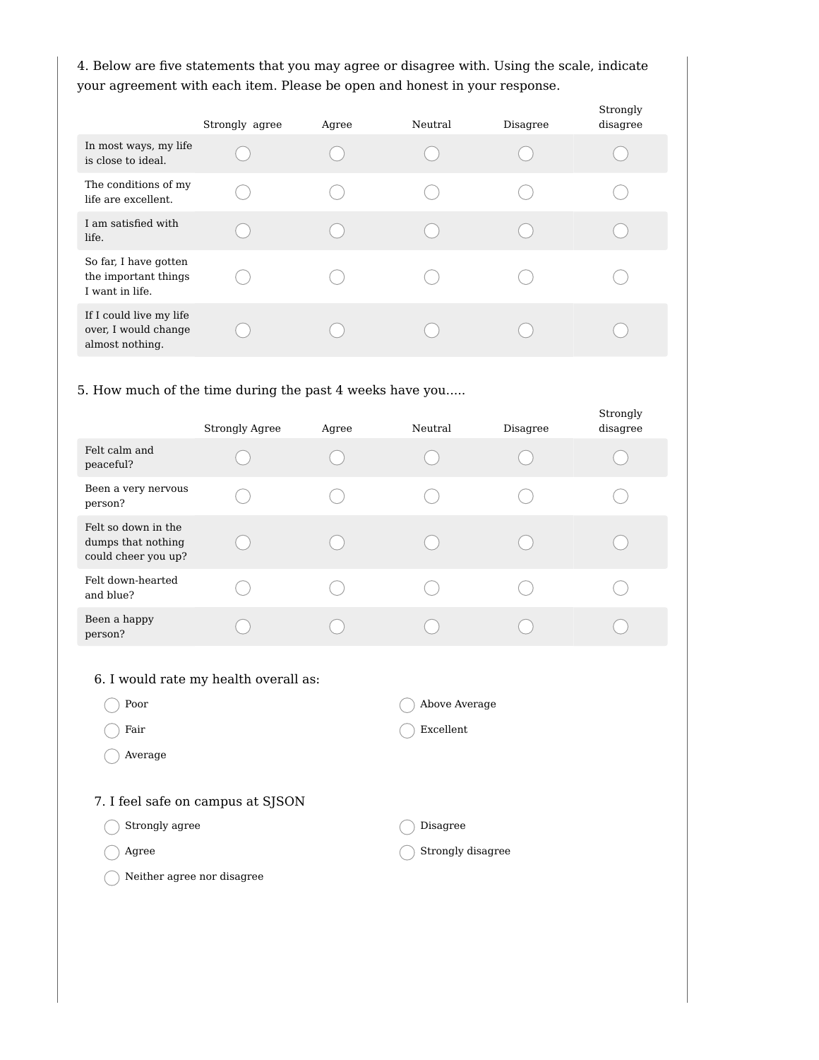4. Below are five statements that you may agree or disagree with. Using the scale, indicate your agreement with each item. Please be open and honest in your response.

| | Strongly agree | Agree | Neutral | Disagree | Strongly disagree |
|---|---|---|---|---|---|
| In most ways, my life is close to ideal. | ◯ | ◯ | ◯ | ◯ | ◯ |
| The conditions of my life are excellent. | ◯ | ◯ | ◯ | ◯ | ◯ |
| I am satisfied with life. | ◯ | ◯ | ◯ | ◯ | ◯ |
| So far, I have gotten the important things I want in life. | ◯ | ◯ | ◯ | ◯ | ◯ |
| If I could live my life over, I would change almost nothing. | ◯ | ◯ | ◯ | ◯ | ◯ |

5. How much of the time during the past 4 weeks have you.....

| | Strongly Agree | Agree | Neutral | Disagree | Strongly disagree |
|---|---|---|---|---|---|
| Felt calm and peaceful? | ◯ | ◯ | ◯ | ◯ | ◯ |
| Been a very nervous person? | ◯ | ◯ | ◯ | ◯ | ◯ |
| Felt so down in the dumps that nothing could cheer you up? | ◯ | ◯ | ◯ | ◯ | ◯ |
| Felt down-hearted and blue? | ◯ | ◯ | ◯ | ◯ | ◯ |
| Been a happy person? | ◯ | ◯ | ◯ | ◯ | ◯ |

6. I would rate my health overall as:

- ◯ Poor
- ◯ Fair
- ◯ Average
- ◯ Above Average
- ◯ Excellent

7. I feel safe on campus at SJSON

- ◯ Strongly agree
- ◯ Agree
- ◯ Neither agree nor disagree
- ◯ Disagree
- ◯ Strongly disagree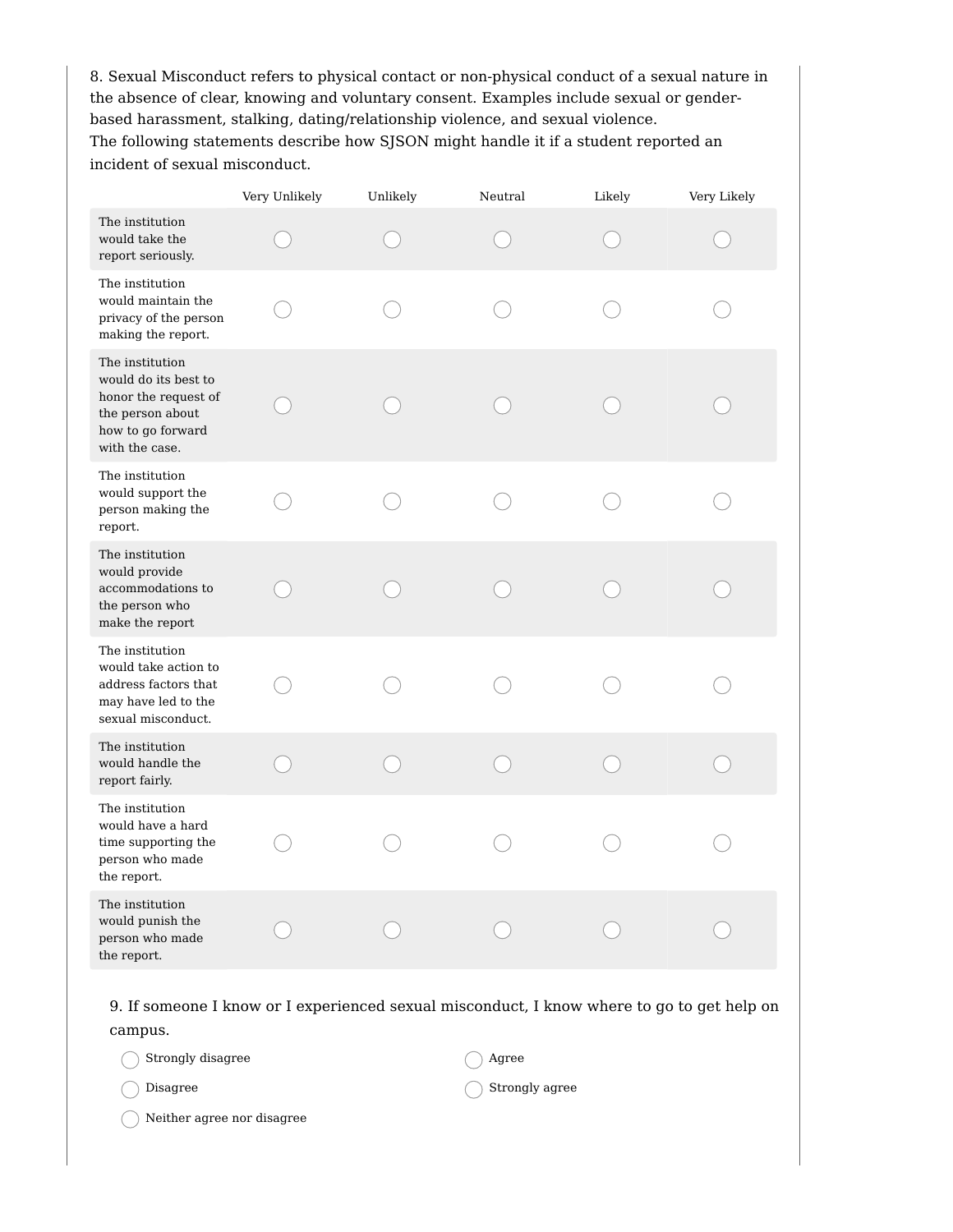8. Sexual Misconduct refers to physical contact or non-physical conduct of a sexual nature in the absence of clear, knowing and voluntary consent. Examples include sexual or gender-based harassment, stalking, dating/relationship violence, and sexual violence.
The following statements describe how SJSON might handle it if a student reported an incident of sexual misconduct.

| | Very Unlikely | Unlikely | Neutral | Likely | Very Likely |
|---|---|---|---|---|---|
| The institution would take the report seriously. | ◯ | ◯ | ◯ | ◯ | ◯ |
| The institution would maintain the privacy of the person making the report. | ◯ | ◯ | ◯ | ◯ | ◯ |
| The institution would do its best to honor the request of the person about how to go forward with the case. | ◯ | ◯ | ◯ | ◯ | ◯ |
| The institution would support the person making the report. | ◯ | ◯ | ◯ | ◯ | ◯ |
| The institution would provide accommodations to the person who make the report | ◯ | ◯ | ◯ | ◯ | ◯ |
| The institution would take action to address factors that may have led to the sexual misconduct. | ◯ | ◯ | ◯ | ◯ | ◯ |
| The institution would handle the report fairly. | ◯ | ◯ | ◯ | ◯ | ◯ |
| The institution would have a hard time supporting the person who made the report. | ◯ | ◯ | ◯ | ◯ | ◯ |
| The institution would punish the person who made the report. | ◯ | ◯ | ◯ | ◯ | ◯ |

9. If someone I know or I experienced sexual misconduct, I know where to go to get help on campus.

- ◯ Strongly disagree
- ◯ Disagree
- ◯ Neither agree nor disagree
- ◯ Agree
- ◯ Strongly agree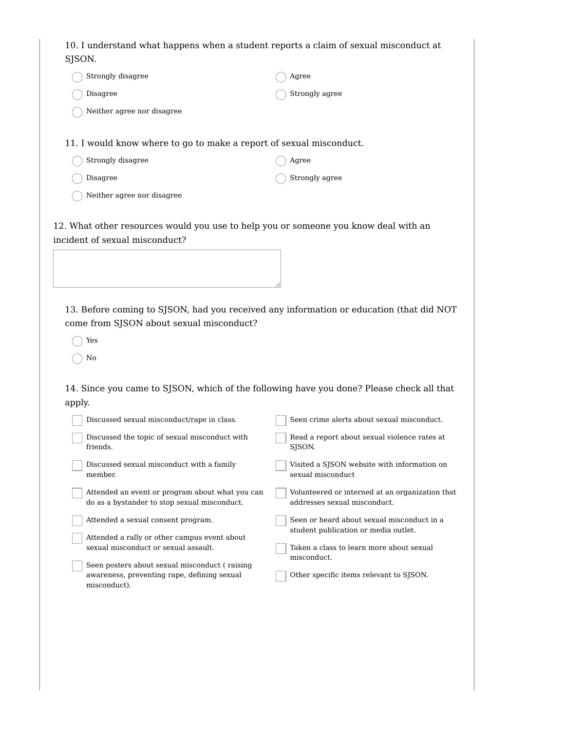10. I understand what happens when a student reports a claim of sexual misconduct at SJSON.

- ◯ Strongly disagree
- ◯ Disagree
- ◯ Neither agree nor disagree
- ◯ Agree
- ◯ Strongly agree

11. I would know where to go to make a report of sexual misconduct.

- ◯ Strongly disagree
- ◯ Disagree
- ◯ Neither agree nor disagree
- ◯ Agree
- ◯ Strongly agree

12. What other resources would you use to help you or someone you know deal with an incident of sexual misconduct?

13. Before coming to SJSON, had you received any information or education (that did NOT come from SJSON about sexual misconduct?

- ◯ Yes
- ◯ No

14. Since you came to SJSON, which of the following have you done? Please check all that apply.

- ☐ Discussed sexual misconduct/rape in class.
- ☐ Discussed the topic of sexual misconduct with friends.
- ☐ Discussed sexual misconduct with a family member.
- ☐ Attended an event or program about what you can do as a bystander to stop sexual misconduct.
- ☐ Attended a sexual consent program.
- ☐ Attended a rally or other campus event about sexual misconduct or sexual assault.
- ☐ Seen posters about sexual misconduct ( raising awareness, preventing rape, defining sexual misconduct).
- ☐ Seen crime alerts about sexual misconduct.
- ☐ Read a report about sexual violence rates at SJSON.
- ☐ Visited a SJSON website with information on sexual misconduct
- ☐ Volunteered or interned at an organization that addresses sexual misconduct.
- ☐ Seen or heard about sexual misconduct in a student publication or media outlet.
- ☐ Taken a class to learn more about sexual misconduct.
- ☐ Other specific items relevant to SJSON.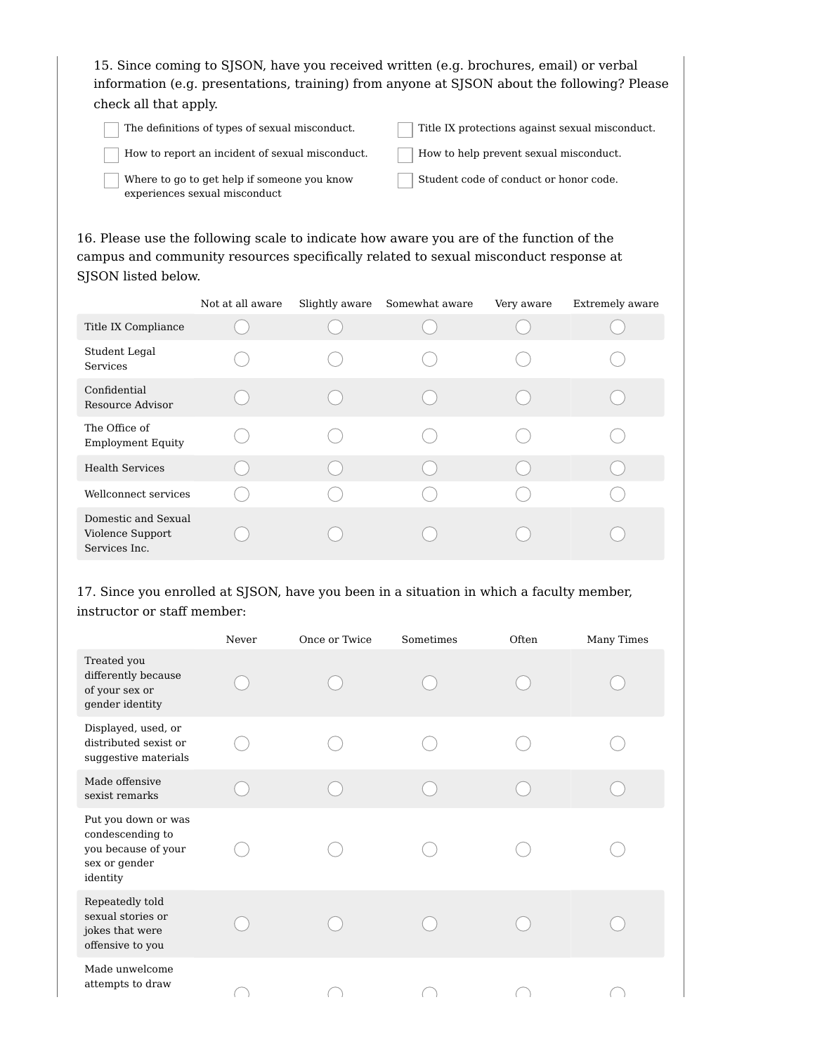15. Since coming to SJSON, have you received written (e.g. brochures, email) or verbal information (e.g. presentations, training) from anyone at SJSON about the following? Please check all that apply.

- ☐ The definitions of types of sexual misconduct.
- ☐ Title IX protections against sexual misconduct.
- ☐ How to report an incident of sexual misconduct.
- ☐ How to help prevent sexual misconduct.
- ☐ Where to go to get help if someone you know experiences sexual misconduct
- ☐ Student code of conduct or honor code.

16. Please use the following scale to indicate how aware you are of the function of the campus and community resources specifically related to sexual misconduct response at SJSON listed below.

| | Not at all aware | Slightly aware | Somewhat aware | Very aware | Extremely aware |
|---|---|---|---|---|---|
| Title IX Compliance | ◯ | ◯ | ◯ | ◯ | ◯ |
| Student Legal Services | ◯ | ◯ | ◯ | ◯ | ◯ |
| Confidential Resource Advisor | ◯ | ◯ | ◯ | ◯ | ◯ |
| The Office of Employment Equity | ◯ | ◯ | ◯ | ◯ | ◯ |
| Health Services | ◯ | ◯ | ◯ | ◯ | ◯ |
| Wellconnect services | ◯ | ◯ | ◯ | ◯ | ◯ |
| Domestic and Sexual Violence Support Services Inc. | ◯ | ◯ | ◯ | ◯ | ◯ |

17. Since you enrolled at SJSON, have you been in a situation in which a faculty member, instructor or staff member:

| | Never | Once or Twice | Sometimes | Often | Many Times |
|---|---|---|---|---|---|
| Treated you differently because of your sex or gender identity | ◯ | ◯ | ◯ | ◯ | ◯ |
| Displayed, used, or distributed sexist or suggestive materials | ◯ | ◯ | ◯ | ◯ | ◯ |
| Made offensive sexist remarks | ◯ | ◯ | ◯ | ◯ | ◯ |
| Put you down or was condescending to you because of your sex or gender identity | ◯ | ◯ | ◯ | ◯ | ◯ |
| Repeatedly told sexual stories or jokes that were offensive to you | ◯ | ◯ | ◯ | ◯ | ◯ |
| Made unwelcome attempts to draw | ◯ | ◯ | ◯ | ◯ | ◯ |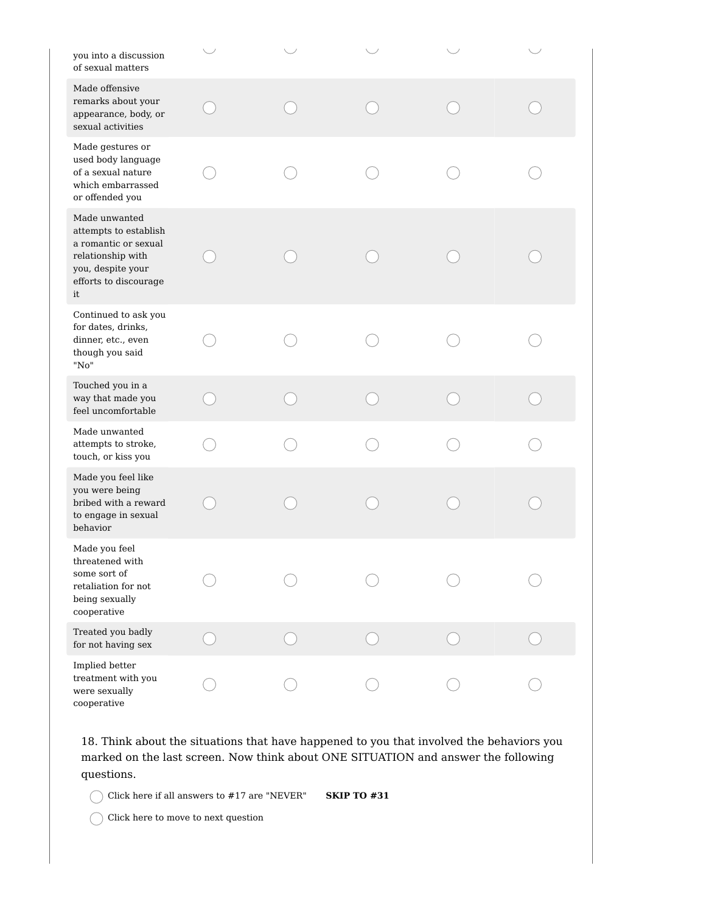| | | | | | |
|---|---|---|---|---|---|
| ...you into a discussion of sexual matters | ◯ | ◯ | ◯ | ◯ | ◯ |
| Made offensive remarks about your appearance, body, or sexual activities | ◯ | ◯ | ◯ | ◯ | ◯ |
| Made gestures or used body language of a sexual nature which embarrassed or offended you | ◯ | ◯ | ◯ | ◯ | ◯ |
| Made unwanted attempts to establish a romantic or sexual relationship with you, despite your efforts to discourage it | ◯ | ◯ | ◯ | ◯ | ◯ |
| Continued to ask you for dates, drinks, dinner, etc., even though you said "No" | ◯ | ◯ | ◯ | ◯ | ◯ |
| Touched you in a way that made you feel uncomfortable | ◯ | ◯ | ◯ | ◯ | ◯ |
| Made unwanted attempts to stroke, touch, or kiss you | ◯ | ◯ | ◯ | ◯ | ◯ |
| Made you feel like you were being bribed with a reward to engage in sexual behavior | ◯ | ◯ | ◯ | ◯ | ◯ |
| Made you feel threatened with some sort of retaliation for not being sexually cooperative | ◯ | ◯ | ◯ | ◯ | ◯ |
| Treated you badly for not having sex | ◯ | ◯ | ◯ | ◯ | ◯ |
| Implied better treatment with you were sexually cooperative | ◯ | ◯ | ◯ | ◯ | ◯ |

18. Think about the situations that have happened to you that involved the behaviors you marked on the last screen. Now think about ONE SITUATION and answer the following questions.

◯ Click here if all answers to #17 are "NEVER" **SKIP TO #31**

◯ Click here to move to next question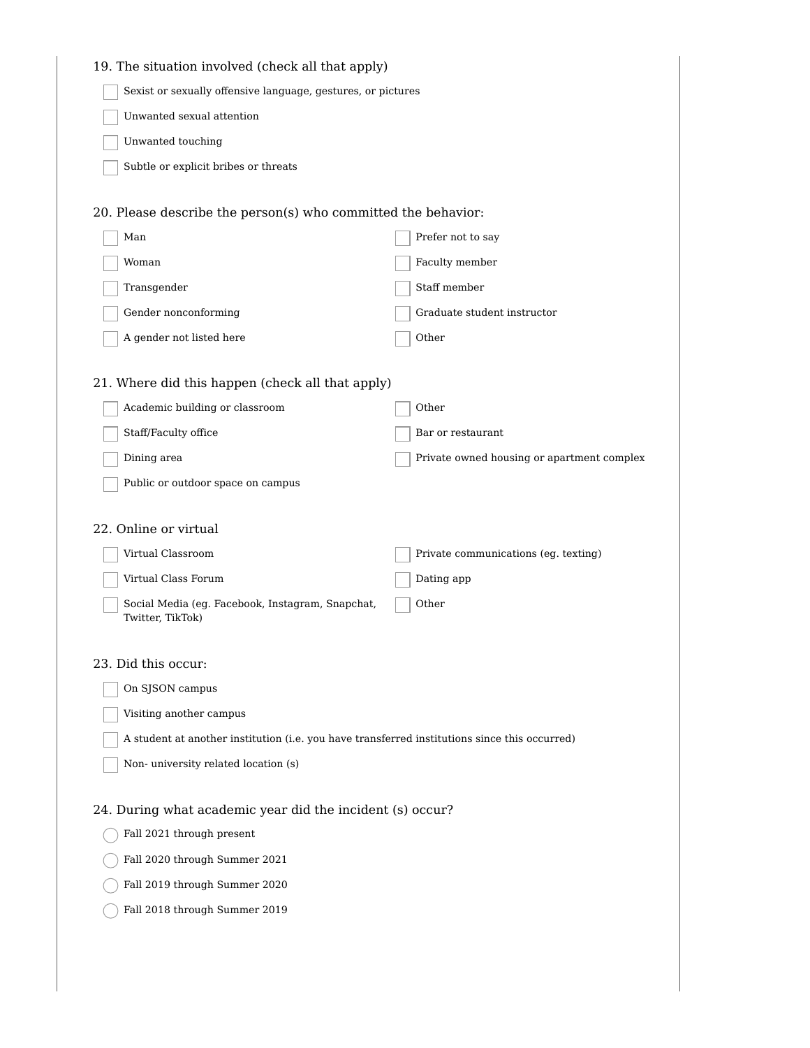19. The situation involved (check all that apply)

- [ ] Sexist or sexually offensive language, gestures, or pictures
- [ ] Unwanted sexual attention
- [ ] Unwanted touching
- [ ] Subtle or explicit bribes or threats

20. Please describe the person(s) who committed the behavior:

- [ ] Man
- [ ] Woman
- [ ] Transgender
- [ ] Gender nonconforming
- [ ] A gender not listed here
- [ ] Prefer not to say
- [ ] Faculty member
- [ ] Staff member
- [ ] Graduate student instructor
- [ ] Other

21. Where did this happen (check all that apply)

- [ ] Academic building or classroom
- [ ] Staff/Faculty office
- [ ] Dining area
- [ ] Public or outdoor space on campus
- [ ] Other
- [ ] Bar or restaurant
- [ ] Private owned housing or apartment complex

22. Online or virtual

- [ ] Virtual Classroom
- [ ] Virtual Class Forum
- [ ] Social Media (eg. Facebook, Instagram, Snapchat, Twitter, TikTok)
- [ ] Private communications (eg. texting)
- [ ] Dating app
- [ ] Other

23. Did this occur:

- [ ] On SJSON campus
- [ ] Visiting another campus
- [ ] A student at another institution (i.e. you have transferred institutions since this occurred)
- [ ] Non- university related location (s)

24. During what academic year did the incident (s) occur?

- ( ) Fall 2021 through present
- ( ) Fall 2020 through Summer 2021
- ( ) Fall 2019 through Summer 2020
- ( ) Fall 2018 through Summer 2019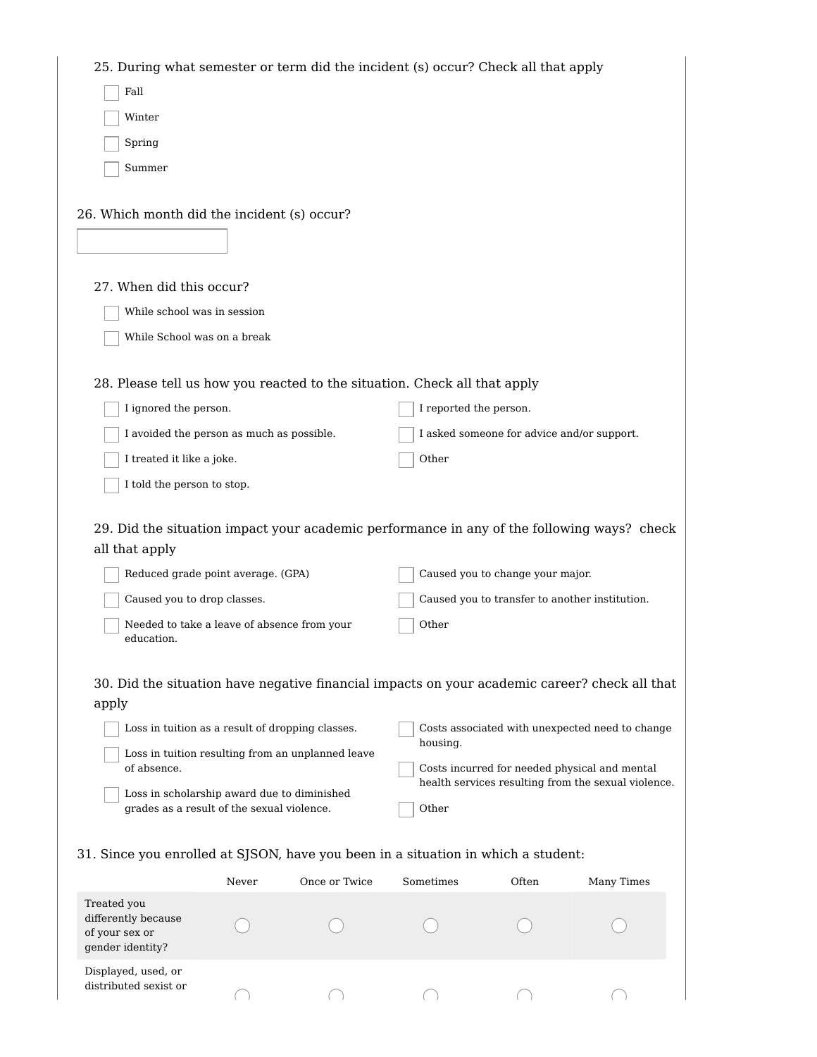25. During what semester or term did the incident (s) occur? Check all that apply

- [ ] Fall
- [ ] Winter
- [ ] Spring
- [ ] Summer

26. Which month did the incident (s) occur?

[ ]

27. When did this occur?

- [ ] While school was in session
- [ ] While School was on a break

28. Please tell us how you reacted to the situation. Check all that apply

- [ ] I ignored the person.
- [ ] I avoided the person as much as possible.
- [ ] I treated it like a joke.
- [ ] I told the person to stop.
- [ ] I reported the person.
- [ ] I asked someone for advice and/or support.
- [ ] Other

29. Did the situation impact your academic performance in any of the following ways? check all that apply

- [ ] Reduced grade point average. (GPA)
- [ ] Caused you to drop classes.
- [ ] Needed to take a leave of absence from your education.
- [ ] Caused you to change your major.
- [ ] Caused you to transfer to another institution.
- [ ] Other

30. Did the situation have negative financial impacts on your academic career? check all that apply

- [ ] Loss in tuition as a result of dropping classes.
- [ ] Loss in tuition resulting from an unplanned leave of absence.
- [ ] Loss in scholarship award due to diminished grades as a result of the sexual violence.
- [ ] Costs associated with unexpected need to change housing.
- [ ] Costs incurred for needed physical and mental health services resulting from the sexual violence.
- [ ] Other

31. Since you enrolled at SJSON, have you been in a situation in which a student:

| | Never | Once or Twice | Sometimes | Often | Many Times |
|---|---|---|---|---|---|
| Treated you differently because of your sex or gender identity? | ○ | ○ | ○ | ○ | ○ |
| Displayed, used, or distributed sexist or | ○ | ○ | ○ | ○ | ○ |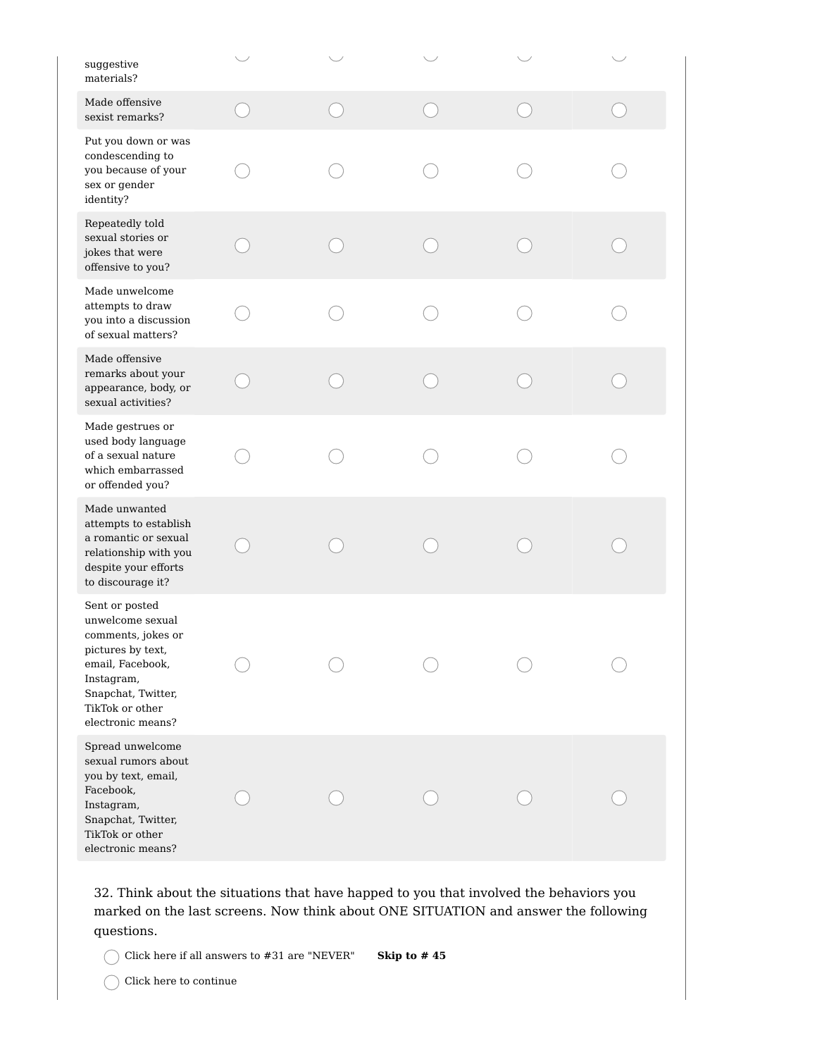| | | | | | |
|---|---|---|---|---|---|
| suggestive materials? | ◯ | ◯ | ◯ | ◯ | ◯ |
| Made offensive sexist remarks? | ◯ | ◯ | ◯ | ◯ | ◯ |
| Put you down or was condescending to you because of your sex or gender identity? | ◯ | ◯ | ◯ | ◯ | ◯ |
| Repeatedly told sexual stories or jokes that were offensive to you? | ◯ | ◯ | ◯ | ◯ | ◯ |
| Made unwelcome attempts to draw you into a discussion of sexual matters? | ◯ | ◯ | ◯ | ◯ | ◯ |
| Made offensive remarks about your appearance, body, or sexual activities? | ◯ | ◯ | ◯ | ◯ | ◯ |
| Made gestrues or used body language of a sexual nature which embarrassed or offended you? | ◯ | ◯ | ◯ | ◯ | ◯ |
| Made unwanted attempts to establish a romantic or sexual relationship with you despite your efforts to discourage it? | ◯ | ◯ | ◯ | ◯ | ◯ |
| Sent or posted unwelcome sexual comments, jokes or pictures by text, email, Facebook, Instagram, Snapchat, Twitter, TikTok or other electronic means? | ◯ | ◯ | ◯ | ◯ | ◯ |
| Spread unwelcome sexual rumors about you by text, email, Facebook, Instagram, Snapchat, Twitter, TikTok or other electronic means? | ◯ | ◯ | ◯ | ◯ | ◯ |

32. Think about the situations that have happed to you that involved the behaviors you marked on the last screens. Now think about ONE SITUATION and answer the following questions.

◯ Click here if all answers to #31 are "NEVER" **Skip to # 45**

◯ Click here to continue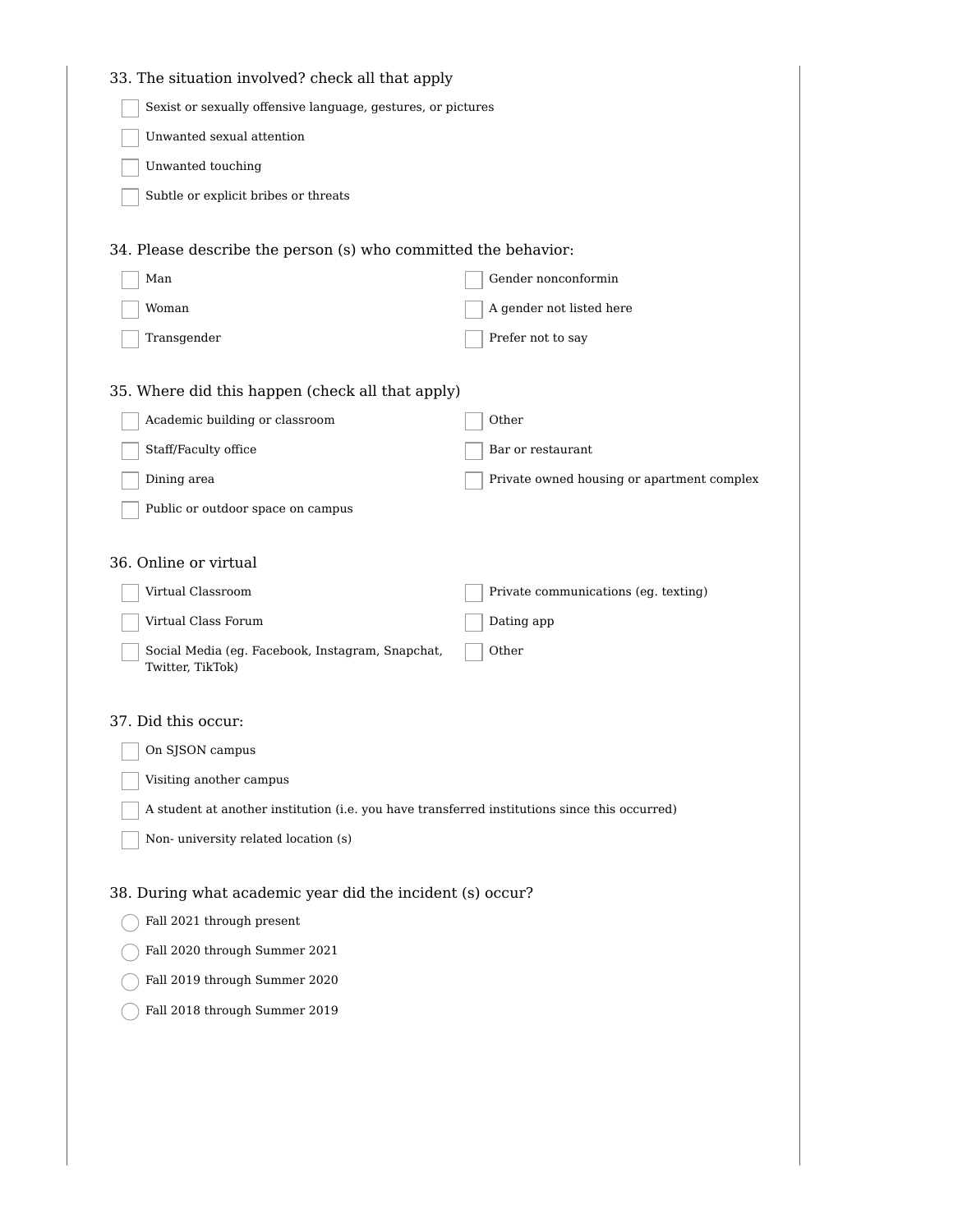33. The situation involved? check all that apply

- [ ] Sexist or sexually offensive language, gestures, or pictures
- [ ] Unwanted sexual attention
- [ ] Unwanted touching
- [ ] Subtle or explicit bribes or threats

34. Please describe the person (s) who committed the behavior:

- [ ] Man
- [ ] Woman
- [ ] Transgender
- [ ] Gender nonconformin
- [ ] A gender not listed here
- [ ] Prefer not to say

35. Where did this happen (check all that apply)

- [ ] Academic building or classroom
- [ ] Staff/Faculty office
- [ ] Dining area
- [ ] Public or outdoor space on campus
- [ ] Other
- [ ] Bar or restaurant
- [ ] Private owned housing or apartment complex

36. Online or virtual

- [ ] Virtual Classroom
- [ ] Virtual Class Forum
- [ ] Social Media (eg. Facebook, Instagram, Snapchat, Twitter, TikTok)
- [ ] Private communications (eg. texting)
- [ ] Dating app
- [ ] Other

37. Did this occur:

- [ ] On SJSON campus
- [ ] Visiting another campus
- [ ] A student at another institution (i.e. you have transferred institutions since this occurred)
- [ ] Non- university related location (s)

38. During what academic year did the incident (s) occur?

- ◯ Fall 2021 through present
- ◯ Fall 2020 through Summer 2021
- ◯ Fall 2019 through Summer 2020
- ◯ Fall 2018 through Summer 2019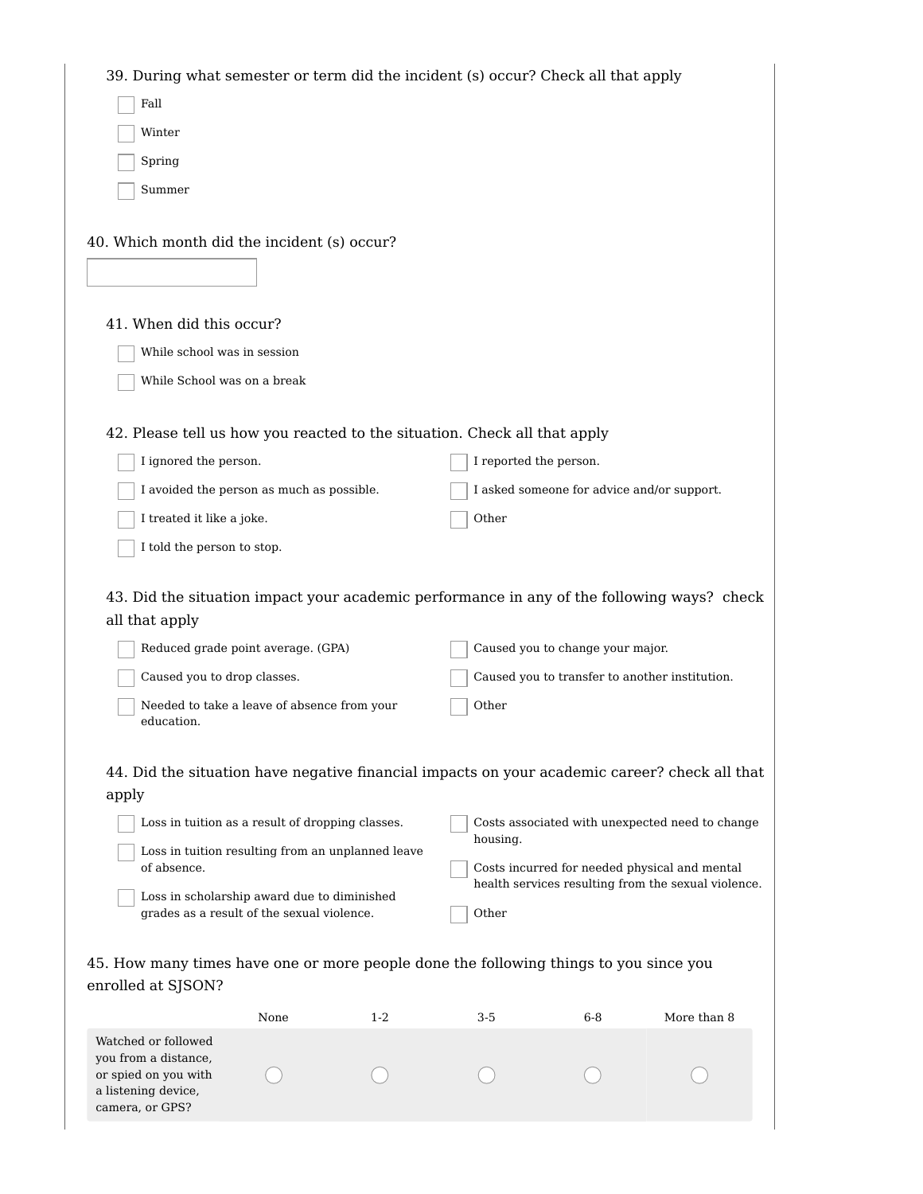39. During what semester or term did the incident (s) occur? Check all that apply

- [ ] Fall
- [ ] Winter
- [ ] Spring
- [ ] Summer

40. Which month did the incident (s) occur?

\_\_\_\_\_\_\_\_\_\_\_\_\_\_\_\_

41. When did this occur?

- [ ] While school was in session
- [ ] While School was on a break

42. Please tell us how you reacted to the situation. Check all that apply

- [ ] I ignored the person.
- [ ] I avoided the person as much as possible.
- [ ] I treated it like a joke.
- [ ] I told the person to stop.
- [ ] I reported the person.
- [ ] I asked someone for advice and/or support.
- [ ] Other

43. Did the situation impact your academic performance in any of the following ways? check all that apply

- [ ] Reduced grade point average. (GPA)
- [ ] Caused you to drop classes.
- [ ] Needed to take a leave of absence from your education.
- [ ] Caused you to change your major.
- [ ] Caused you to transfer to another institution.
- [ ] Other

44. Did the situation have negative financial impacts on your academic career? check all that apply

- [ ] Loss in tuition as a result of dropping classes.
- [ ] Loss in tuition resulting from an unplanned leave of absence.
- [ ] Loss in scholarship award due to diminished grades as a result of the sexual violence.
- [ ] Costs associated with unexpected need to change housing.
- [ ] Costs incurred for needed physical and mental health services resulting from the sexual violence.
- [ ] Other

45. How many times have one or more people done the following things to you since you enrolled at SJSON?

| | None | 1-2 | 3-5 | 6-8 | More than 8 |
|---|---|---|---|---|---|
| Watched or followed you from a distance, or spied on you with a listening device, camera, or GPS? | ○ | ○ | ○ | ○ | ○ |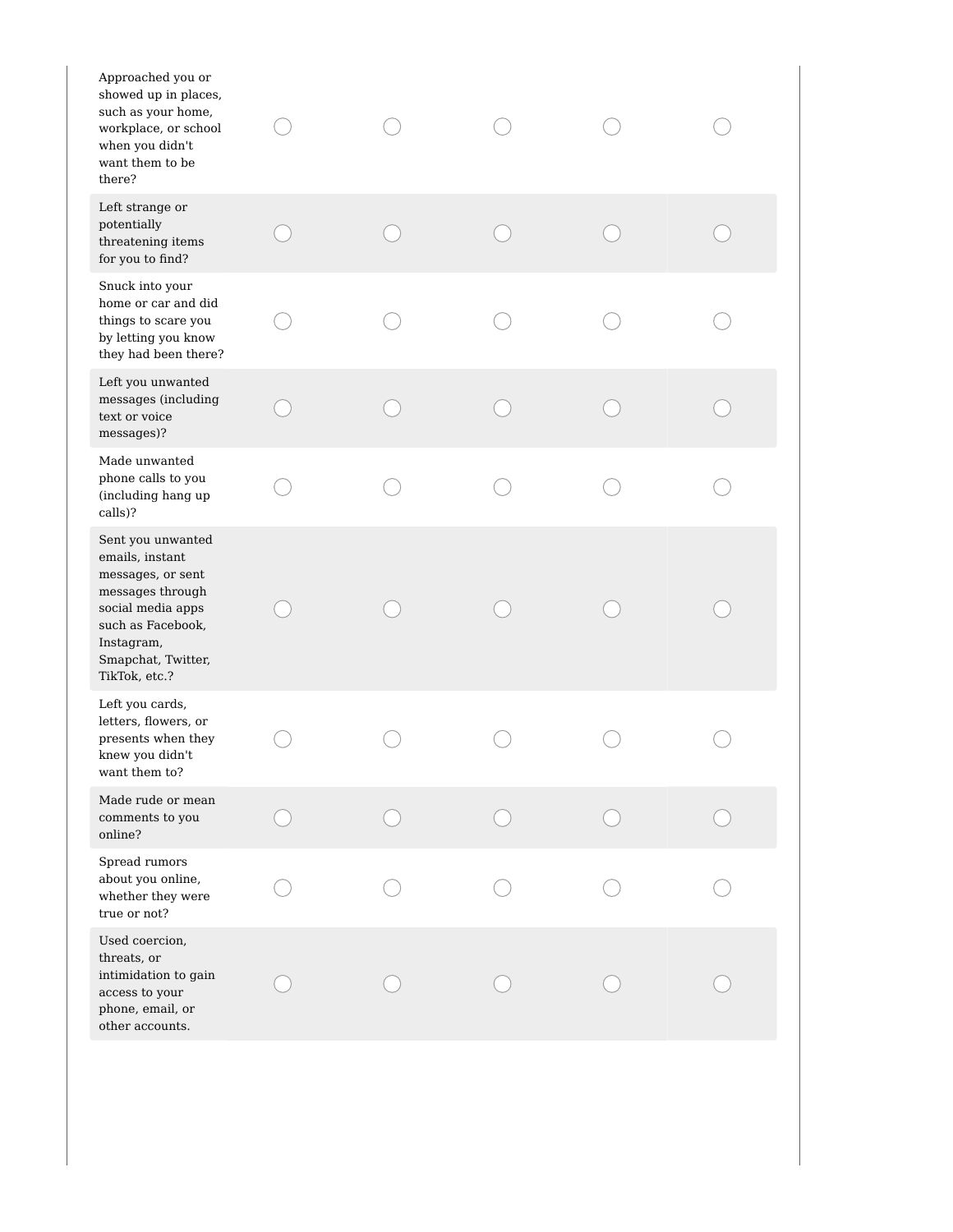| | | | | | |
|---|---|---|---|---|---|
| Approached you or showed up in places, such as your home, workplace, or school when you didn't want them to be there? | ○ | ○ | ○ | ○ | ○ |
| Left strange or potentially threatening items for you to find? | ○ | ○ | ○ | ○ | ○ |
| Snuck into your home or car and did things to scare you by letting you know they had been there? | ○ | ○ | ○ | ○ | ○ |
| Left you unwanted messages (including text or voice messages)? | ○ | ○ | ○ | ○ | ○ |
| Made unwanted phone calls to you (including hang up calls)? | ○ | ○ | ○ | ○ | ○ |
| Sent you unwanted emails, instant messages, or sent messages through social media apps such as Facebook, Instagram, Smapchat, Twitter, TikTok, etc.? | ○ | ○ | ○ | ○ | ○ |
| Left you cards, letters, flowers, or presents when they knew you didn't want them to? | ○ | ○ | ○ | ○ | ○ |
| Made rude or mean comments to you online? | ○ | ○ | ○ | ○ | ○ |
| Spread rumors about you online, whether they were true or not? | ○ | ○ | ○ | ○ | ○ |
| Used coercion, threats, or intimidation to gain access to your phone, email, or other accounts. | ○ | ○ | ○ | ○ | ○ |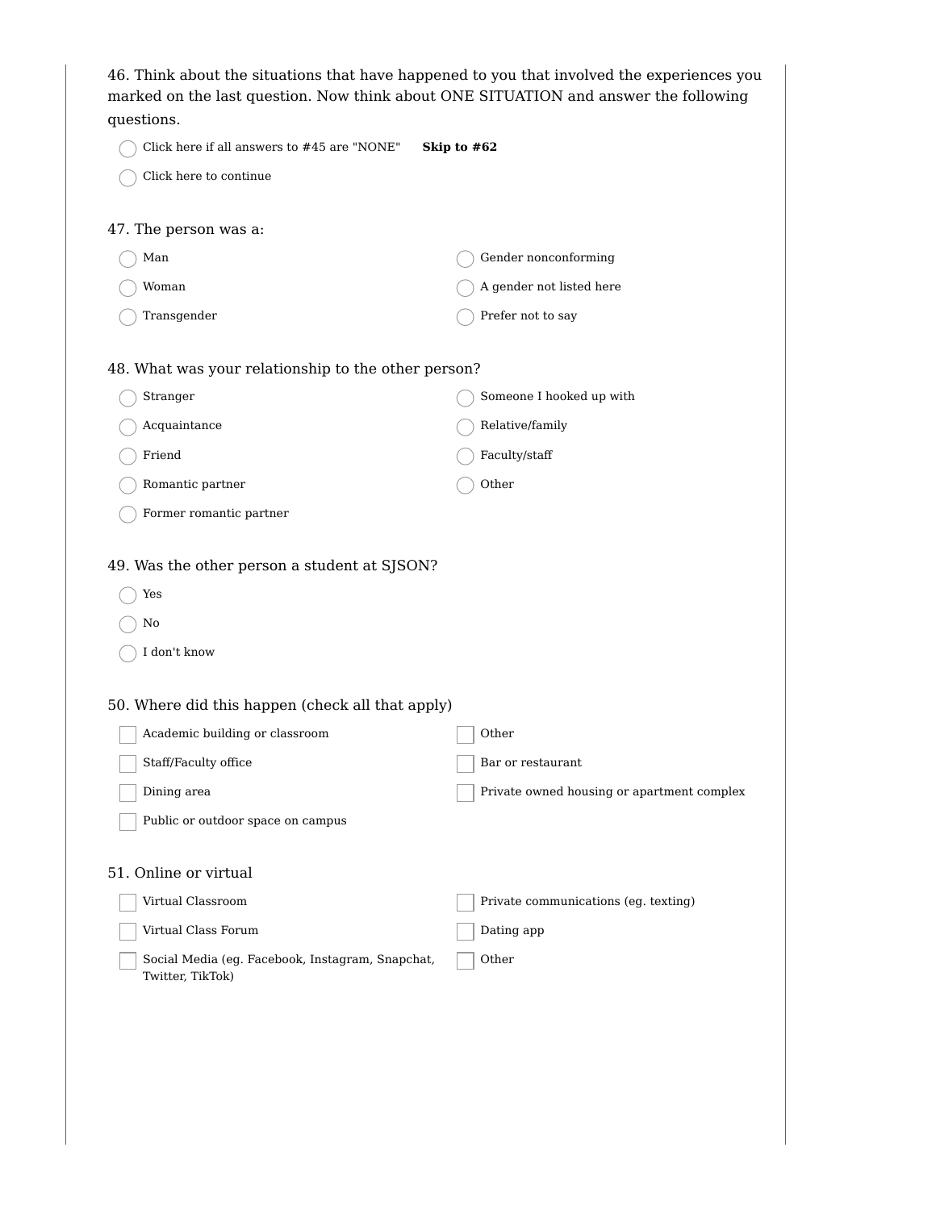46. Think about the situations that have happened to you that involved the experiences you marked on the last question. Now think about ONE SITUATION and answer the following questions.

- ◯ Click here if all answers to #45 are "NONE" **Skip to #62**
- ◯ Click here to continue

47. The person was a:

- ◯ Man
- ◯ Woman
- ◯ Transgender
- ◯ Gender nonconforming
- ◯ A gender not listed here
- ◯ Prefer not to say

48. What was your relationship to the other person?

- ◯ Stranger
- ◯ Acquaintance
- ◯ Friend
- ◯ Romantic partner
- ◯ Former romantic partner
- ◯ Someone I hooked up with
- ◯ Relative/family
- ◯ Faculty/staff
- ◯ Other

49. Was the other person a student at SJSON?

- ◯ Yes
- ◯ No
- ◯ I don't know

50. Where did this happen (check all that apply)

- ☐ Academic building or classroom
- ☐ Staff/Faculty office
- ☐ Dining area
- ☐ Public or outdoor space on campus
- ☐ Other
- ☐ Bar or restaurant
- ☐ Private owned housing or apartment complex

51. Online or virtual

- ☐ Virtual Classroom
- ☐ Virtual Class Forum
- ☐ Social Media (eg. Facebook, Instagram, Snapchat, Twitter, TikTok)
- ☐ Private communications (eg. texting)
- ☐ Dating app
- ☐ Other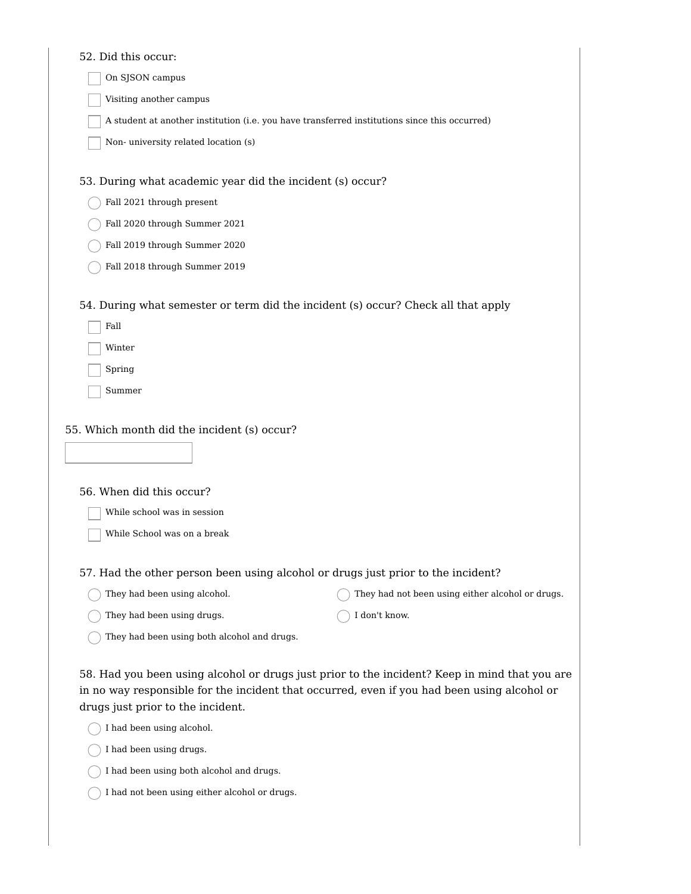52. Did this occur:

- [ ] On SJSON campus
- [ ] Visiting another campus
- [ ] A student at another institution (i.e. you have transferred institutions since this occurred)
- [ ] Non- university related location (s)

53. During what academic year did the incident (s) occur?

- ○ Fall 2021 through present
- ○ Fall 2020 through Summer 2021
- ○ Fall 2019 through Summer 2020
- ○ Fall 2018 through Summer 2019

54. During what semester or term did the incident (s) occur? Check all that apply

- [ ] Fall
- [ ] Winter
- [ ] Spring
- [ ] Summer

55. Which month did the incident (s) occur?

\_\_\_\_\_\_\_\_\_\_\_\_\_\_\_\_

56. When did this occur?

- [ ] While school was in session
- [ ] While School was on a break

57. Had the other person been using alcohol or drugs just prior to the incident?

- ○ They had been using alcohol.
- ○ They had been using drugs.
- ○ They had been using both alcohol and drugs.
- ○ They had not been using either alcohol or drugs.
- ○ I don't know.

58. Had you been using alcohol or drugs just prior to the incident? Keep in mind that you are in no way responsible for the incident that occurred, even if you had been using alcohol or drugs just prior to the incident.

- ○ I had been using alcohol.
- ○ I had been using drugs.
- ○ I had been using both alcohol and drugs.
- ○ I had not been using either alcohol or drugs.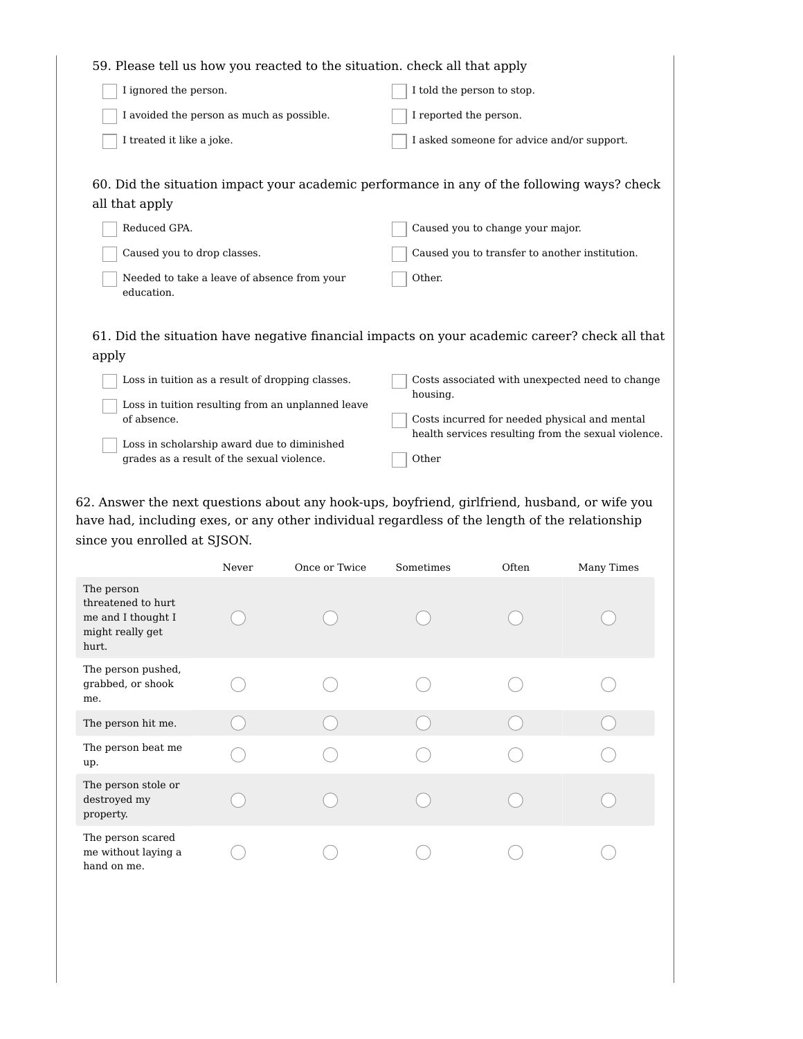59. Please tell us how you reacted to the situation. check all that apply

- [ ] I ignored the person.
- [ ] I told the person to stop.
- [ ] I avoided the person as much as possible.
- [ ] I reported the person.
- [ ] I treated it like a joke.
- [ ] I asked someone for advice and/or support.

60. Did the situation impact your academic performance in any of the following ways? check all that apply

- [ ] Reduced GPA.
- [ ] Caused you to change your major.
- [ ] Caused you to drop classes.
- [ ] Caused you to transfer to another institution.
- [ ] Needed to take a leave of absence from your education.
- [ ] Other.

61. Did the situation have negative financial impacts on your academic career? check all that apply

- [ ] Loss in tuition as a result of dropping classes.
- [ ] Loss in tuition resulting from an unplanned leave of absence.
- [ ] Loss in scholarship award due to diminished grades as a result of the sexual violence.
- [ ] Costs associated with unexpected need to change housing.
- [ ] Costs incurred for needed physical and mental health services resulting from the sexual violence.
- [ ] Other

62. Answer the next questions about any hook-ups, boyfriend, girlfriend, husband, or wife you have had, including exes, or any other individual regardless of the length of the relationship since you enrolled at SJSON.

| | Never | Once or Twice | Sometimes | Often | Many Times |
|---|---|---|---|---|---|
| The person threatened to hurt me and I thought I might really get hurt. | ○ | ○ | ○ | ○ | ○ |
| The person pushed, grabbed, or shook me. | ○ | ○ | ○ | ○ | ○ |
| The person hit me. | ○ | ○ | ○ | ○ | ○ |
| The person beat me up. | ○ | ○ | ○ | ○ | ○ |
| The person stole or destroyed my property. | ○ | ○ | ○ | ○ | ○ |
| The person scared me without laying a hand on me. | ○ | ○ | ○ | ○ | ○ |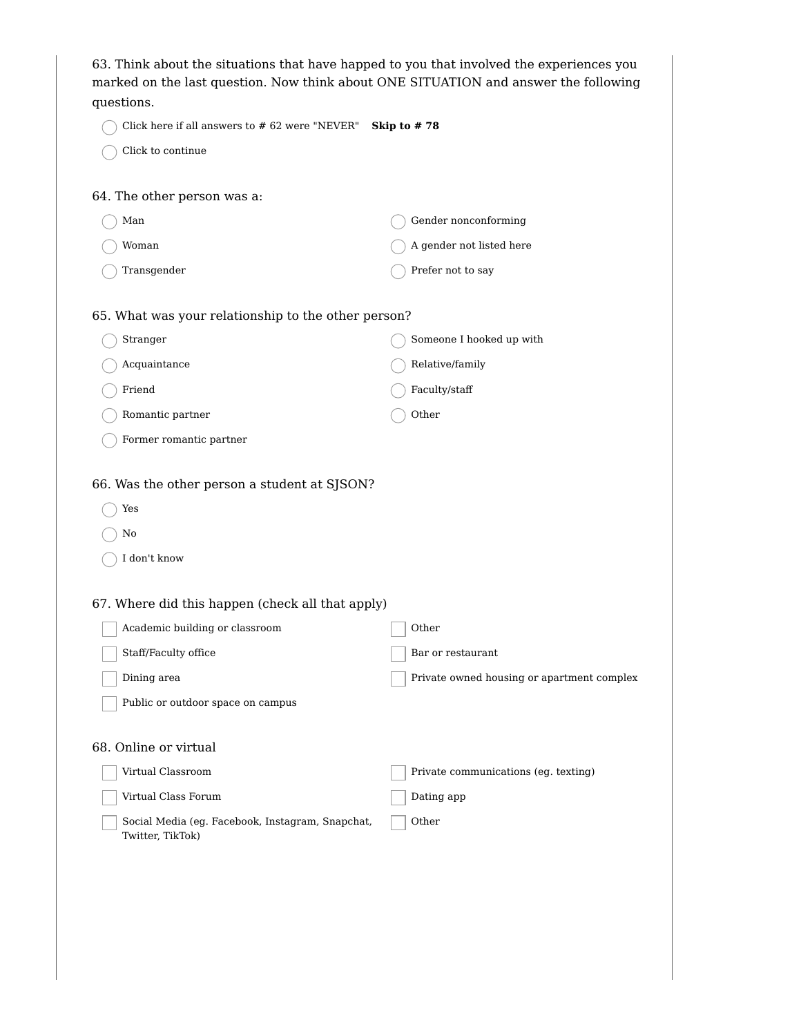63. Think about the situations that have happed to you that involved the experiences you marked on the last question. Now think about ONE SITUATION and answer the following questions.

- ◯ Click here if all answers to # 62 were "NEVER" **Skip to # 78**
- ◯ Click to continue

64. The other person was a:

- ◯ Man
- ◯ Woman
- ◯ Transgender
- ◯ Gender nonconforming
- ◯ A gender not listed here
- ◯ Prefer not to say

65. What was your relationship to the other person?

- ◯ Stranger
- ◯ Acquaintance
- ◯ Friend
- ◯ Romantic partner
- ◯ Former romantic partner
- ◯ Someone I hooked up with
- ◯ Relative/family
- ◯ Faculty/staff
- ◯ Other

66. Was the other person a student at SJSON?

- ◯ Yes
- ◯ No
- ◯ I don't know

67. Where did this happen (check all that apply)

- ☐ Academic building or classroom
- ☐ Staff/Faculty office
- ☐ Dining area
- ☐ Public or outdoor space on campus
- ☐ Other
- ☐ Bar or restaurant
- ☐ Private owned housing or apartment complex

68. Online or virtual

- ☐ Virtual Classroom
- ☐ Virtual Class Forum
- ☐ Social Media (eg. Facebook, Instagram, Snapchat, Twitter, TikTok)
- ☐ Private communications (eg. texting)
- ☐ Dating app
- ☐ Other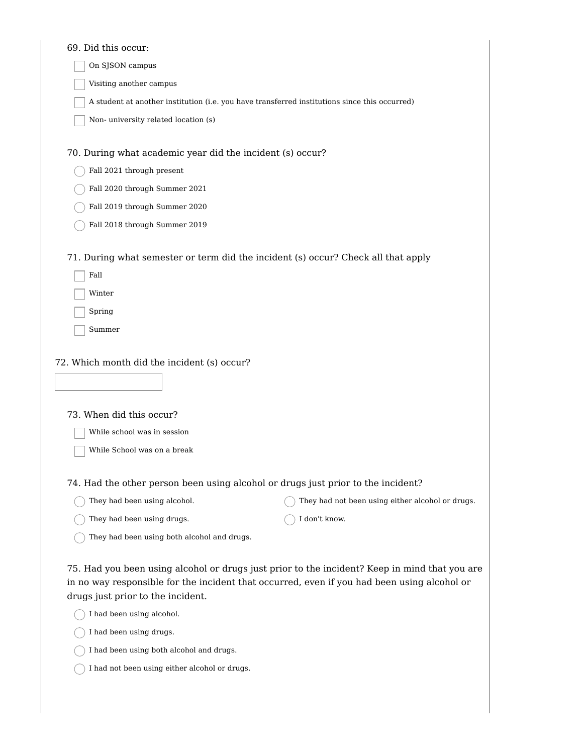69. Did this occur:

- [ ] On SJSON campus
- [ ] Visiting another campus
- [ ] A student at another institution (i.e. you have transferred institutions since this occurred)
- [ ] Non- university related location (s)

70. During what academic year did the incident (s) occur?

- ◯ Fall 2021 through present
- ◯ Fall 2020 through Summer 2021
- ◯ Fall 2019 through Summer 2020
- ◯ Fall 2018 through Summer 2019

71. During what semester or term did the incident (s) occur? Check all that apply

- [ ] Fall
- [ ] Winter
- [ ] Spring
- [ ] Summer

72. Which month did the incident (s) occur?

\_\_\_\_\_\_\_\_\_\_\_\_\_\_\_\_

73. When did this occur?

- [ ] While school was in session
- [ ] While School was on a break

74. Had the other person been using alcohol or drugs just prior to the incident?

- ◯ They had been using alcohol.
- ◯ They had been using drugs.
- ◯ They had been using both alcohol and drugs.
- ◯ They had not been using either alcohol or drugs.
- ◯ I don't know.

75. Had you been using alcohol or drugs just prior to the incident? Keep in mind that you are in no way responsible for the incident that occurred, even if you had been using alcohol or drugs just prior to the incident.

- ◯ I had been using alcohol.
- ◯ I had been using drugs.
- ◯ I had been using both alcohol and drugs.
- ◯ I had not been using either alcohol or drugs.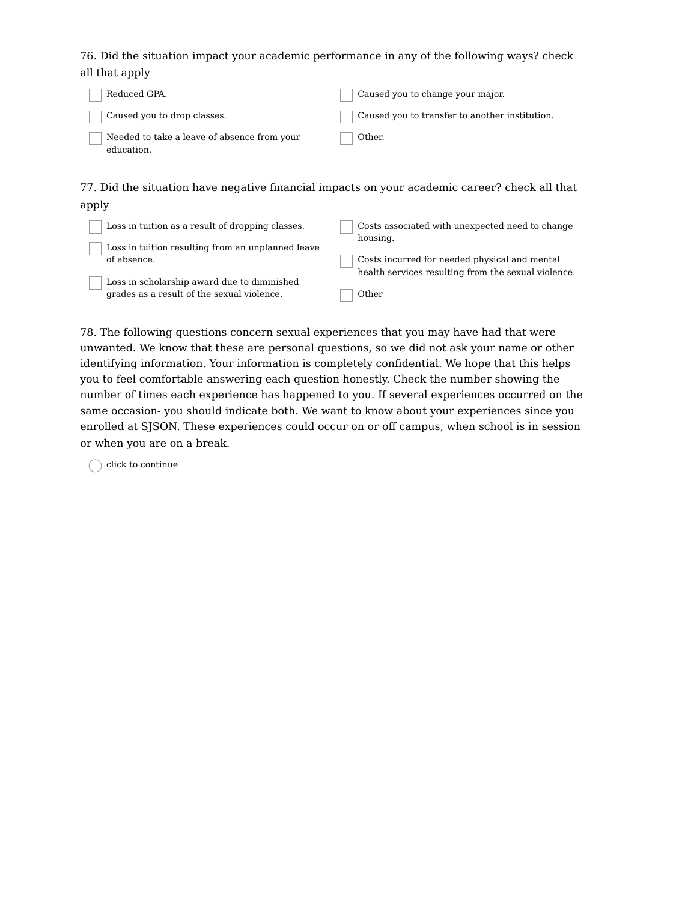76. Did the situation impact your academic performance in any of the following ways? check all that apply

- [ ] Reduced GPA.
- [ ] Caused you to drop classes.
- [ ] Needed to take a leave of absence from your education.
- [ ] Caused you to change your major.
- [ ] Caused you to transfer to another institution.
- [ ] Other.

77. Did the situation have negative financial impacts on your academic career? check all that apply

- [ ] Loss in tuition as a result of dropping classes.
- [ ] Loss in tuition resulting from an unplanned leave of absence.
- [ ] Loss in scholarship award due to diminished grades as a result of the sexual violence.
- [ ] Costs associated with unexpected need to change housing.
- [ ] Costs incurred for needed physical and mental health services resulting from the sexual violence.
- [ ] Other

78. The following questions concern sexual experiences that you may have had that were unwanted. We know that these are personal questions, so we did not ask your name or other identifying information. Your information is completely confidential. We hope that this helps you to feel comfortable answering each question honestly. Check the number showing the number of times each experience has happened to you. If several experiences occurred on the same occasion- you should indicate both. We want to know about your experiences since you enrolled at SJSON. These experiences could occur on or off campus, when school is in session or when you are on a break.

- ( ) click to continue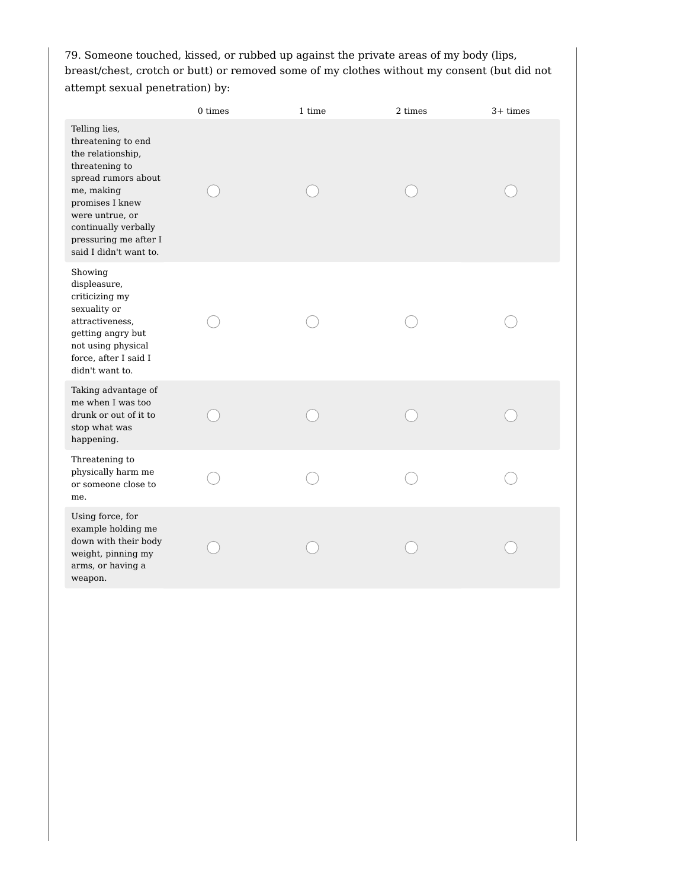79. Someone touched, kissed, or rubbed up against the private areas of my body (lips, breast/chest, crotch or butt) or removed some of my clothes without my consent (but did not attempt sexual penetration) by:

| | 0 times | 1 time | 2 times | 3+ times |
|---|---|---|---|---|
| Telling lies, threatening to end the relationship, threatening to spread rumors about me, making promises I knew were untrue, or continually verbally pressuring me after I said I didn't want to. | ○ | ○ | ○ | ○ |
| Showing displeasure, criticizing my sexuality or attractiveness, getting angry but not using physical force, after I said I didn't want to. | ○ | ○ | ○ | ○ |
| Taking advantage of me when I was too drunk or out of it to stop what was happening. | ○ | ○ | ○ | ○ |
| Threatening to physically harm me or someone close to me. | ○ | ○ | ○ | ○ |
| Using force, for example holding me down with their body weight, pinning my arms, or having a weapon. | ○ | ○ | ○ | ○ |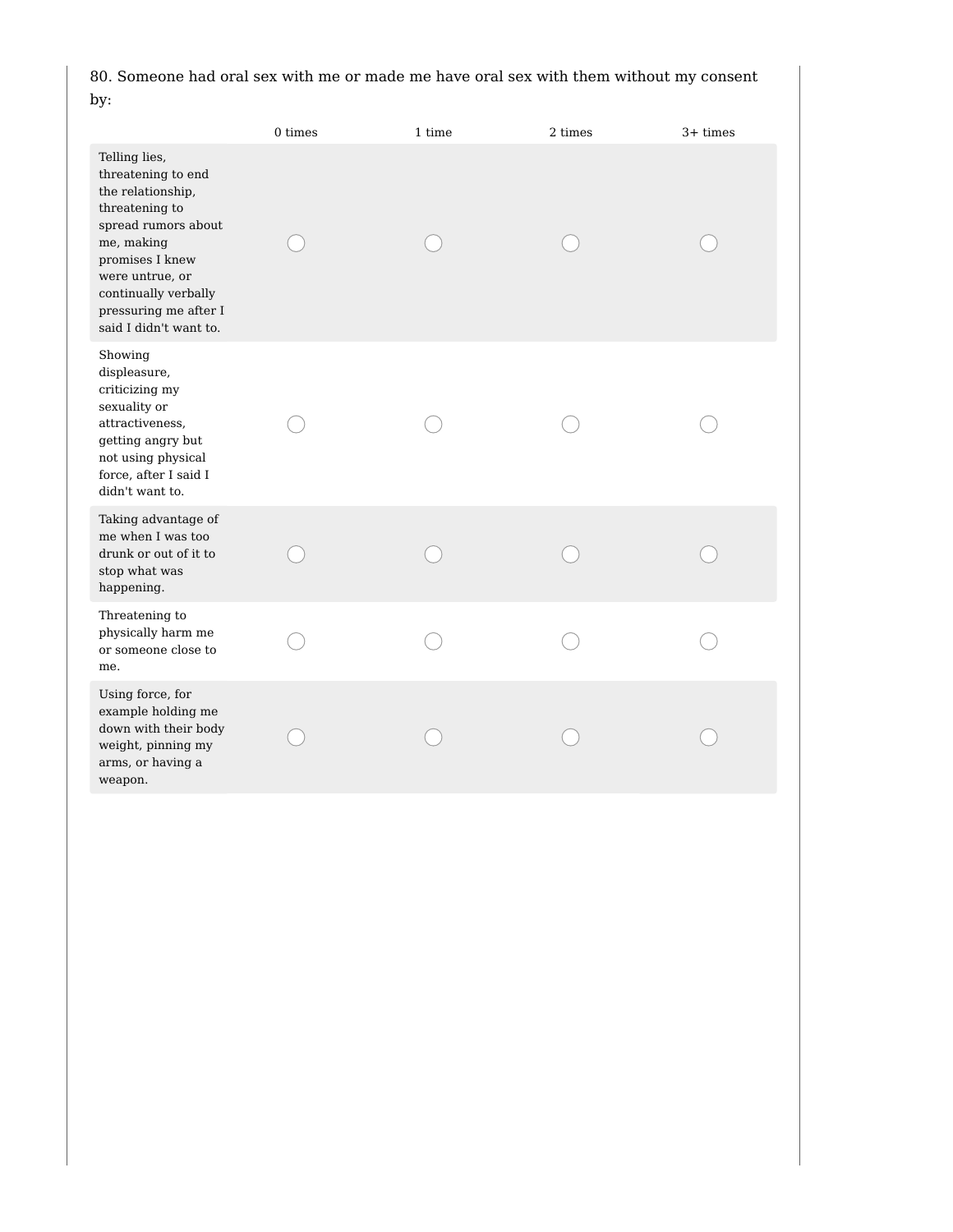80. Someone had oral sex with me or made me have oral sex with them without my consent by:

| | 0 times | 1 time | 2 times | 3+ times |
|---|---|---|---|---|
| Telling lies, threatening to end the relationship, threatening to spread rumors about me, making promises I knew were untrue, or continually verbally pressuring me after I said I didn't want to. | ◯ | ◯ | ◯ | ◯ |
| Showing displeasure, criticizing my sexuality or attractiveness, getting angry but not using physical force, after I said I didn't want to. | ◯ | ◯ | ◯ | ◯ |
| Taking advantage of me when I was too drunk or out of it to stop what was happening. | ◯ | ◯ | ◯ | ◯ |
| Threatening to physically harm me or someone close to me. | ◯ | ◯ | ◯ | ◯ |
| Using force, for example holding me down with their body weight, pinning my arms, or having a weapon. | ◯ | ◯ | ◯ | ◯ |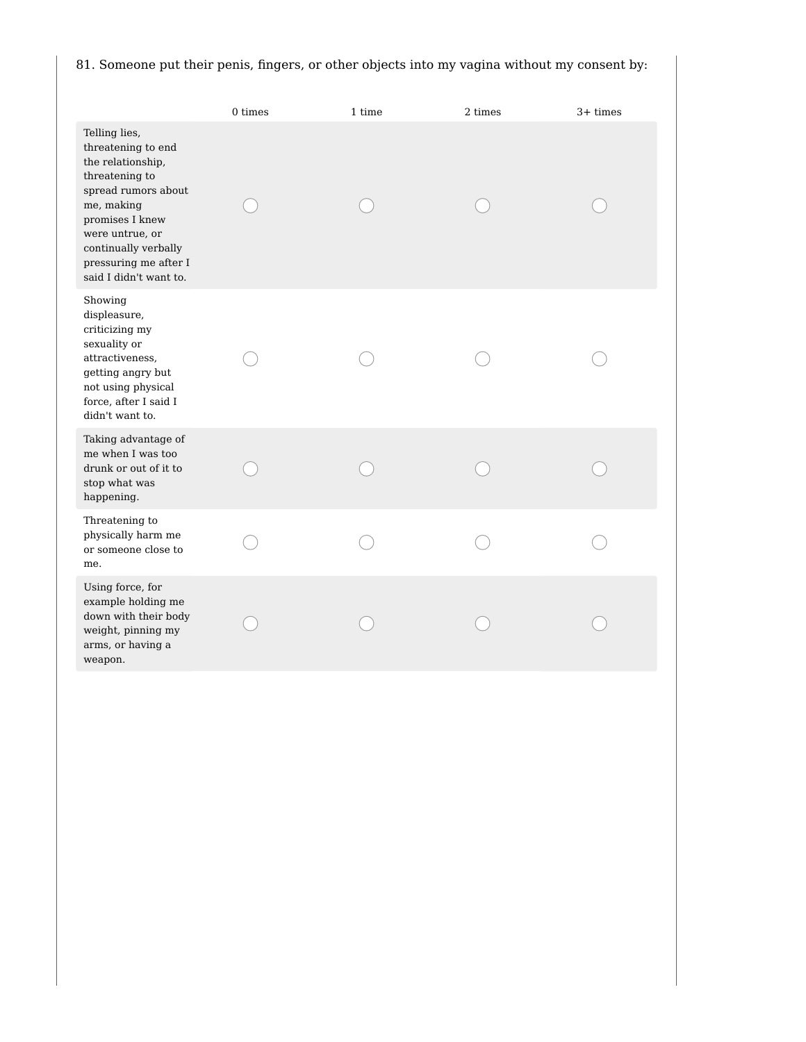81. Someone put their penis, fingers, or other objects into my vagina without my consent by:

| | 0 times | 1 time | 2 times | 3+ times |
|---|---|---|---|---|
| Telling lies, threatening to end the relationship, threatening to spread rumors about me, making promises I knew were untrue, or continually verbally pressuring me after I said I didn't want to. | ◯ | ◯ | ◯ | ◯ |
| Showing displeasure, criticizing my sexuality or attractiveness, getting angry but not using physical force, after I said I didn't want to. | ◯ | ◯ | ◯ | ◯ |
| Taking advantage of me when I was too drunk or out of it to stop what was happening. | ◯ | ◯ | ◯ | ◯ |
| Threatening to physically harm me or someone close to me. | ◯ | ◯ | ◯ | ◯ |
| Using force, for example holding me down with their body weight, pinning my arms, or having a weapon. | ◯ | ◯ | ◯ | ◯ |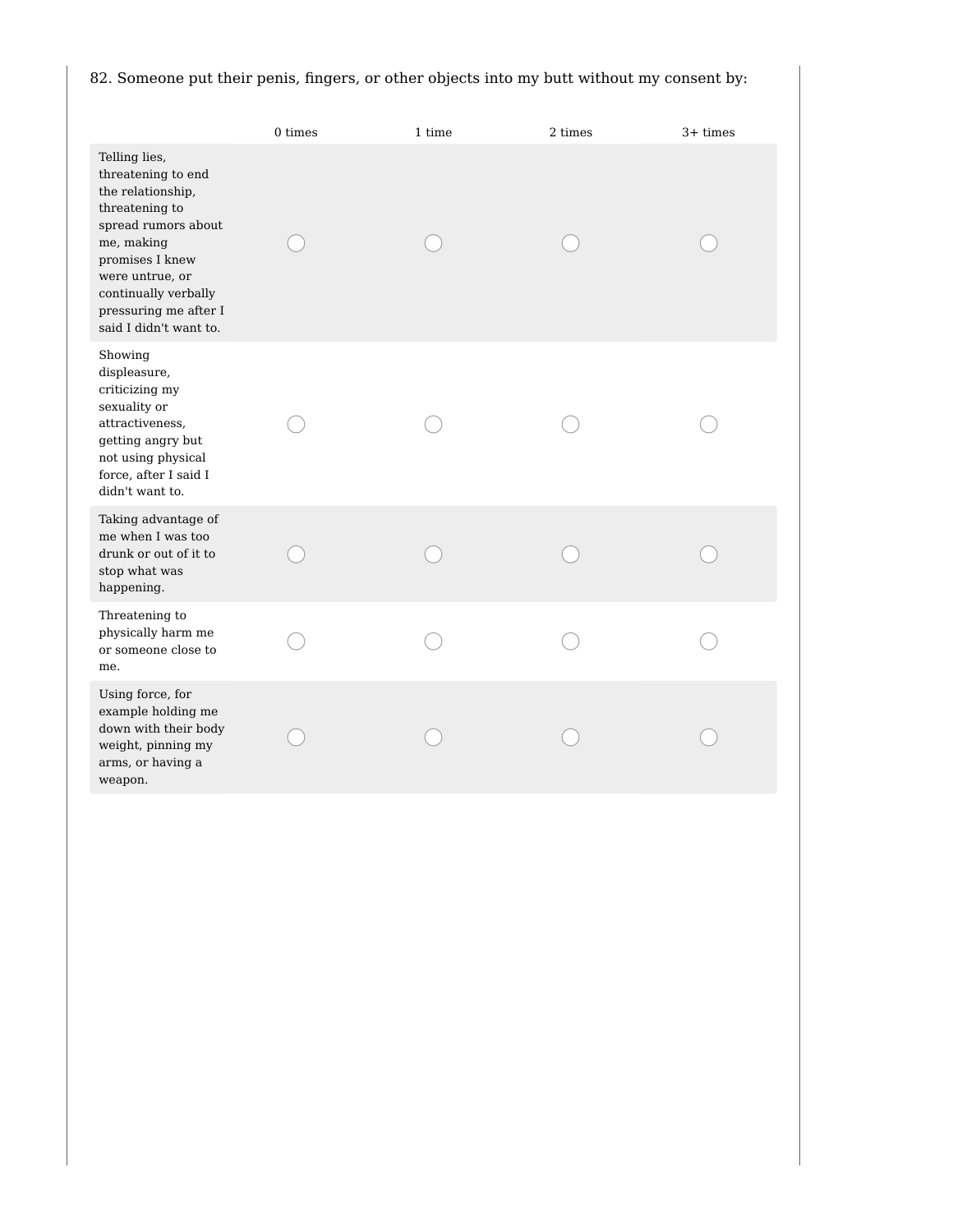82. Someone put their penis, fingers, or other objects into my butt without my consent by:

| | 0 times | 1 time | 2 times | 3+ times |
|---|---|---|---|---|
| Telling lies, threatening to end the relationship, threatening to spread rumors about me, making promises I knew were untrue, or continually verbally pressuring me after I said I didn't want to. | ○ | ○ | ○ | ○ |
| Showing displeasure, criticizing my sexuality or attractiveness, getting angry but not using physical force, after I said I didn't want to. | ○ | ○ | ○ | ○ |
| Taking advantage of me when I was too drunk or out of it to stop what was happening. | ○ | ○ | ○ | ○ |
| Threatening to physically harm me or someone close to me. | ○ | ○ | ○ | ○ |
| Using force, for example holding me down with their body weight, pinning my arms, or having a weapon. | ○ | ○ | ○ | ○ |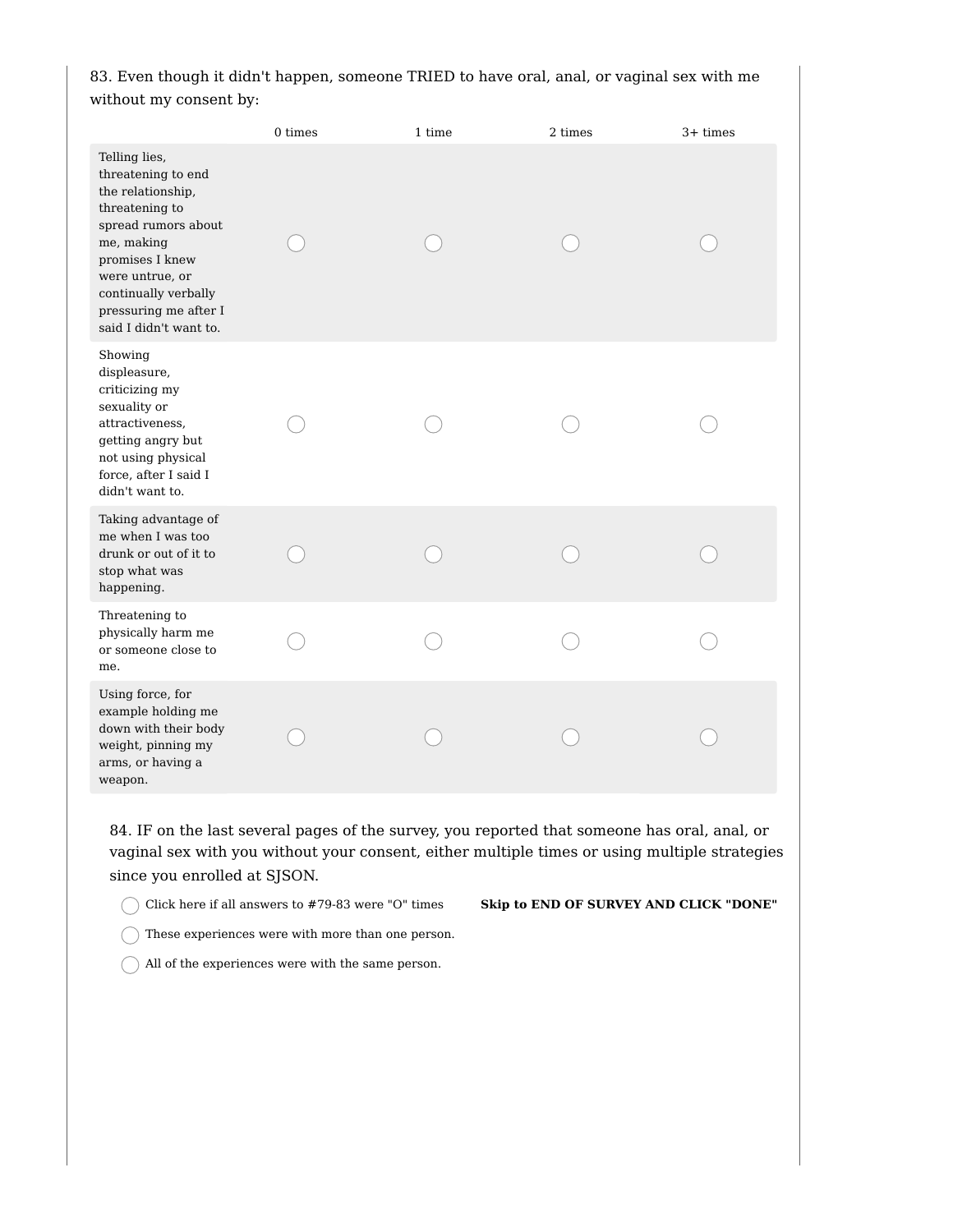83. Even though it didn't happen, someone TRIED to have oral, anal, or vaginal sex with me without my consent by:

| | 0 times | 1 time | 2 times | 3+ times |
|---|---|---|---|---|
| Telling lies, threatening to end the relationship, threatening to spread rumors about me, making promises I knew were untrue, or continually verbally pressuring me after I said I didn't want to. | ◯ | ◯ | ◯ | ◯ |
| Showing displeasure, criticizing my sexuality or attractiveness, getting angry but not using physical force, after I said I didn't want to. | ◯ | ◯ | ◯ | ◯ |
| Taking advantage of me when I was too drunk or out of it to stop what was happening. | ◯ | ◯ | ◯ | ◯ |
| Threatening to physically harm me or someone close to me. | ◯ | ◯ | ◯ | ◯ |
| Using force, for example holding me down with their body weight, pinning my arms, or having a weapon. | ◯ | ◯ | ◯ | ◯ |

84. IF on the last several pages of the survey, you reported that someone has oral, anal, or vaginal sex with you without your consent, either multiple times or using multiple strategies since you enrolled at SJSON.

◯ Click here if all answers to #79-83 were "O" times **Skip to END OF SURVEY AND CLICK "DONE"**

◯ These experiences were with more than one person.

◯ All of the experiences were with the same person.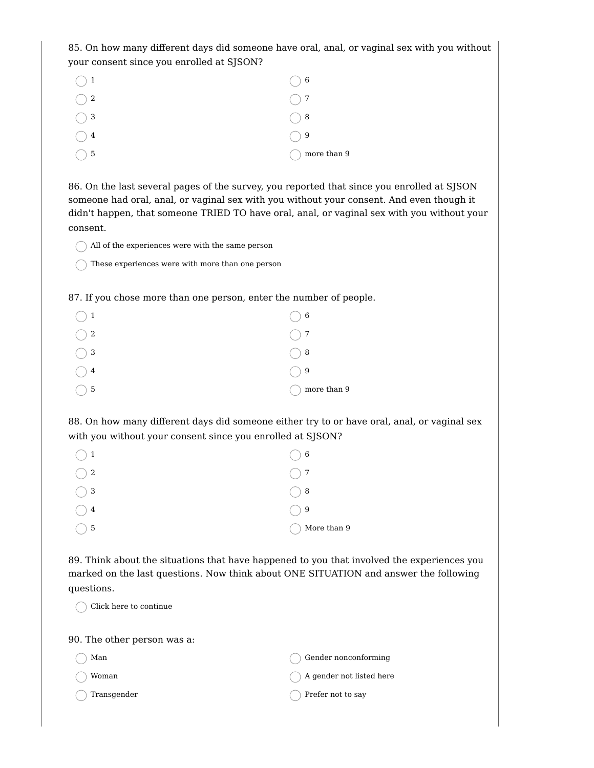85. On how many different days did someone have oral, anal, or vaginal sex with you without your consent since you enrolled at SJSON?

- 1
- 2
- 3
- 4
- 5
- 6
- 7
- 8
- 9
- more than 9

86. On the last several pages of the survey, you reported that since you enrolled at SJSON someone had oral, anal, or vaginal sex with you without your consent. And even though it didn't happen, that someone TRIED TO have oral, anal, or vaginal sex with you without your consent.

- All of the experiences were with the same person
- These experiences were with more than one person

87. If you chose more than one person, enter the number of people.

- 1
- 2
- 3
- 4
- 5
- 6
- 7
- 8
- 9
- more than 9

88. On how many different days did someone either try to or have oral, anal, or vaginal sex with you without your consent since you enrolled at SJSON?

- 1
- 2
- 3
- 4
- 5
- 6
- 7
- 8
- 9
- More than 9

89. Think about the situations that have happened to you that involved the experiences you marked on the last questions. Now think about ONE SITUATION and answer the following questions.

- Click here to continue

90. The other person was a:

- Man
- Woman
- Transgender
- Gender nonconforming
- A gender not listed here
- Prefer not to say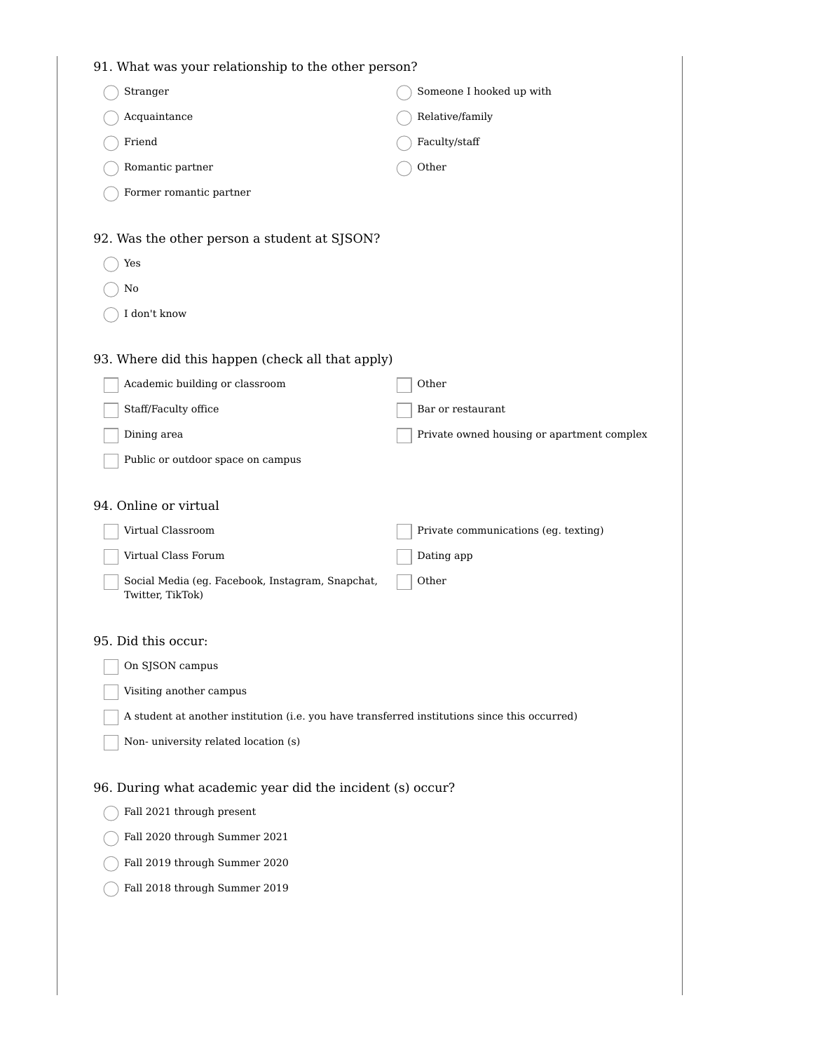91. What was your relationship to the other person?

- ◯ Stranger
- ◯ Acquaintance
- ◯ Friend
- ◯ Romantic partner
- ◯ Former romantic partner
- ◯ Someone I hooked up with
- ◯ Relative/family
- ◯ Faculty/staff
- ◯ Other

92. Was the other person a student at SJSON?

- ◯ Yes
- ◯ No
- ◯ I don't know

93. Where did this happen (check all that apply)

- ☐ Academic building or classroom
- ☐ Staff/Faculty office
- ☐ Dining area
- ☐ Public or outdoor space on campus
- ☐ Other
- ☐ Bar or restaurant
- ☐ Private owned housing or apartment complex

94. Online or virtual

- ☐ Virtual Classroom
- ☐ Virtual Class Forum
- ☐ Social Media (eg. Facebook, Instagram, Snapchat, Twitter, TikTok)
- ☐ Private communications (eg. texting)
- ☐ Dating app
- ☐ Other

95. Did this occur:

- ☐ On SJSON campus
- ☐ Visiting another campus
- ☐ A student at another institution (i.e. you have transferred institutions since this occurred)
- ☐ Non- university related location (s)

96. During what academic year did the incident (s) occur?

- ◯ Fall 2021 through present
- ◯ Fall 2020 through Summer 2021
- ◯ Fall 2019 through Summer 2020
- ◯ Fall 2018 through Summer 2019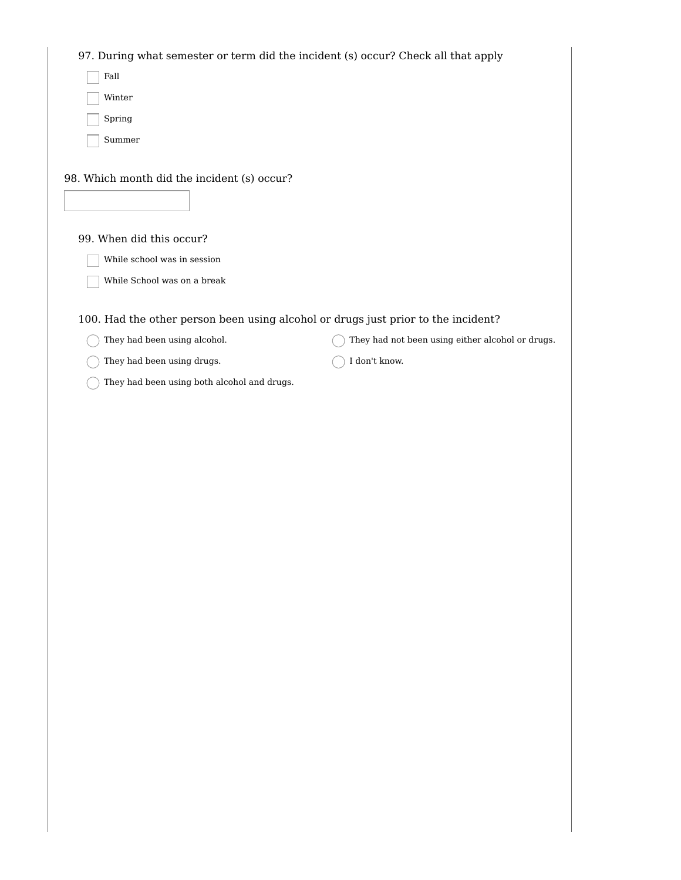97. During what semester or term did the incident (s) occur? Check all that apply

- [ ] Fall
- [ ] Winter
- [ ] Spring
- [ ] Summer

98. Which month did the incident (s) occur?

\_\_\_\_\_\_\_\_\_\_\_\_\_\_\_\_

99. When did this occur?

- [ ] While school was in session
- [ ] While School was on a break

100. Had the other person been using alcohol or drugs just prior to the incident?

- ○ They had been using alcohol.
- ○ They had been using drugs.
- ○ They had been using both alcohol and drugs.
- ○ They had not been using either alcohol or drugs.
- ○ I don't know.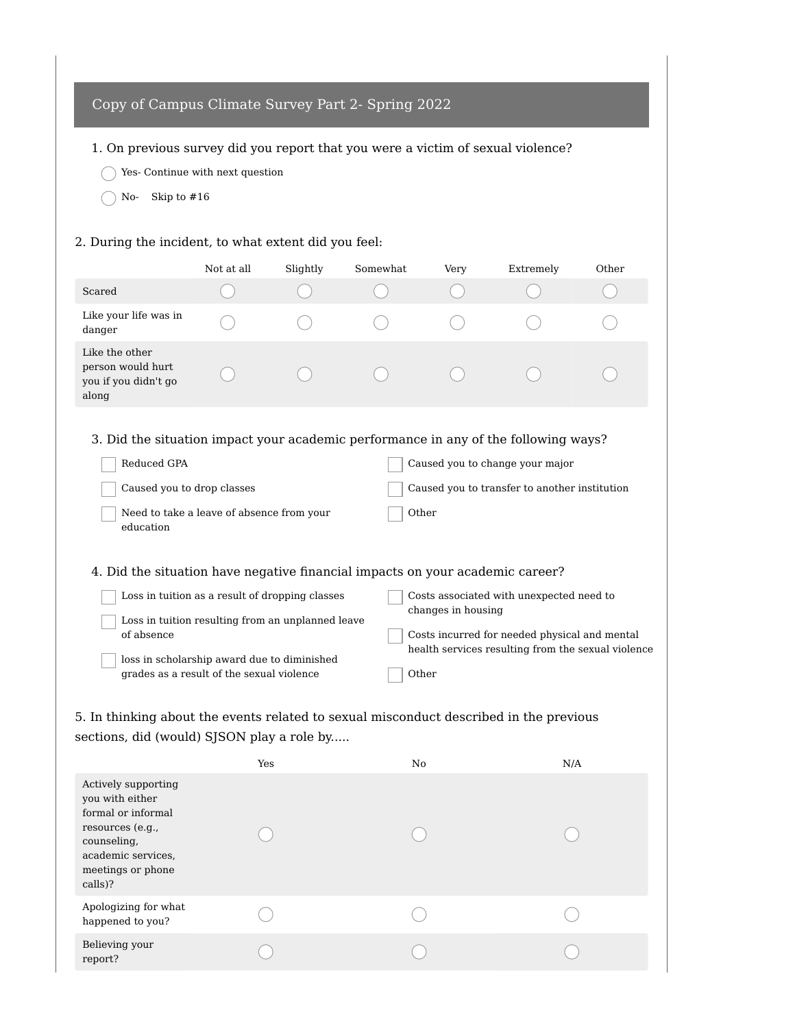## Copy of Campus Climate Survey Part 2- Spring 2022

1. On previous survey did you report that you were a victim of sexual violence?

- ◯ Yes- Continue with next question
- ◯ No- Skip to #16

2. During the incident, to what extent did you feel:

| | Not at all | Slightly | Somewhat | Very | Extremely | Other |
|---|---|---|---|---|---|---|
| Scared | ◯ | ◯ | ◯ | ◯ | ◯ | ◯ |
| Like your life was in danger | ◯ | ◯ | ◯ | ◯ | ◯ | ◯ |
| Like the other person would hurt you if you didn't go along | ◯ | ◯ | ◯ | ◯ | ◯ | ◯ |

3. Did the situation impact your academic performance in any of the following ways?

- ☐ Reduced GPA
- ☐ Caused you to drop classes
- ☐ Need to take a leave of absence from your education
- ☐ Caused you to change your major
- ☐ Caused you to transfer to another institution
- ☐ Other

4. Did the situation have negative financial impacts on your academic career?

- ☐ Loss in tuition as a result of dropping classes
- ☐ Loss in tuition resulting from an unplanned leave of absence
- ☐ loss in scholarship award due to diminished grades as a result of the sexual violence
- ☐ Costs associated with unexpected need to changes in housing
- ☐ Costs incurred for needed physical and mental health services resulting from the sexual violence
- ☐ Other

5. In thinking about the events related to sexual misconduct described in the previous sections, did (would) SJSON play a role by.....

| | Yes | No | N/A |
|---|---|---|---|
| Actively supporting you with either formal or informal resources (e.g., counseling, academic services, meetings or phone calls)? | ◯ | ◯ | ◯ |
| Apologizing for what happened to you? | ◯ | ◯ | ◯ |
| Believing your report? | ◯ | ◯ | ◯ |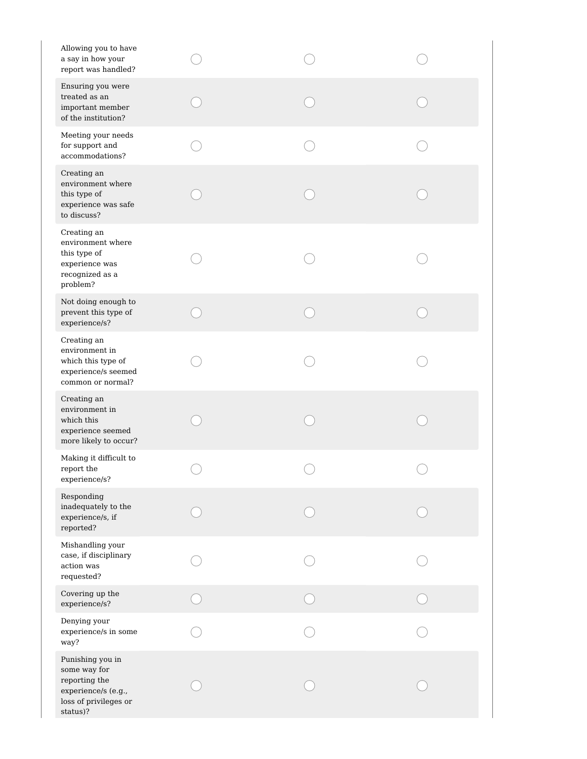| | | | |
|---|---|---|---|
| Allowing you to have a say in how your report was handled? | ◯ | ◯ | ◯ |
| Ensuring you were treated as an important member of the institution? | ◯ | ◯ | ◯ |
| Meeting your needs for support and accommodations? | ◯ | ◯ | ◯ |
| Creating an environment where this type of experience was safe to discuss? | ◯ | ◯ | ◯ |
| Creating an environment where this type of experience was recognized as a problem? | ◯ | ◯ | ◯ |
| Not doing enough to prevent this type of experience/s? | ◯ | ◯ | ◯ |
| Creating an environment in which this type of experience/s seemed common or normal? | ◯ | ◯ | ◯ |
| Creating an environment in which this experience seemed more likely to occur? | ◯ | ◯ | ◯ |
| Making it difficult to report the experience/s? | ◯ | ◯ | ◯ |
| Responding inadequately to the experience/s, if reported? | ◯ | ◯ | ◯ |
| Mishandling your case, if disciplinary action was requested? | ◯ | ◯ | ◯ |
| Covering up the experience/s? | ◯ | ◯ | ◯ |
| Denying your experience/s in some way? | ◯ | ◯ | ◯ |
| Punishing you in some way for reporting the experience/s (e.g., loss of privileges or status)? | ◯ | ◯ | ◯ |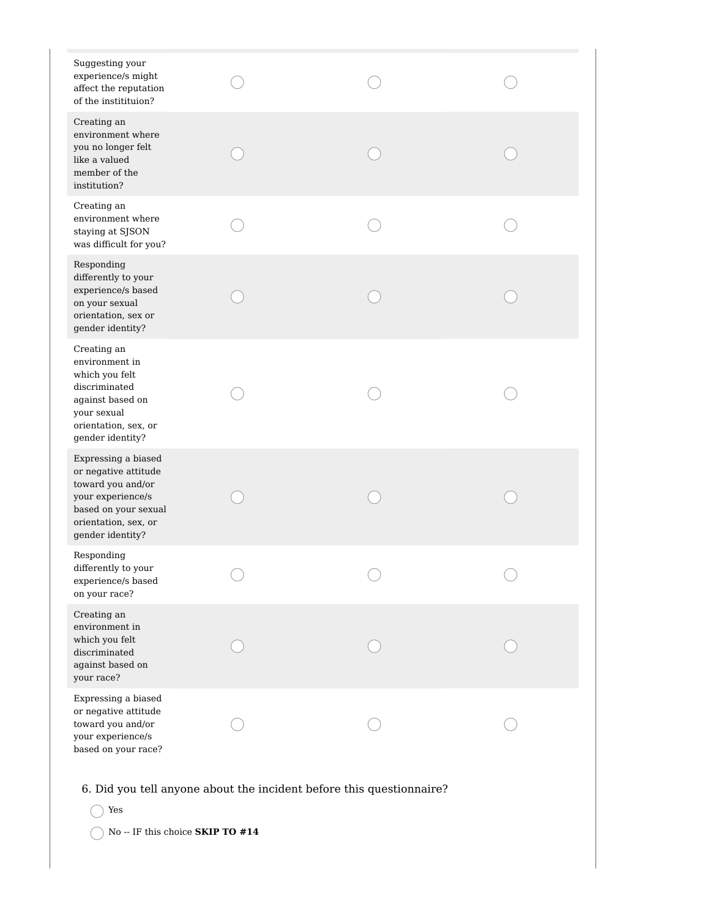| | | | |
|---|---|---|---|
| Suggesting your experience/s might affect the reputation of the instititution? | ◯ | ◯ | ◯ |
| Creating an environment where you no longer felt like a valued member of the institution? | ◯ | ◯ | ◯ |
| Creating an environment where staying at SJSON was difficult for you? | ◯ | ◯ | ◯ |
| Responding differently to your experience/s based on your sexual orientation, sex or gender identity? | ◯ | ◯ | ◯ |
| Creating an environment in which you felt discriminated against based on your sexual orientation, sex, or gender identity? | ◯ | ◯ | ◯ |
| Expressing a biased or negative attitude toward you and/or your experience/s based on your sexual orientation, sex, or gender identity? | ◯ | ◯ | ◯ |
| Responding differently to your experience/s based on your race? | ◯ | ◯ | ◯ |
| Creating an environment in which you felt discriminated against based on your race? | ◯ | ◯ | ◯ |
| Expressing a biased or negative attitude toward you and/or your experience/s based on your race? | ◯ | ◯ | ◯ |

6. Did you tell anyone about the incident before this questionnaire?

◯ Yes

◯ No -- IF this choice **SKIP TO #14**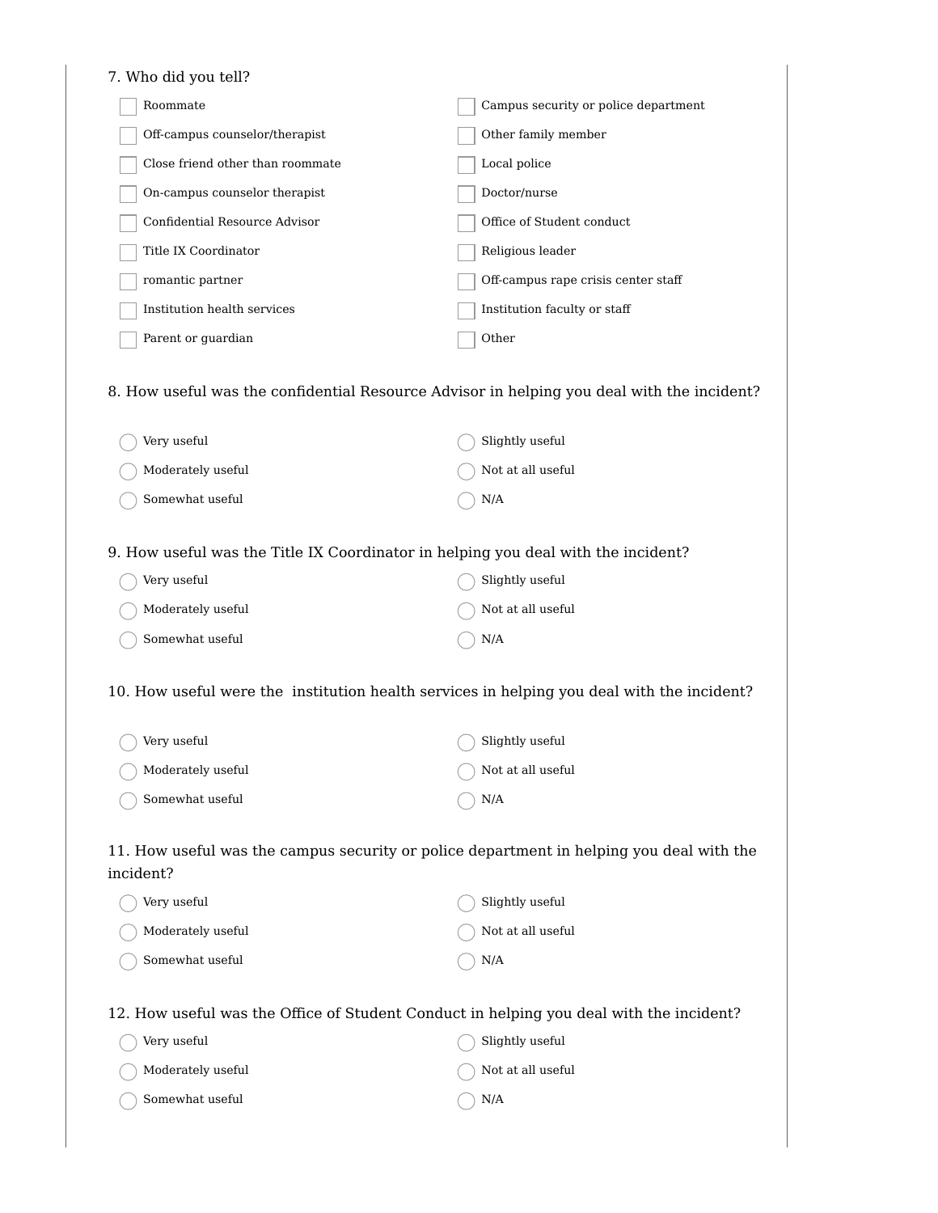7. Who did you tell?

- [ ] Roommate
- [ ] Off-campus counselor/therapist
- [ ] Close friend other than roommate
- [ ] On-campus counselor therapist
- [ ] Confidential Resource Advisor
- [ ] Title IX Coordinator
- [ ] romantic partner
- [ ] Institution health services
- [ ] Parent or guardian
- [ ] Campus security or police department
- [ ] Other family member
- [ ] Local police
- [ ] Doctor/nurse
- [ ] Office of Student conduct
- [ ] Religious leader
- [ ] Off-campus rape crisis center staff
- [ ] Institution faculty or staff
- [ ] Other

8. How useful was the confidential Resource Advisor in helping you deal with the incident?

- ◯ Very useful
- ◯ Moderately useful
- ◯ Somewhat useful
- ◯ Slightly useful
- ◯ Not at all useful
- ◯ N/A

9. How useful was the Title IX Coordinator in helping you deal with the incident?

- ◯ Very useful
- ◯ Moderately useful
- ◯ Somewhat useful
- ◯ Slightly useful
- ◯ Not at all useful
- ◯ N/A

10. How useful were the institution health services in helping you deal with the incident?

- ◯ Very useful
- ◯ Moderately useful
- ◯ Somewhat useful
- ◯ Slightly useful
- ◯ Not at all useful
- ◯ N/A

11. How useful was the campus security or police department in helping you deal with the incident?

- ◯ Very useful
- ◯ Moderately useful
- ◯ Somewhat useful
- ◯ Slightly useful
- ◯ Not at all useful
- ◯ N/A

12. How useful was the Office of Student Conduct in helping you deal with the incident?

- ◯ Very useful
- ◯ Moderately useful
- ◯ Somewhat useful
- ◯ Slightly useful
- ◯ Not at all useful
- ◯ N/A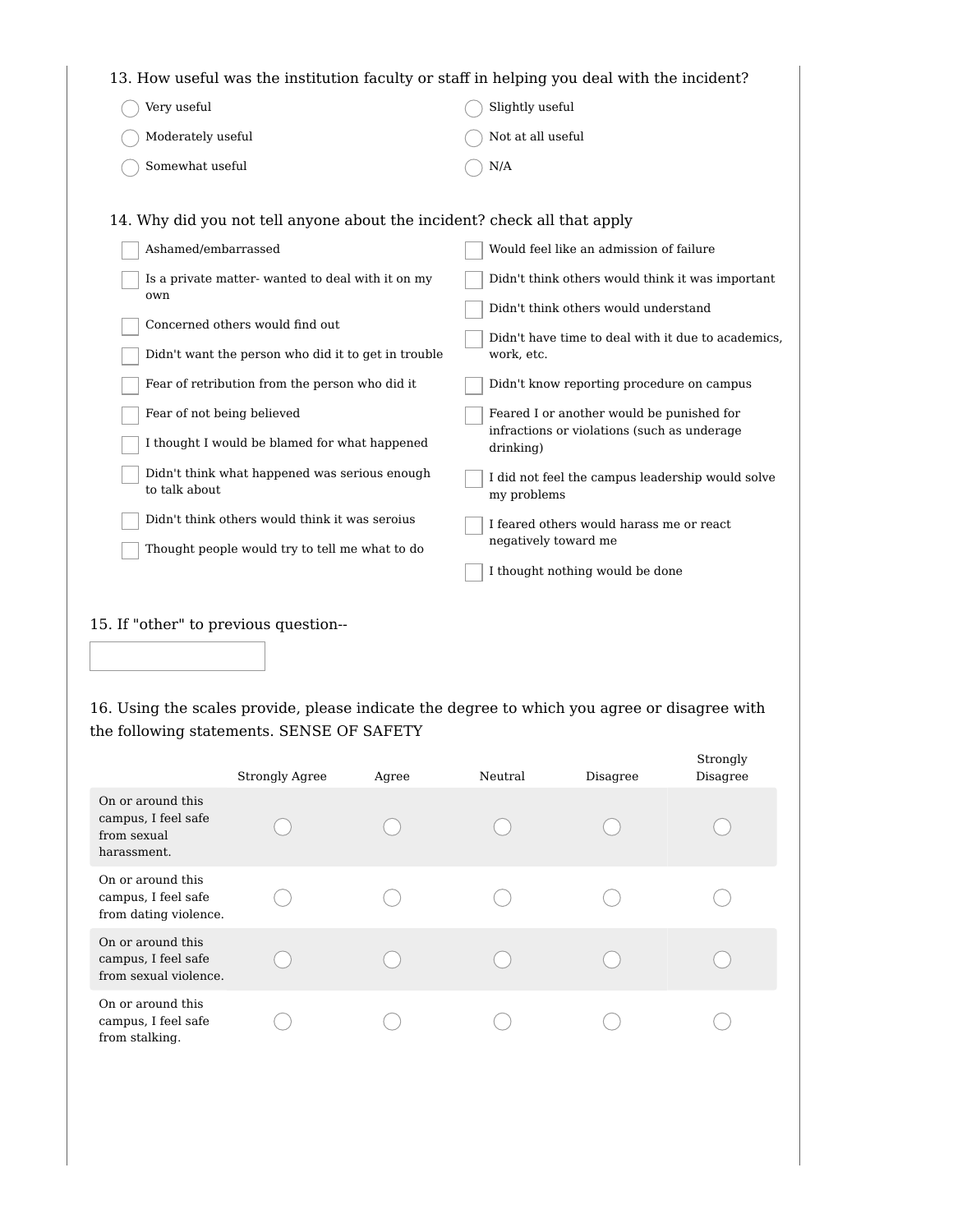13. How useful was the institution faculty or staff in helping you deal with the incident?

- ◯ Very useful
- ◯ Moderately useful
- ◯ Somewhat useful
- ◯ Slightly useful
- ◯ Not at all useful
- ◯ N/A

14. Why did you not tell anyone about the incident? check all that apply

- ☐ Ashamed/embarrassed
- ☐ Is a private matter- wanted to deal with it on my own
- ☐ Concerned others would find out
- ☐ Didn't want the person who did it to get in trouble
- ☐ Fear of retribution from the person who did it
- ☐ Fear of not being believed
- ☐ I thought I would be blamed for what happened
- ☐ Didn't think what happened was serious enough to talk about
- ☐ Didn't think others would think it was seroius
- ☐ Thought people would try to tell me what to do
- ☐ Would feel like an admission of failure
- ☐ Didn't think others would think it was important
- ☐ Didn't think others would understand
- ☐ Didn't have time to deal with it due to academics, work, etc.
- ☐ Didn't know reporting procedure on campus
- ☐ Feared I or another would be punished for infractions or violations (such as underage drinking)
- ☐ I did not feel the campus leadership would solve my problems
- ☐ I feared others would harass me or react negatively toward me
- ☐ I thought nothing would be done

15. If "other" to previous question--

[ ]

16. Using the scales provide, please indicate the degree to which you agree or disagree with the following statements. SENSE OF SAFETY

| | Strongly Agree | Agree | Neutral | Disagree | Strongly Disagree |
|---|---|---|---|---|---|
| On or around this campus, I feel safe from sexual harassment. | ◯ | ◯ | ◯ | ◯ | ◯ |
| On or around this campus, I feel safe from dating violence. | ◯ | ◯ | ◯ | ◯ | ◯ |
| On or around this campus, I feel safe from sexual violence. | ◯ | ◯ | ◯ | ◯ | ◯ |
| On or around this campus, I feel safe from stalking. | ◯ | ◯ | ◯ | ◯ | ◯ |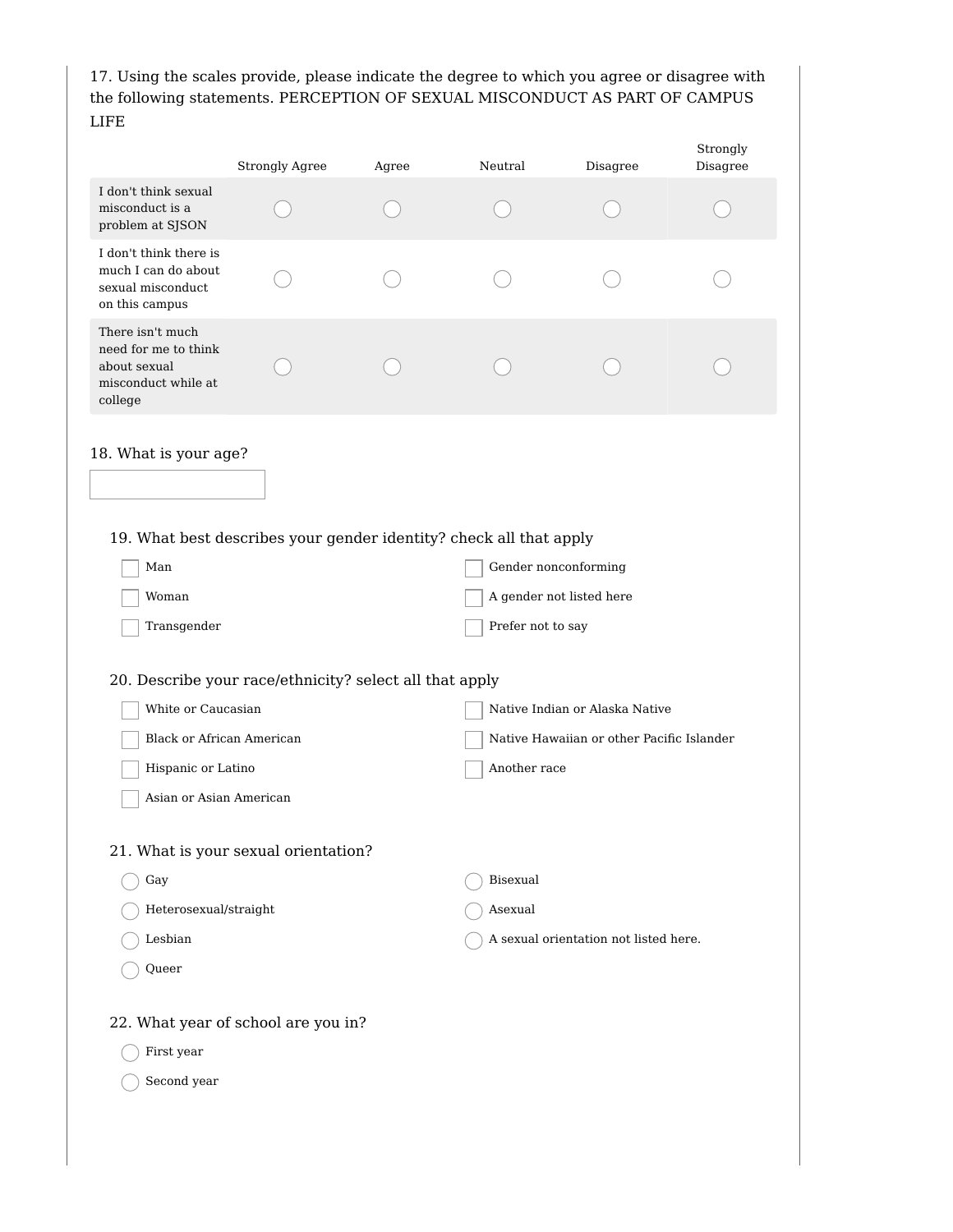17. Using the scales provide, please indicate the degree to which you agree or disagree with the following statements. PERCEPTION OF SEXUAL MISCONDUCT AS PART OF CAMPUS LIFE

| | Strongly Agree | Agree | Neutral | Disagree | Strongly Disagree |
|---|---|---|---|---|---|
| I don't think sexual misconduct is a problem at SJSON | ○ | ○ | ○ | ○ | ○ |
| I don't think there is much I can do about sexual misconduct on this campus | ○ | ○ | ○ | ○ | ○ |
| There isn't much need for me to think about sexual misconduct while at college | ○ | ○ | ○ | ○ | ○ |

18. What is your age?

[ ]

19. What best describes your gender identity? check all that apply

- [ ] Man
- [ ] Woman
- [ ] Transgender
- [ ] Gender nonconforming
- [ ] A gender not listed here
- [ ] Prefer not to say

20. Describe your race/ethnicity? select all that apply

- [ ] White or Caucasian
- [ ] Black or African American
- [ ] Hispanic or Latino
- [ ] Asian or Asian American
- [ ] Native Indian or Alaska Native
- [ ] Native Hawaiian or other Pacific Islander
- [ ] Another race

21. What is your sexual orientation?

- ○ Gay
- ○ Heterosexual/straight
- ○ Lesbian
- ○ Queer
- ○ Bisexual
- ○ Asexual
- ○ A sexual orientation not listed here.

22. What year of school are you in?

- ○ First year
- ○ Second year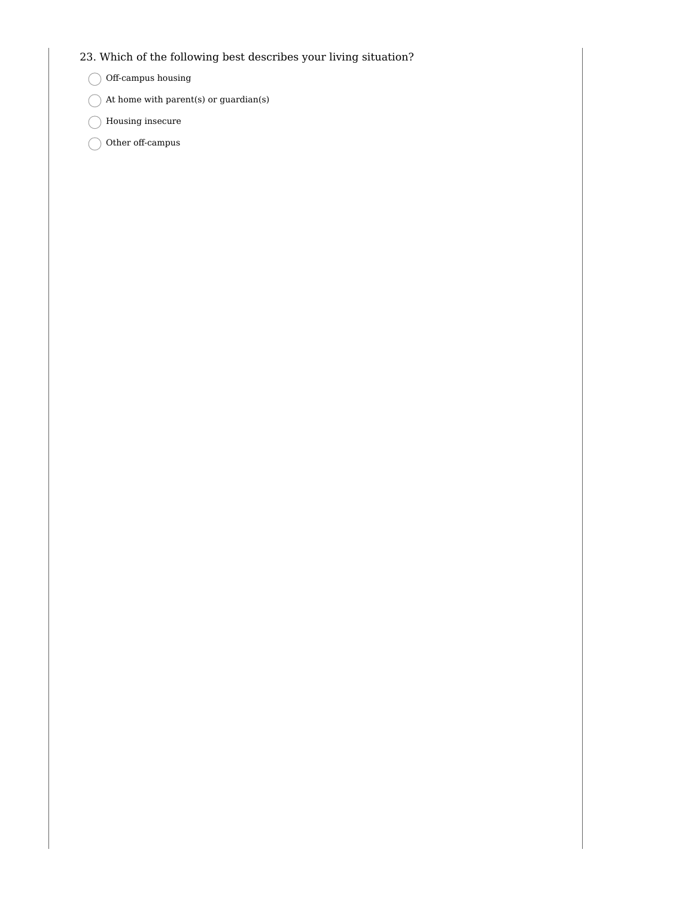23. Which of the following best describes your living situation?

- ◯ Off-campus housing
- ◯ At home with parent(s) or guardian(s)
- ◯ Housing insecure
- ◯ Other off-campus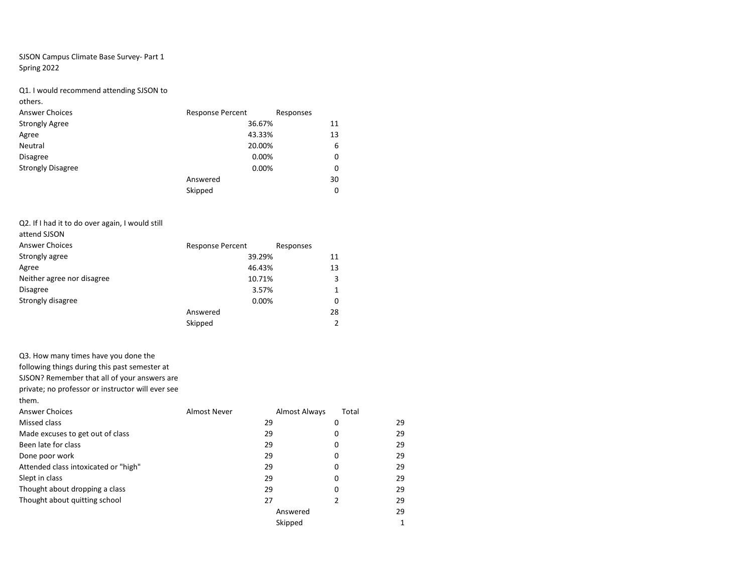SJSON Campus Climate Base Survey- Part 1
Spring 2022

Q1. I would recommend attending SJSON to others.

| Answer Choices | Response Percent | Responses |
|---|---|---|
| Strongly Agree | 36.67% | 11 |
| Agree | 43.33% | 13 |
| Neutral | 20.00% | 6 |
| Disagree | 0.00% | 0 |
| Strongly Disagree | 0.00% | 0 |
| | Answered | 30 |
| | Skipped | 0 |

Q2. If I had it to do over again, I would still attend SJSON

| Answer Choices | Response Percent | Responses |
|---|---|---|
| Strongly agree | 39.29% | 11 |
| Agree | 46.43% | 13 |
| Neither agree nor disagree | 10.71% | 3 |
| Disagree | 3.57% | 1 |
| Strongly disagree | 0.00% | 0 |
| | Answered | 28 |
| | Skipped | 2 |

Q3. How many times have you done the following things during this past semester at SJSON? Remember that all of your answers are private; no professor or instructor will ever see them.

| Answer Choices | Almost Never | Almost Always | Total |
|---|---|---|---|
| Missed class | 29 | 0 | 29 |
| Made excuses to get out of class | 29 | 0 | 29 |
| Been late for class | 29 | 0 | 29 |
| Done poor work | 29 | 0 | 29 |
| Attended class intoxicated or "high" | 29 | 0 | 29 |
| Slept in class | 29 | 0 | 29 |
| Thought about dropping a class | 29 | 0 | 29 |
| Thought about quitting school | 27 | 2 | 29 |
| | | Answered | 29 |
| | | Skipped | 1 |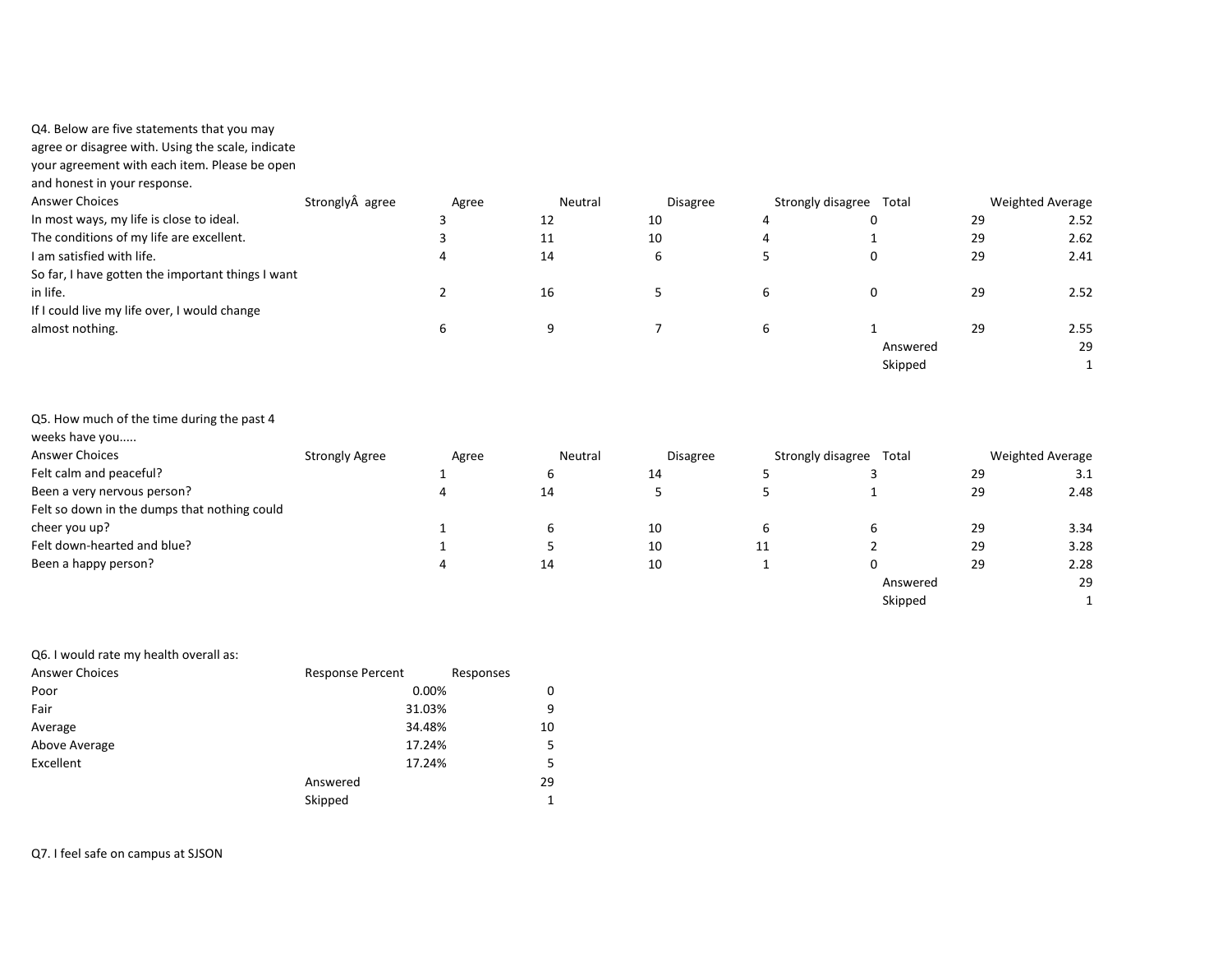Q4. Below are five statements that you may agree or disagree with. Using the scale, indicate your agreement with each item. Please be open and honest in your response.

| Answer Choices | StronglyÂ agree | Agree | Neutral | Disagree | Strongly disagree | Total | Weighted Average |
|---|---|---|---|---|---|---|---|
| In most ways, my life is close to ideal. | 3 | 12 | 10 | 4 | 0 | 29 | 2.52 |
| The conditions of my life are excellent. | 3 | 11 | 10 | 4 | 1 | 29 | 2.62 |
| I am satisfied with life. | 4 | 14 | 6 | 5 | 0 | 29 | 2.41 |
| So far, I have gotten the important things I want in life. | 2 | 16 | 5 | 6 | 0 | 29 | 2.52 |
| If I could live my life over, I would change almost nothing. | 6 | 9 | 7 | 6 | 1 | 29 | 2.55 |
| | | | | | | Answered | 29 |
| | | | | | | Skipped | 1 |

Q5. How much of the time during the past 4 weeks have you.....

| Answer Choices | Strongly Agree | Agree | Neutral | Disagree | Strongly disagree | Total | Weighted Average |
|---|---|---|---|---|---|---|---|
| Felt calm and peaceful? | 1 | 6 | 14 | 5 | 3 | 29 | 3.1 |
| Been a very nervous person? | 4 | 14 | 5 | 5 | 1 | 29 | 2.48 |
| Felt so down in the dumps that nothing could cheer you up? | 1 | 6 | 10 | 6 | 6 | 29 | 3.34 |
| Felt down-hearted and blue? | 1 | 5 | 10 | 11 | 2 | 29 | 3.28 |
| Been a happy person? | 4 | 14 | 10 | 1 | 0 | 29 | 2.28 |
| | | | | | | Answered | 29 |
| | | | | | | Skipped | 1 |

Q6. I would rate my health overall as:

| Answer Choices | Response Percent | Responses |
|---|---|---|
| Poor | 0.00% | 0 |
| Fair | 31.03% | 9 |
| Average | 34.48% | 10 |
| Above Average | 17.24% | 5 |
| Excellent | 17.24% | 5 |
| | Answered | 29 |
| | Skipped | 1 |

Q7. I feel safe on campus at SJSON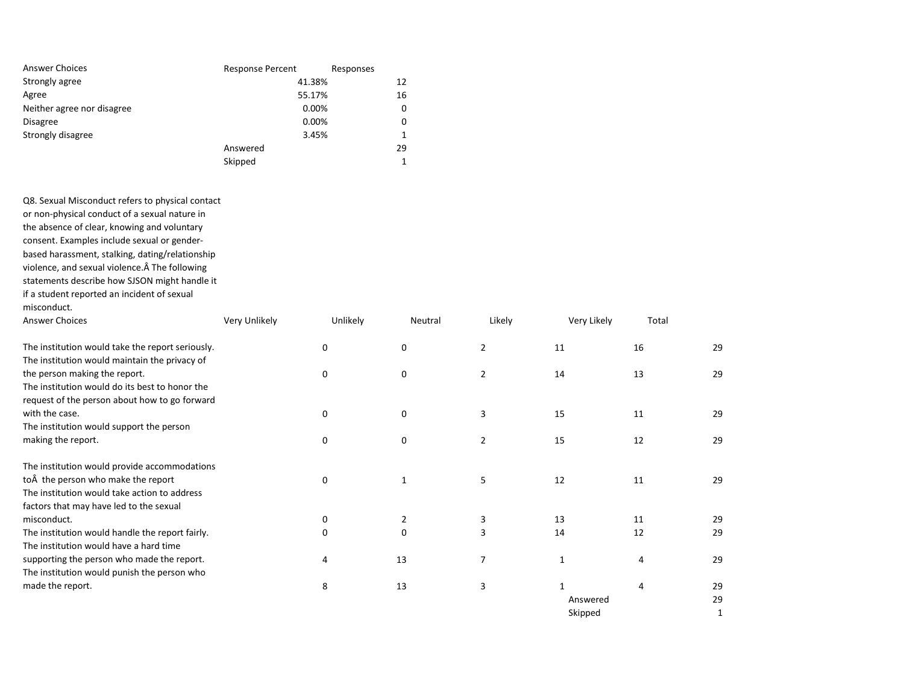| Answer Choices | Response Percent | Responses |
|---|---|---|
| Strongly agree | 41.38% | 12 |
| Agree | 55.17% | 16 |
| Neither agree nor disagree | 0.00% | 0 |
| Disagree | 0.00% | 0 |
| Strongly disagree | 3.45% | 1 |
| | Answered | 29 |
| | Skipped | 1 |

Q8. Sexual Misconduct refers to physical contact or non-physical conduct of a sexual nature in the absence of clear, knowing and voluntary consent. Examples include sexual or gender-based harassment, stalking, dating/relationship violence, and sexual violence.Â The following statements describe how SJSON might handle it if a student reported an incident of sexual misconduct.

| Answer Choices | Very Unlikely | Unlikely | Neutral | Likely | Very Likely | Total |
|---|---|---|---|---|---|---|
| The institution would take the report seriously. | 0 | 0 | 2 | 11 | 16 | 29 |
| The institution would maintain the privacy of the person making the report. | 0 | 0 | 2 | 14 | 13 | 29 |
| The institution would do its best to honor the request of the person about how to go forward with the case. | 0 | 0 | 3 | 15 | 11 | 29 |
| The institution would support the person making the report. | 0 | 0 | 2 | 15 | 12 | 29 |
| The institution would provide accommodations toÂ the person who make the report | 0 | 1 | 5 | 12 | 11 | 29 |
| The institution would take action to address factors that may have led to the sexual misconduct. | 0 | 2 | 3 | 13 | 11 | 29 |
| The institution would handle the report fairly. | 0 | 0 | 3 | 14 | 12 | 29 |
| The institution would have a hard time supporting the person who made the report. | 4 | 13 | 7 | 1 | 4 | 29 |
| The institution would punish the person who made the report. | 8 | 13 | 3 | 1 | 4 | 29 |
| | | | | | Answered | 29 |
| | | | | | Skipped | 1 |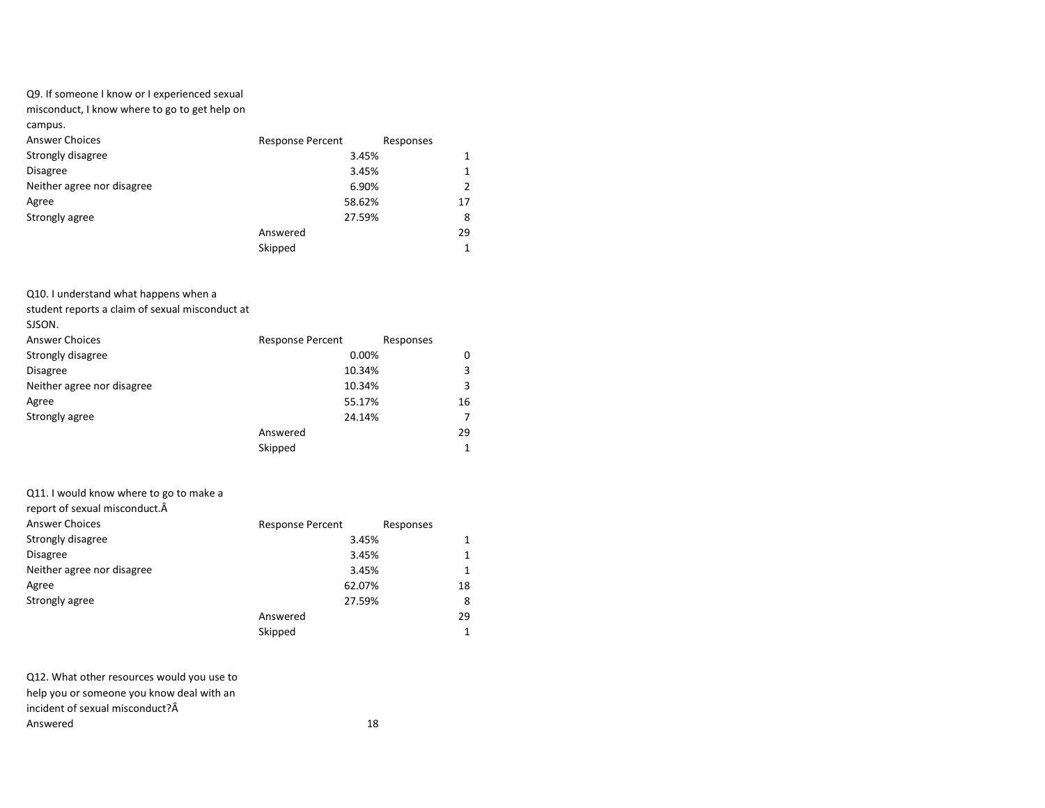Q9. If someone I know or I experienced sexual misconduct, I know where to go to get help on campus.

| Answer Choices | Response Percent | Responses |
| --- | --- | --- |
| Strongly disagree | 3.45% | 1 |
| Disagree | 3.45% | 1 |
| Neither agree nor disagree | 6.90% | 2 |
| Agree | 58.62% | 17 |
| Strongly agree | 27.59% | 8 |
| | Answered | 29 |
| | Skipped | 1 |

Q10. I understand what happens when a student reports a claim of sexual misconduct at SJSON.

| Answer Choices | Response Percent | Responses |
| --- | --- | --- |
| Strongly disagree | 0.00% | 0 |
| Disagree | 10.34% | 3 |
| Neither agree nor disagree | 10.34% | 3 |
| Agree | 55.17% | 16 |
| Strongly agree | 24.14% | 7 |
| | Answered | 29 |
| | Skipped | 1 |

Q11. I would know where to go to make a report of sexual misconduct.Â

| Answer Choices | Response Percent | Responses |
| --- | --- | --- |
| Strongly disagree | 3.45% | 1 |
| Disagree | 3.45% | 1 |
| Neither agree nor disagree | 3.45% | 1 |
| Agree | 62.07% | 18 |
| Strongly agree | 27.59% | 8 |
| | Answered | 29 |
| | Skipped | 1 |

Q12. What other resources would you use to help you or someone you know deal with an incident of sexual misconduct?Â

| | |
| --- | --- |
| Answered | 18 |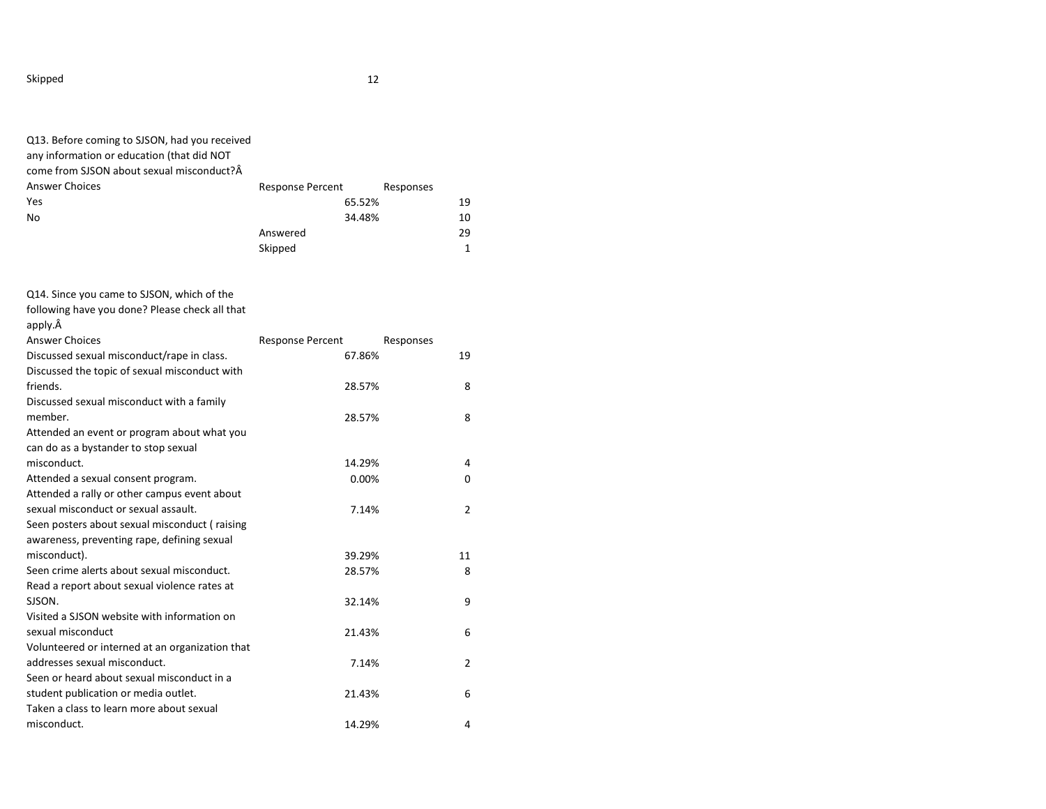| | | |
|---|---|---|
| Skipped | 12 | |

Q13. Before coming to SJSON, had you received any information or education (that did NOT come from SJSON about sexual misconduct?Â

| Answer Choices | Response Percent | Responses |
|---|---|---|
| Yes | 65.52% | 19 |
| No | 34.48% | 10 |
| | Answered | 29 |
| | Skipped | 1 |

Q14. Since you came to SJSON, which of the following have you done? Please check all that apply.Â

| Answer Choices | Response Percent | Responses |
|---|---|---|
| Discussed sexual misconduct/rape in class. | 67.86% | 19 |
| Discussed the topic of sexual misconduct with friends. | 28.57% | 8 |
| Discussed sexual misconduct with a family member. | 28.57% | 8 |
| Attended an event or program about what you can do as a bystander to stop sexual misconduct. | 14.29% | 4 |
| Attended a sexual consent program. | 0.00% | 0 |
| Attended a rally or other campus event about sexual misconduct or sexual assault. | 7.14% | 2 |
| Seen posters about sexual misconduct ( raising awareness, preventing rape, defining sexual misconduct). | 39.29% | 11 |
| Seen crime alerts about sexual misconduct. | 28.57% | 8 |
| Read a report about sexual violence rates at SJSON. | 32.14% | 9 |
| Visited a SJSON website with information on sexual misconduct | 21.43% | 6 |
| Volunteered or interned at an organization that addresses sexual misconduct. | 7.14% | 2 |
| Seen or heard about sexual misconduct in a student publication or media outlet. | 21.43% | 6 |
| Taken a class to learn more about sexual misconduct. | 14.29% | 4 |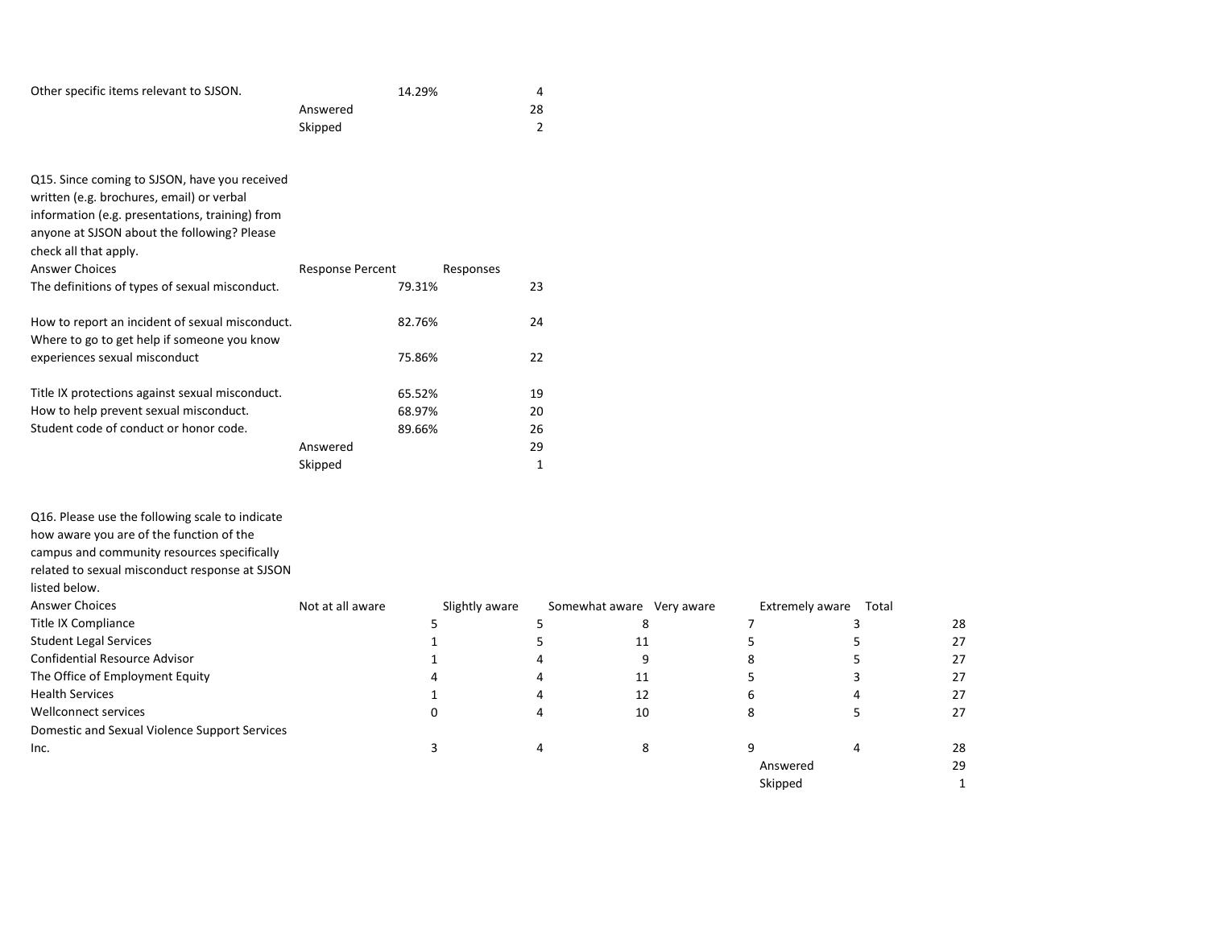| | | |
|---|---|---|
| Other specific items relevant to SJSON. | 14.29% | 4 |
| | Answered | 28 |
| | Skipped | 2 |

Q15. Since coming to SJSON, have you received written (e.g. brochures, email) or verbal information (e.g. presentations, training) from anyone at SJSON about the following? Please check all that apply.

| Answer Choices | Response Percent | Responses |
|---|---|---|
| The definitions of types of sexual misconduct. | 79.31% | 23 |
| How to report an incident of sexual misconduct. | 82.76% | 24 |
| Where to go to get help if someone you know experiences sexual misconduct | 75.86% | 22 |
| Title IX protections against sexual misconduct. | 65.52% | 19 |
| How to help prevent sexual misconduct. | 68.97% | 20 |
| Student code of conduct or honor code. | 89.66% | 26 |
| | Answered | 29 |
| | Skipped | 1 |

Q16. Please use the following scale to indicate how aware you are of the function of the campus and community resources specifically related to sexual misconduct response at SJSON listed below.

| Answer Choices | Not at all aware | Slightly aware | Somewhat aware | Very aware | Extremely aware | Total |
|---|---|---|---|---|---|---|
| Title IX Compliance | 5 | 5 | 8 | 7 | 3 | 28 |
| Student Legal Services | 1 | 5 | 11 | 5 | 5 | 27 |
| Confidential Resource Advisor | 1 | 4 | 9 | 8 | 5 | 27 |
| The Office of Employment Equity | 4 | 4 | 11 | 5 | 3 | 27 |
| Health Services | 1 | 4 | 12 | 6 | 4 | 27 |
| Wellconnect services | 0 | 4 | 10 | 8 | 5 | 27 |
| Domestic and Sexual Violence Support Services Inc. | 3 | 4 | 8 | 9 | 4 | 28 |
| | | | | | Answered | 29 |
| | | | | | Skipped | 1 |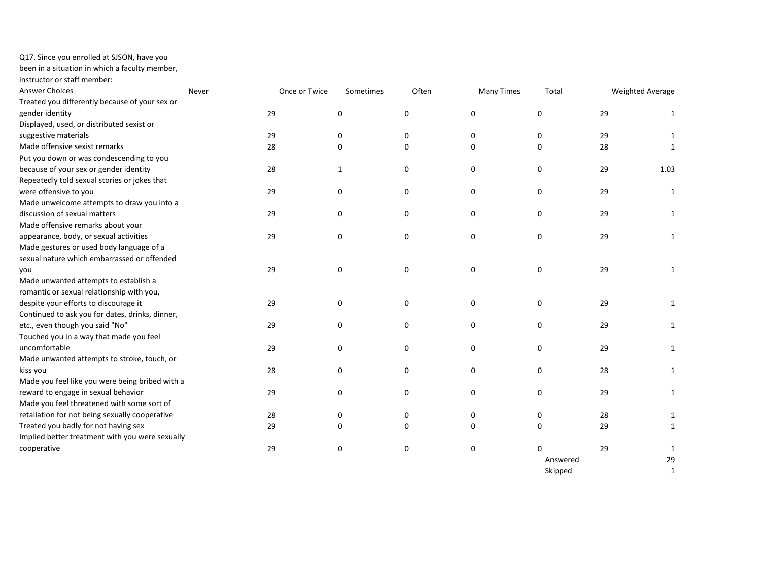Q17. Since you enrolled at SJSON, have you been in a situation in which a faculty member, instructor or staff member:

| Answer Choices | Never | Once or Twice | Sometimes | Often | Many Times | Total | Weighted Average |
|---|---|---|---|---|---|---|---|
| Treated you differently because of your sex or gender identity | 29 | 0 | 0 | 0 | 0 | 29 | 1 |
| Displayed, used, or distributed sexist or suggestive materials | 29 | 0 | 0 | 0 | 0 | 29 | 1 |
| Made offensive sexist remarks | 28 | 0 | 0 | 0 | 0 | 28 | 1 |
| Put you down or was condescending to you because of your sex or gender identity | 28 | 1 | 0 | 0 | 0 | 29 | 1.03 |
| Repeatedly told sexual stories or jokes that were offensive to you | 29 | 0 | 0 | 0 | 0 | 29 | 1 |
| Made unwelcome attempts to draw you into a discussion of sexual matters | 29 | 0 | 0 | 0 | 0 | 29 | 1 |
| Made offensive remarks about your appearance, body, or sexual activities | 29 | 0 | 0 | 0 | 0 | 29 | 1 |
| Made gestures or used body language of a sexual nature which embarrassed or offended you | 29 | 0 | 0 | 0 | 0 | 29 | 1 |
| Made unwanted attempts to establish a romantic or sexual relationship with you, despite your efforts to discourage it | 29 | 0 | 0 | 0 | 0 | 29 | 1 |
| Continued to ask you for dates, drinks, dinner, etc., even though you said "No" | 29 | 0 | 0 | 0 | 0 | 29 | 1 |
| Touched you in a way that made you feel uncomfortable | 29 | 0 | 0 | 0 | 0 | 29 | 1 |
| Made unwanted attempts to stroke, touch, or kiss you | 28 | 0 | 0 | 0 | 0 | 28 | 1 |
| Made you feel like you were being bribed with a reward to engage in sexual behavior | 29 | 0 | 0 | 0 | 0 | 29 | 1 |
| Made you feel threatened with some sort of retaliation for not being sexually cooperative | 28 | 0 | 0 | 0 | 0 | 28 | 1 |
| Treated you badly for not having sex | 29 | 0 | 0 | 0 | 0 | 29 | 1 |
| Implied better treatment with you were sexually cooperative | 29 | 0 | 0 | 0 | 0 | 29 | 1 |
| | | | | | | Answered | 29 |
| | | | | | | Skipped | 1 |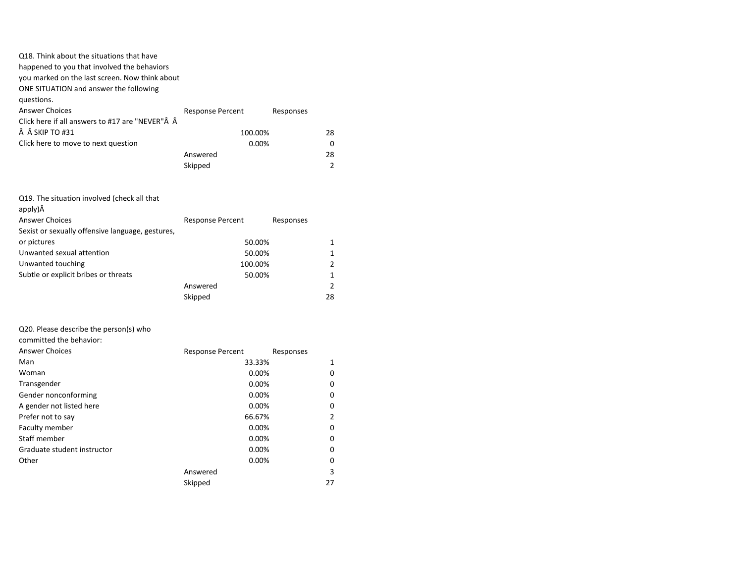Q18. Think about the situations that have happened to you that involved the behaviors you marked on the last screen. Now think about ONE SITUATION and answer the following questions.

| Answer Choices | Response Percent | Responses |
|---|---|---|
| Click here if all answers to #17 are "NEVER"Â Â Â Â SKIP TO #31 | 100.00% | 28 |
| Click here to move to next question | 0.00% | 0 |
| | Answered | 28 |
| | Skipped | 2 |

Q19. The situation involved (check all that apply)Â

| Answer Choices | Response Percent | Responses |
|---|---|---|
| Sexist or sexually offensive language, gestures, or pictures | 50.00% | 1 |
| Unwanted sexual attention | 50.00% | 1 |
| Unwanted touching | 100.00% | 2 |
| Subtle or explicit bribes or threats | 50.00% | 1 |
| | Answered | 2 |
| | Skipped | 28 |

Q20. Please describe the person(s) who committed the behavior:

| Answer Choices | Response Percent | Responses |
|---|---|---|
| Man | 33.33% | 1 |
| Woman | 0.00% | 0 |
| Transgender | 0.00% | 0 |
| Gender nonconforming | 0.00% | 0 |
| A gender not listed here | 0.00% | 0 |
| Prefer not to say | 66.67% | 2 |
| Faculty member | 0.00% | 0 |
| Staff member | 0.00% | 0 |
| Graduate student instructor | 0.00% | 0 |
| Other | 0.00% | 0 |
| | Answered | 3 |
| | Skipped | 27 |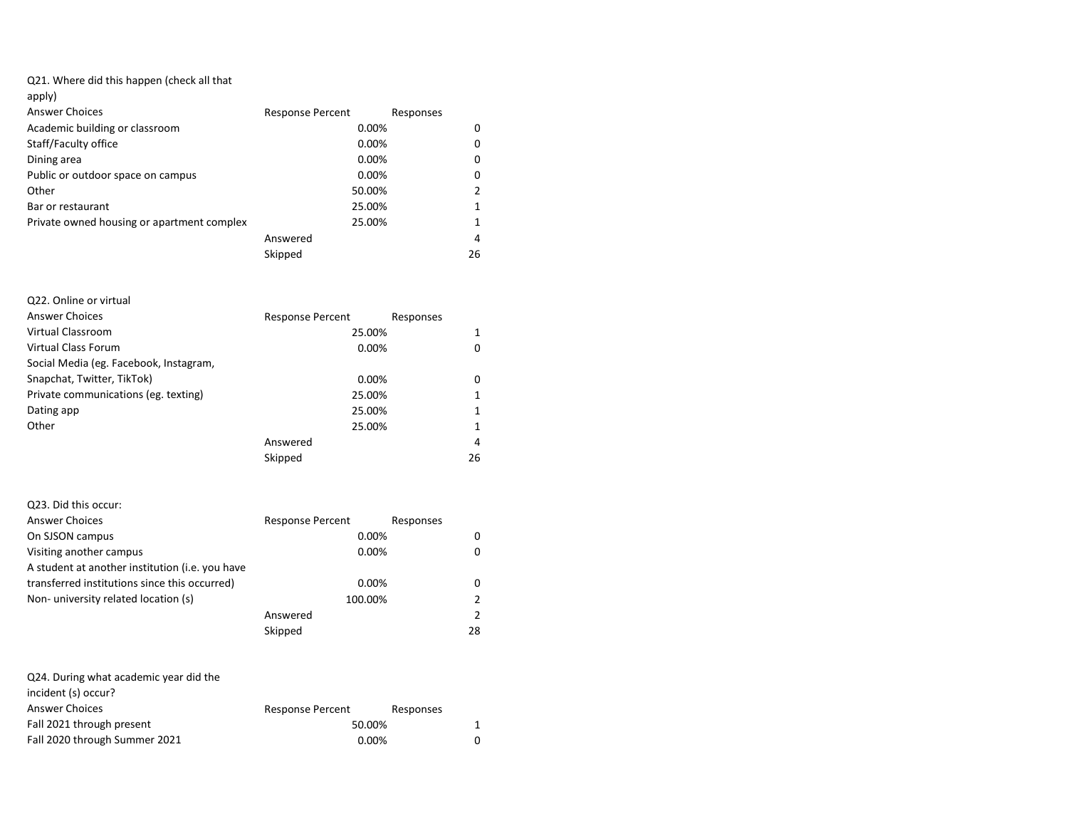Q21. Where did this happen (check all that apply)

| Answer Choices | Response Percent | Responses |
|---|---|---|
| Academic building or classroom | 0.00% | 0 |
| Staff/Faculty office | 0.00% | 0 |
| Dining area | 0.00% | 0 |
| Public or outdoor space on campus | 0.00% | 0 |
| Other | 50.00% | 2 |
| Bar or restaurant | 25.00% | 1 |
| Private owned housing or apartment complex | 25.00% | 1 |
| | Answered | 4 |
| | Skipped | 26 |

Q22. Online or virtual

| Answer Choices | Response Percent | Responses |
|---|---|---|
| Virtual Classroom | 25.00% | 1 |
| Virtual Class Forum | 0.00% | 0 |
| Social Media (eg. Facebook, Instagram, Snapchat, Twitter, TikTok) | 0.00% | 0 |
| Private communications (eg. texting) | 25.00% | 1 |
| Dating app | 25.00% | 1 |
| Other | 25.00% | 1 |
| | Answered | 4 |
| | Skipped | 26 |

Q23. Did this occur:

| Answer Choices | Response Percent | Responses |
|---|---|---|
| On SJSON campus | 0.00% | 0 |
| Visiting another campus | 0.00% | 0 |
| A student at another institution (i.e. you have transferred institutions since this occurred) | 0.00% | 0 |
| Non- university related location (s) | 100.00% | 2 |
| | Answered | 2 |
| | Skipped | 28 |

Q24. During what academic year did the incident (s) occur?

| Answer Choices | Response Percent | Responses |
|---|---|---|
| Fall 2021 through present | 50.00% | 1 |
| Fall 2020 through Summer 2021 | 0.00% | 0 |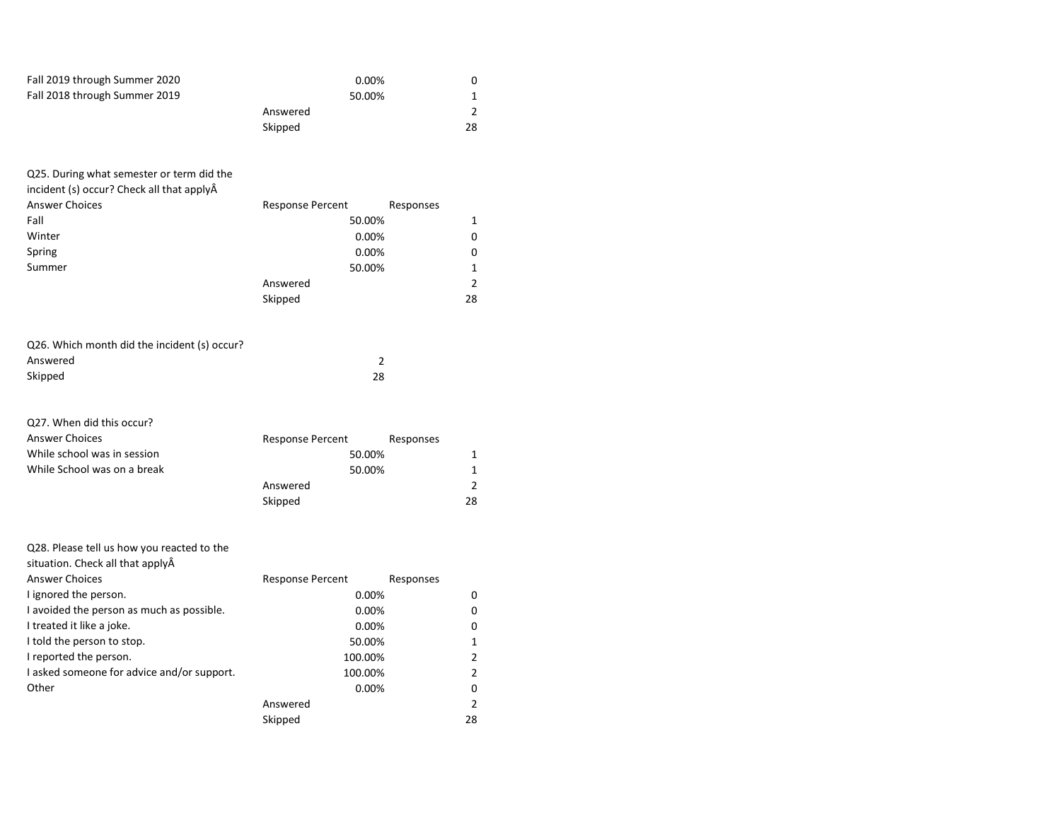| | | |
|---|---|---|
| Fall 2019 through Summer 2020 | 0.00% | 0 |
| Fall 2018 through Summer 2019 | 50.00% | 1 |
| | Answered | 2 |
| | Skipped | 28 |

Q25. During what semester or term did the incident (s) occur? Check all that applyÂ

| Answer Choices | Response Percent | Responses |
|---|---|---|
| Fall | 50.00% | 1 |
| Winter | 0.00% | 0 |
| Spring | 0.00% | 0 |
| Summer | 50.00% | 1 |
| | Answered | 2 |
| | Skipped | 28 |

Q26. Which month did the incident (s) occur?

| | |
|---|---|
| Answered | 2 |
| Skipped | 28 |

Q27. When did this occur?

| Answer Choices | Response Percent | Responses |
|---|---|---|
| While school was in session | 50.00% | 1 |
| While School was on a break | 50.00% | 1 |
| | Answered | 2 |
| | Skipped | 28 |

Q28. Please tell us how you reacted to the situation. Check all that applyÂ

| Answer Choices | Response Percent | Responses |
|---|---|---|
| I ignored the person. | 0.00% | 0 |
| I avoided the person as much as possible. | 0.00% | 0 |
| I treated it like a joke. | 0.00% | 0 |
| I told the person to stop. | 50.00% | 1 |
| I reported the person. | 100.00% | 2 |
| I asked someone for advice and/or support. | 100.00% | 2 |
| Other | 0.00% | 0 |
| | Answered | 2 |
| | Skipped | 28 |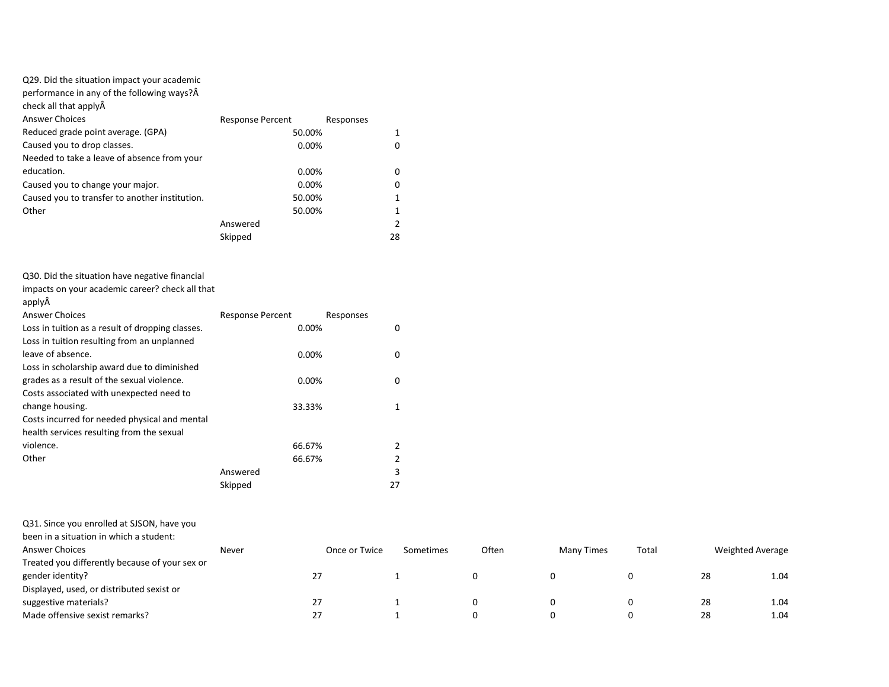Q29. Did the situation impact your academic performance in any of the following ways?Â check all that applyÂ

| Answer Choices | Response Percent | Responses |
|---|---|---|
| Reduced grade point average. (GPA) | 50.00% | 1 |
| Caused you to drop classes. | 0.00% | 0 |
| Needed to take a leave of absence from your education. | 0.00% | 0 |
| Caused you to change your major. | 0.00% | 0 |
| Caused you to transfer to another institution. | 50.00% | 1 |
| Other | 50.00% | 1 |
| | Answered | 2 |
| | Skipped | 28 |

Q30. Did the situation have negative financial impacts on your academic career? check all that applyÂ

| Answer Choices | Response Percent | Responses |
|---|---|---|
| Loss in tuition as a result of dropping classes. | 0.00% | 0 |
| Loss in tuition resulting from an unplanned leave of absence. | 0.00% | 0 |
| Loss in scholarship award due to diminished grades as a result of the sexual violence. | 0.00% | 0 |
| Costs associated with unexpected need to change housing. | 33.33% | 1 |
| Costs incurred for needed physical and mental health services resulting from the sexual violence. | 66.67% | 2 |
| Other | 66.67% | 2 |
| | Answered | 3 |
| | Skipped | 27 |

Q31. Since you enrolled at SJSON, have you been in a situation in which a student:

| Answer Choices | Never | Once or Twice | Sometimes | Often | Many Times | Total | Weighted Average |
|---|---|---|---|---|---|---|---|
| Treated you differently because of your sex or gender identity? | 27 | 1 | 0 | 0 | 0 | 28 | 1.04 |
| Displayed, used, or distributed sexist or suggestive materials? | 27 | 1 | 0 | 0 | 0 | 28 | 1.04 |
| Made offensive sexist remarks? | 27 | 1 | 0 | 0 | 0 | 28 | 1.04 |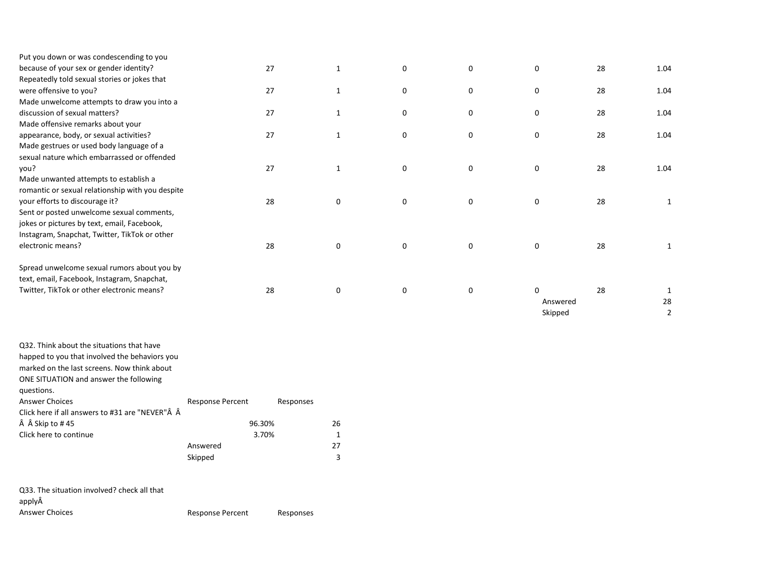| | | | | | | | |
|---|---|---|---|---|---|---|---|
| Put you down or was condescending to you because of your sex or gender identity? | 27 | 1 | 0 | 0 | 0 | 28 | 1.04 |
| Repeatedly told sexual stories or jokes that were offensive to you? | 27 | 1 | 0 | 0 | 0 | 28 | 1.04 |
| Made unwelcome attempts to draw you into a discussion of sexual matters? | 27 | 1 | 0 | 0 | 0 | 28 | 1.04 |
| Made offensive remarks about your appearance, body, or sexual activities? | 27 | 1 | 0 | 0 | 0 | 28 | 1.04 |
| Made gestrues or used body language of a sexual nature which embarrassed or offended you? | 27 | 1 | 0 | 0 | 0 | 28 | 1.04 |
| Made unwanted attempts to establish a romantic or sexual relationship with you despite your efforts to discourage it? | 28 | 0 | 0 | 0 | 0 | 28 | 1 |
| Sent or posted unwelcome sexual comments, jokes or pictures by text, email, Facebook, Instagram, Snapchat, Twitter, TikTok or other electronic means? | 28 | 0 | 0 | 0 | 0 | 28 | 1 |
| Spread unwelcome sexual rumors about you by text, email, Facebook, Instagram, Snapchat, Twitter, TikTok or other electronic means? | 28 | 0 | 0 | 0 | 0 | 28 | 1 |
| | | | | | Answered | | 28 |
| | | | | | Skipped | | 2 |

Q32. Think about the situations that have happed to you that involved the behaviors you marked on the last screens. Now think about ONE SITUATION and answer the following questions.

| Answer Choices | Response Percent | Responses |
|---|---|---|
| Click here if all answers to #31 are "NEVER"Â Â Â Â Skip to # 45 | 96.30% | 26 |
| Click here to continue | 3.70% | 1 |
| | Answered | 27 |
| | Skipped | 3 |

Q33. The situation involved? check all that applyÂ

| Answer Choices | Response Percent | Responses |
|---|---|---|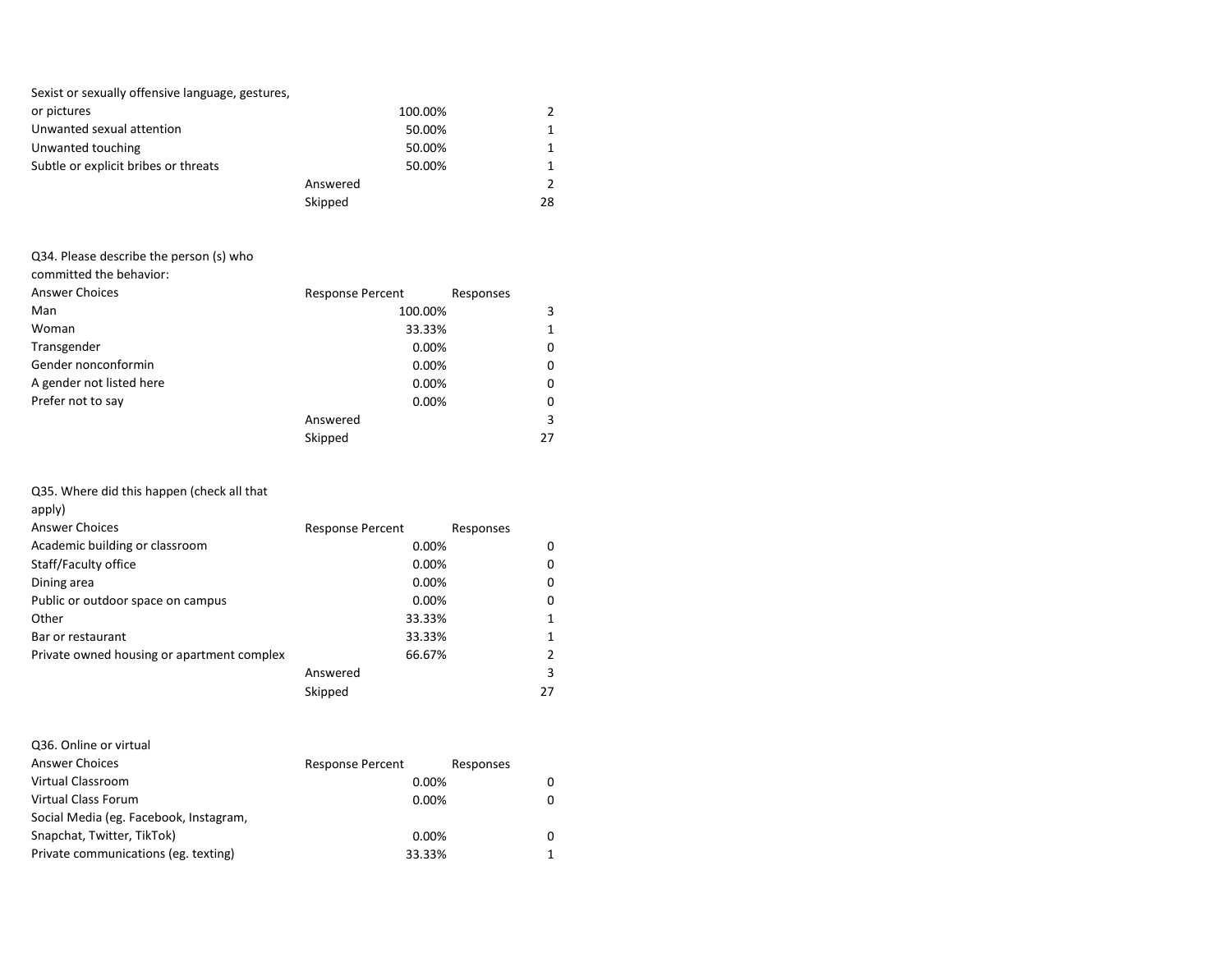| | | |
|---|---|---|
| Sexist or sexually offensive language, gestures, or pictures | 100.00% | 2 |
| Unwanted sexual attention | 50.00% | 1 |
| Unwanted touching | 50.00% | 1 |
| Subtle or explicit bribes or threats | 50.00% | 1 |
| | Answered | 2 |
| | Skipped | 28 |

Q34. Please describe the person (s) who committed the behavior:

| Answer Choices | Response Percent | Responses |
|---|---|---|
| Man | 100.00% | 3 |
| Woman | 33.33% | 1 |
| Transgender | 0.00% | 0 |
| Gender nonconformin | 0.00% | 0 |
| A gender not listed here | 0.00% | 0 |
| Prefer not to say | 0.00% | 0 |
| | Answered | 3 |
| | Skipped | 27 |

Q35. Where did this happen (check all that apply)

| Answer Choices | Response Percent | Responses |
|---|---|---|
| Academic building or classroom | 0.00% | 0 |
| Staff/Faculty office | 0.00% | 0 |
| Dining area | 0.00% | 0 |
| Public or outdoor space on campus | 0.00% | 0 |
| Other | 33.33% | 1 |
| Bar or restaurant | 33.33% | 1 |
| Private owned housing or apartment complex | 66.67% | 2 |
| | Answered | 3 |
| | Skipped | 27 |

Q36. Online or virtual

| Answer Choices | Response Percent | Responses |
|---|---|---|
| Virtual Classroom | 0.00% | 0 |
| Virtual Class Forum | 0.00% | 0 |
| Social Media (eg. Facebook, Instagram, Snapchat, Twitter, TikTok) | 0.00% | 0 |
| Private communications (eg. texting) | 33.33% | 1 |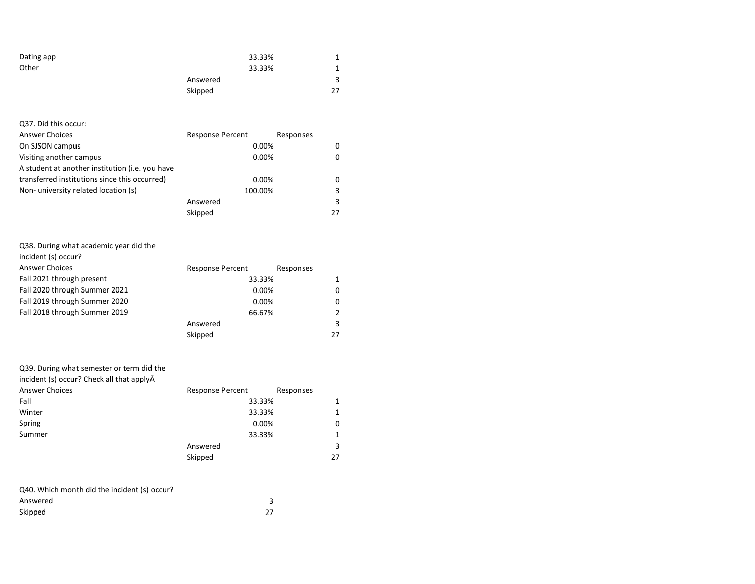| | | |
|---|---|---|
| Dating app | 33.33% | 1 |
| Other | 33.33% | 1 |
| | Answered | 3 |
| | Skipped | 27 |

Q37. Did this occur:

| Answer Choices | Response Percent | Responses |
|---|---|---|
| On SJSON campus | 0.00% | 0 |
| Visiting another campus | 0.00% | 0 |
| A student at another institution (i.e. you have transferred institutions since this occurred) | 0.00% | 0 |
| Non- university related location (s) | 100.00% | 3 |
| | Answered | 3 |
| | Skipped | 27 |

Q38. During what academic year did the incident (s) occur?

| Answer Choices | Response Percent | Responses |
|---|---|---|
| Fall 2021 through present | 33.33% | 1 |
| Fall 2020 through Summer 2021 | 0.00% | 0 |
| Fall 2019 through Summer 2020 | 0.00% | 0 |
| Fall 2018 through Summer 2019 | 66.67% | 2 |
| | Answered | 3 |
| | Skipped | 27 |

Q39. During what semester or term did the incident (s) occur? Check all that applyÂ

| Answer Choices | Response Percent | Responses |
|---|---|---|
| Fall | 33.33% | 1 |
| Winter | 33.33% | 1 |
| Spring | 0.00% | 0 |
| Summer | 33.33% | 1 |
| | Answered | 3 |
| | Skipped | 27 |

Q40. Which month did the incident (s) occur?

| | |
|---|---|
| Answered | 3 |
| Skipped | 27 |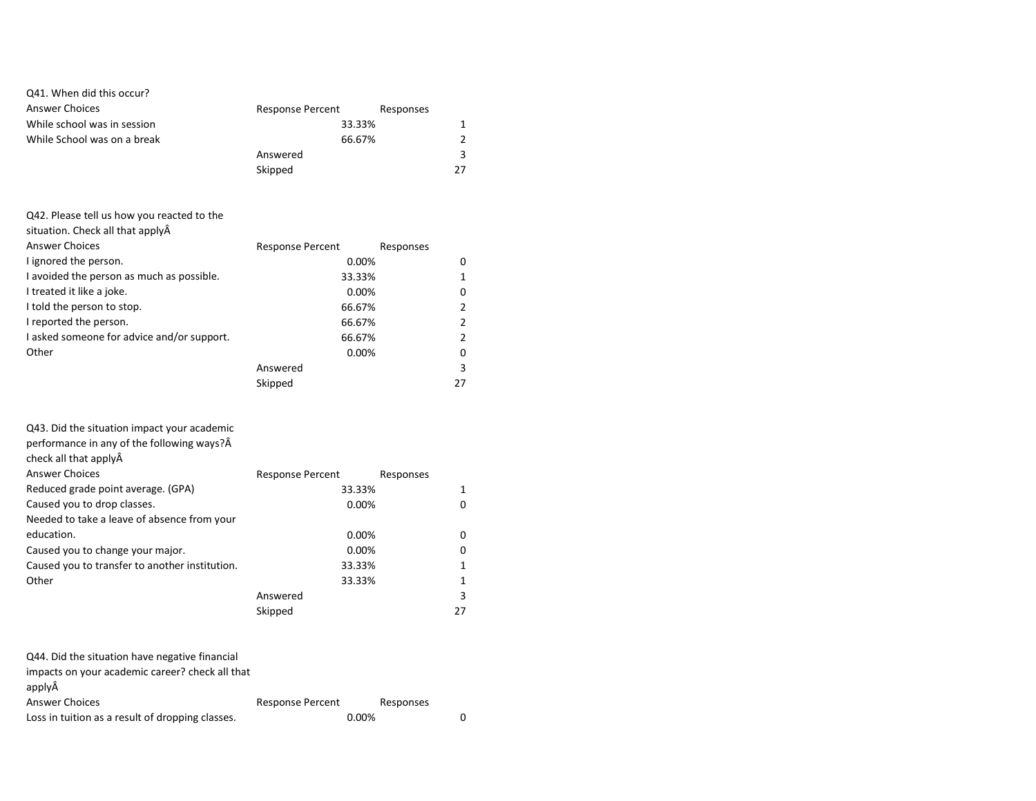Q41. When did this occur?

| Answer Choices | Response Percent | Responses |
|---|---|---|
| While school was in session | 33.33% | 1 |
| While School was on a break | 66.67% | 2 |
| | Answered | 3 |
| | Skipped | 27 |

Q42. Please tell us how you reacted to the situation. Check all that applyÂ

| Answer Choices | Response Percent | Responses |
|---|---|---|
| I ignored the person. | 0.00% | 0 |
| I avoided the person as much as possible. | 33.33% | 1 |
| I treated it like a joke. | 0.00% | 0 |
| I told the person to stop. | 66.67% | 2 |
| I reported the person. | 66.67% | 2 |
| I asked someone for advice and/or support. | 66.67% | 2 |
| Other | 0.00% | 0 |
| | Answered | 3 |
| | Skipped | 27 |

Q43. Did the situation impact your academic performance in any of the following ways?Â check all that applyÂ

| Answer Choices | Response Percent | Responses |
|---|---|---|
| Reduced grade point average. (GPA) | 33.33% | 1 |
| Caused you to drop classes. | 0.00% | 0 |
| Needed to take a leave of absence from your education. | 0.00% | 0 |
| Caused you to change your major. | 0.00% | 0 |
| Caused you to transfer to another institution. | 33.33% | 1 |
| Other | 33.33% | 1 |
| | Answered | 3 |
| | Skipped | 27 |

Q44. Did the situation have negative financial impacts on your academic career? check all that applyÂ

| Answer Choices | Response Percent | Responses |
|---|---|---|
| Loss in tuition as a result of dropping classes. | 0.00% | 0 |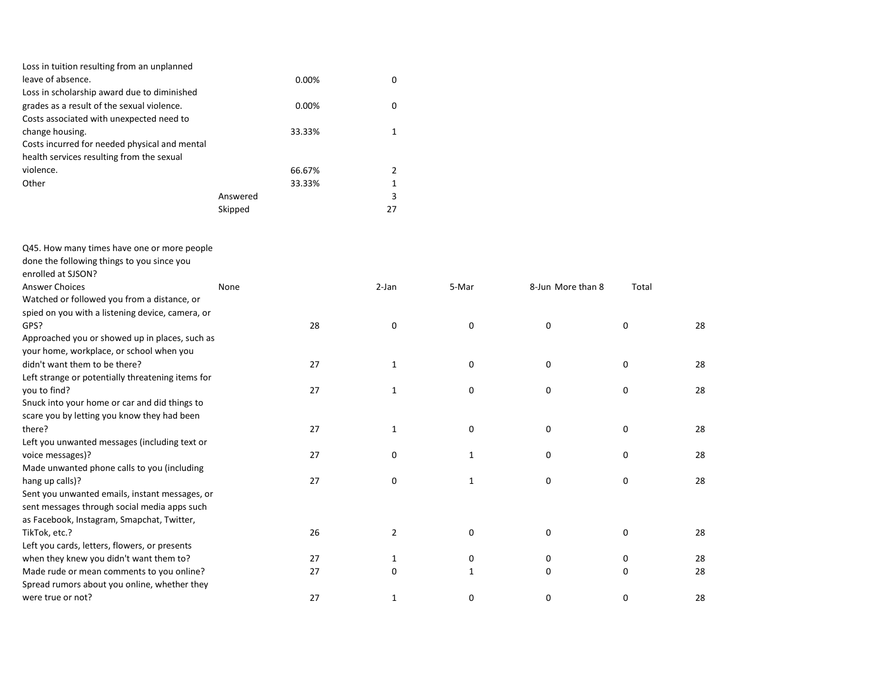| | | | |
|---|---|---|---|
| Loss in tuition resulting from an unplanned leave of absence. | | 0.00% | 0 |
| Loss in scholarship award due to diminished grades as a result of the sexual violence. | | 0.00% | 0 |
| Costs associated with unexpected need to change housing. | | 33.33% | 1 |
| Costs incurred for needed physical and mental health services resulting from the sexual violence. | | 66.67% | 2 |
| Other | | 33.33% | 1 |
| | Answered | | 3 |
| | Skipped | | 27 |

Q45. How many times have one or more people done the following things to you since you enrolled at SJSON?

| Answer Choices | None | 2-Jan | 5-Mar | 8-Jun | More than 8 | Total |
|---|---|---|---|---|---|---|
| Watched or followed you from a distance, or spied on you with a listening device, camera, or GPS? | 28 | 0 | 0 | 0 | 0 | 28 |
| Approached you or showed up in places, such as your home, workplace, or school when you didn't want them to be there? | 27 | 1 | 0 | 0 | 0 | 28 |
| Left strange or potentially threatening items for you to find? | 27 | 1 | 0 | 0 | 0 | 28 |
| Snuck into your home or car and did things to scare you by letting you know they had been there? | 27 | 1 | 0 | 0 | 0 | 28 |
| Left you unwanted messages (including text or voice messages)? | 27 | 0 | 1 | 0 | 0 | 28 |
| Made unwanted phone calls to you (including hang up calls)? | 27 | 0 | 1 | 0 | 0 | 28 |
| Sent you unwanted emails, instant messages, or sent messages through social media apps such as Facebook, Instagram, Snapchat, Twitter, TikTok, etc.? | 26 | 2 | 0 | 0 | 0 | 28 |
| Left you cards, letters, flowers, or presents when they knew you didn't want them to? | 27 | 1 | 0 | 0 | 0 | 28 |
| Made rude or mean comments to you online? | 27 | 0 | 1 | 0 | 0 | 28 |
| Spread rumors about you online, whether they were true or not? | 27 | 1 | 0 | 0 | 0 | 28 |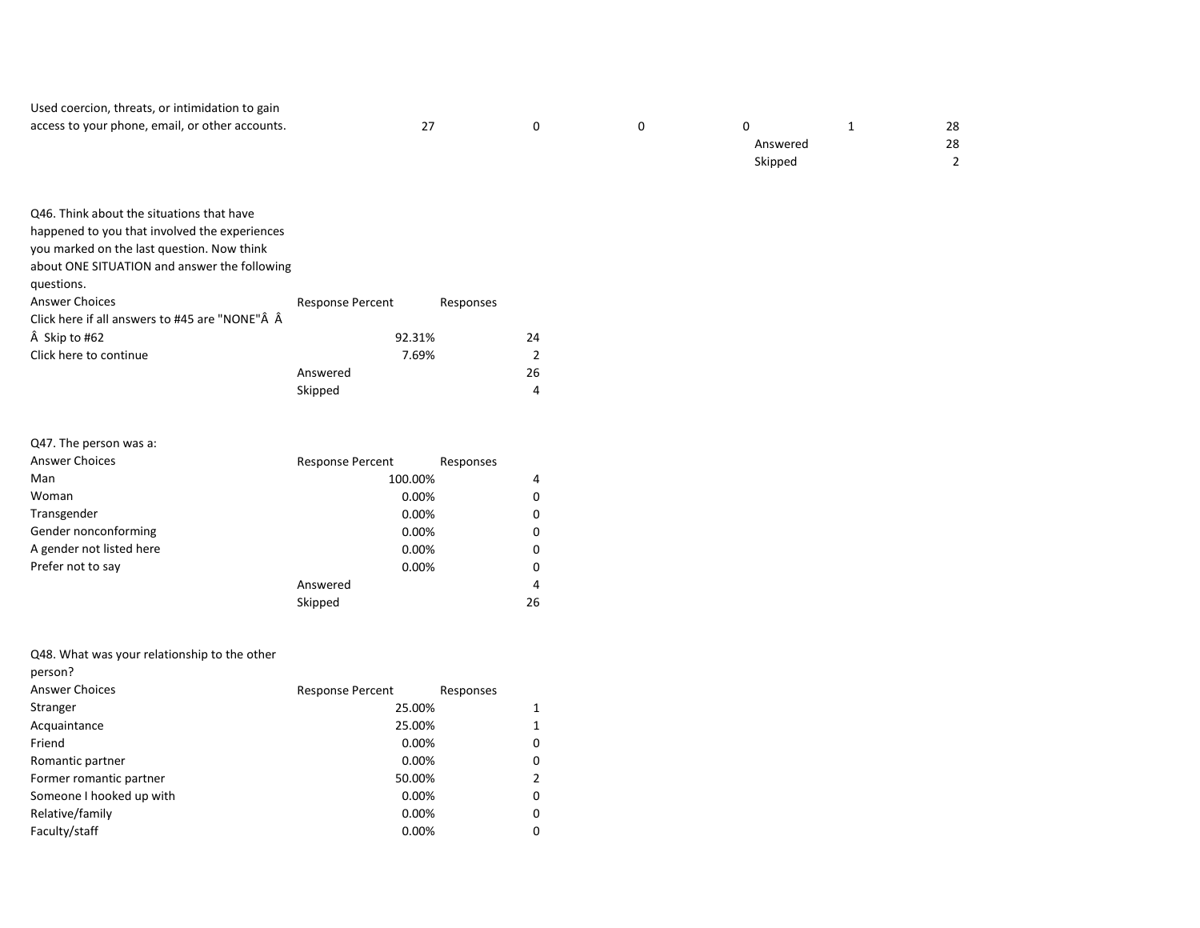| | | | | | | |
|---|---|---|---|---|---|---|
| Used coercion, threats, or intimidation to gain access to your phone, email, or other accounts. | 27 | 0 | 0 | 0 | 1 | 28 |
| | | | | Answered | | 28 |
| | | | | Skipped | | 2 |

Q46. Think about the situations that have happened to you that involved the experiences you marked on the last question. Now think about ONE SITUATION and answer the following questions.

| Answer Choices | Response Percent | Responses |
|---|---|---|
| Click here if all answers to #45 are "NONE"Â Â Â Skip to #62 | 92.31% | 24 |
| Click here to continue | 7.69% | 2 |
| | Answered | 26 |
| | Skipped | 4 |

Q47. The person was a:

| Answer Choices | Response Percent | Responses |
|---|---|---|
| Man | 100.00% | 4 |
| Woman | 0.00% | 0 |
| Transgender | 0.00% | 0 |
| Gender nonconforming | 0.00% | 0 |
| A gender not listed here | 0.00% | 0 |
| Prefer not to say | 0.00% | 0 |
| | Answered | 4 |
| | Skipped | 26 |

Q48. What was your relationship to the other person?

| Answer Choices | Response Percent | Responses |
|---|---|---|
| Stranger | 25.00% | 1 |
| Acquaintance | 25.00% | 1 |
| Friend | 0.00% | 0 |
| Romantic partner | 0.00% | 0 |
| Former romantic partner | 50.00% | 2 |
| Someone I hooked up with | 0.00% | 0 |
| Relative/family | 0.00% | 0 |
| Faculty/staff | 0.00% | 0 |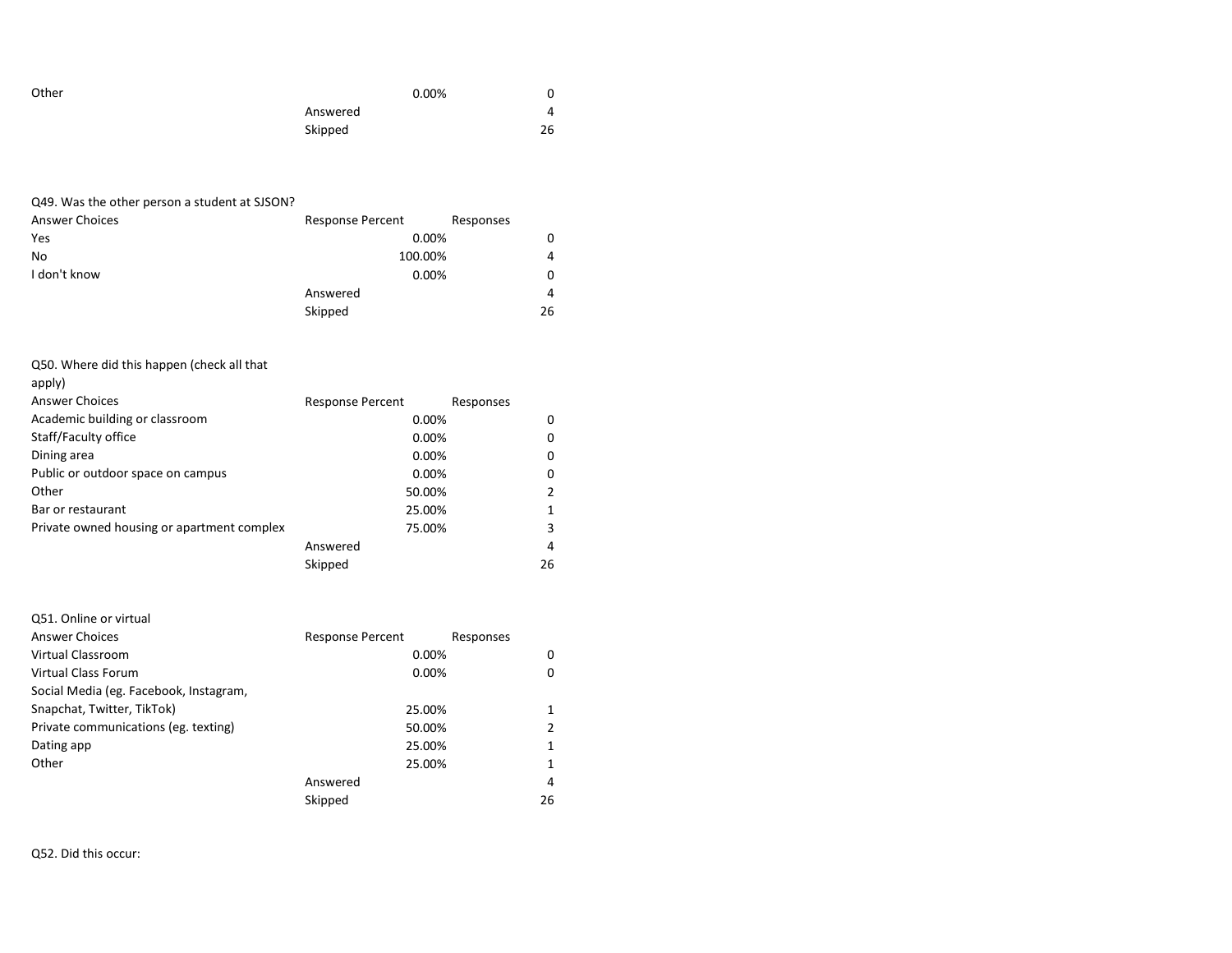| | | |
|---|---|---|
| Other | 0.00% | 0 |
| | Answered | 4 |
| | Skipped | 26 |

Q49. Was the other person a student at SJSON?

| Answer Choices | Response Percent | Responses |
|---|---|---|
| Yes | 0.00% | 0 |
| No | 100.00% | 4 |
| I don't know | 0.00% | 0 |
| | Answered | 4 |
| | Skipped | 26 |

Q50. Where did this happen (check all that apply)

| Answer Choices | Response Percent | Responses |
|---|---|---|
| Academic building or classroom | 0.00% | 0 |
| Staff/Faculty office | 0.00% | 0 |
| Dining area | 0.00% | 0 |
| Public or outdoor space on campus | 0.00% | 0 |
| Other | 50.00% | 2 |
| Bar or restaurant | 25.00% | 1 |
| Private owned housing or apartment complex | 75.00% | 3 |
| | Answered | 4 |
| | Skipped | 26 |

Q51. Online or virtual

| Answer Choices | Response Percent | Responses |
|---|---|---|
| Virtual Classroom | 0.00% | 0 |
| Virtual Class Forum | 0.00% | 0 |
| Social Media (eg. Facebook, Instagram, Snapchat, Twitter, TikTok) | 25.00% | 1 |
| Private communications (eg. texting) | 50.00% | 2 |
| Dating app | 25.00% | 1 |
| Other | 25.00% | 1 |
| | Answered | 4 |
| | Skipped | 26 |

Q52. Did this occur: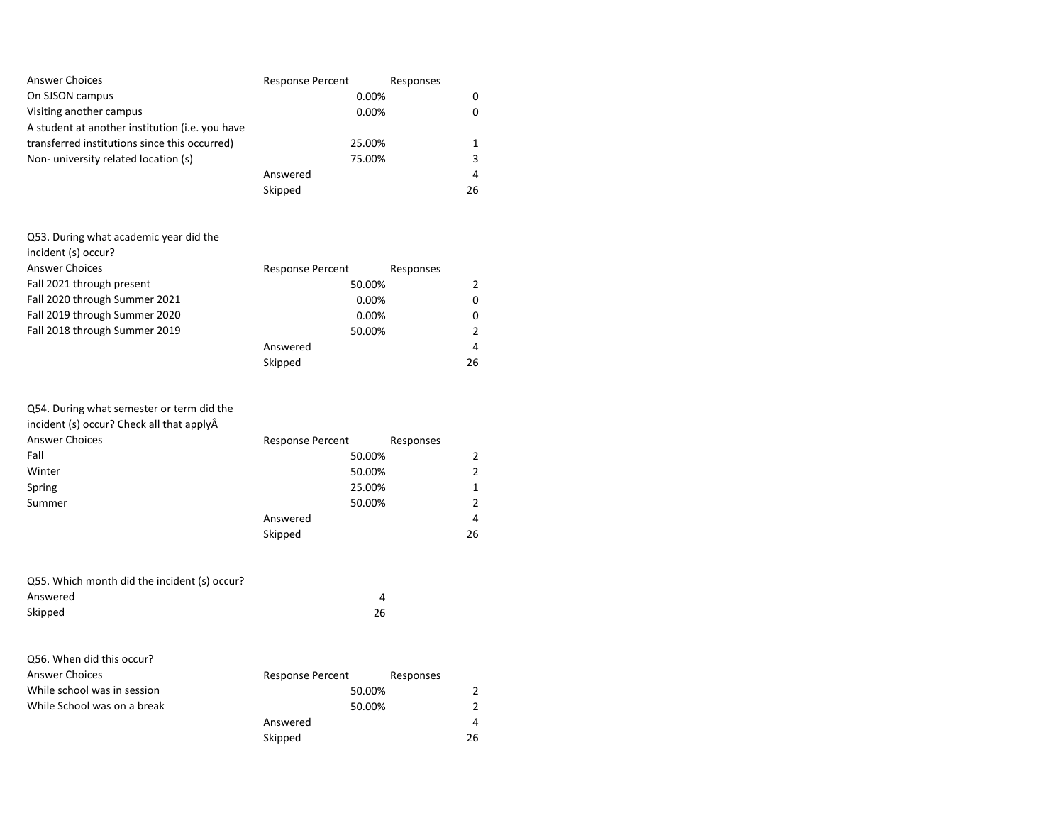| Answer Choices | Response Percent | Responses |
| --- | --- | --- |
| On SJSON campus | 0.00% | 0 |
| Visiting another campus | 0.00% | 0 |
| A student at another institution (i.e. you have transferred institutions since this occurred) | 25.00% | 1 |
| Non- university related location (s) | 75.00% | 3 |
| | Answered | 4 |
| | Skipped | 26 |

Q53. During what academic year did the incident (s) occur?

| Answer Choices | Response Percent | Responses |
| --- | --- | --- |
| Fall 2021 through present | 50.00% | 2 |
| Fall 2020 through Summer 2021 | 0.00% | 0 |
| Fall 2019 through Summer 2020 | 0.00% | 0 |
| Fall 2018 through Summer 2019 | 50.00% | 2 |
| | Answered | 4 |
| | Skipped | 26 |

Q54. During what semester or term did the incident (s) occur? Check all that applyÂ

| Answer Choices | Response Percent | Responses |
| --- | --- | --- |
| Fall | 50.00% | 2 |
| Winter | 50.00% | 2 |
| Spring | 25.00% | 1 |
| Summer | 50.00% | 2 |
| | Answered | 4 |
| | Skipped | 26 |

Q55. Which month did the incident (s) occur?

| | |
| --- | --- |
| Answered | 4 |
| Skipped | 26 |

Q56. When did this occur?

| Answer Choices | Response Percent | Responses |
| --- | --- | --- |
| While school was in session | 50.00% | 2 |
| While School was on a break | 50.00% | 2 |
| | Answered | 4 |
| | Skipped | 26 |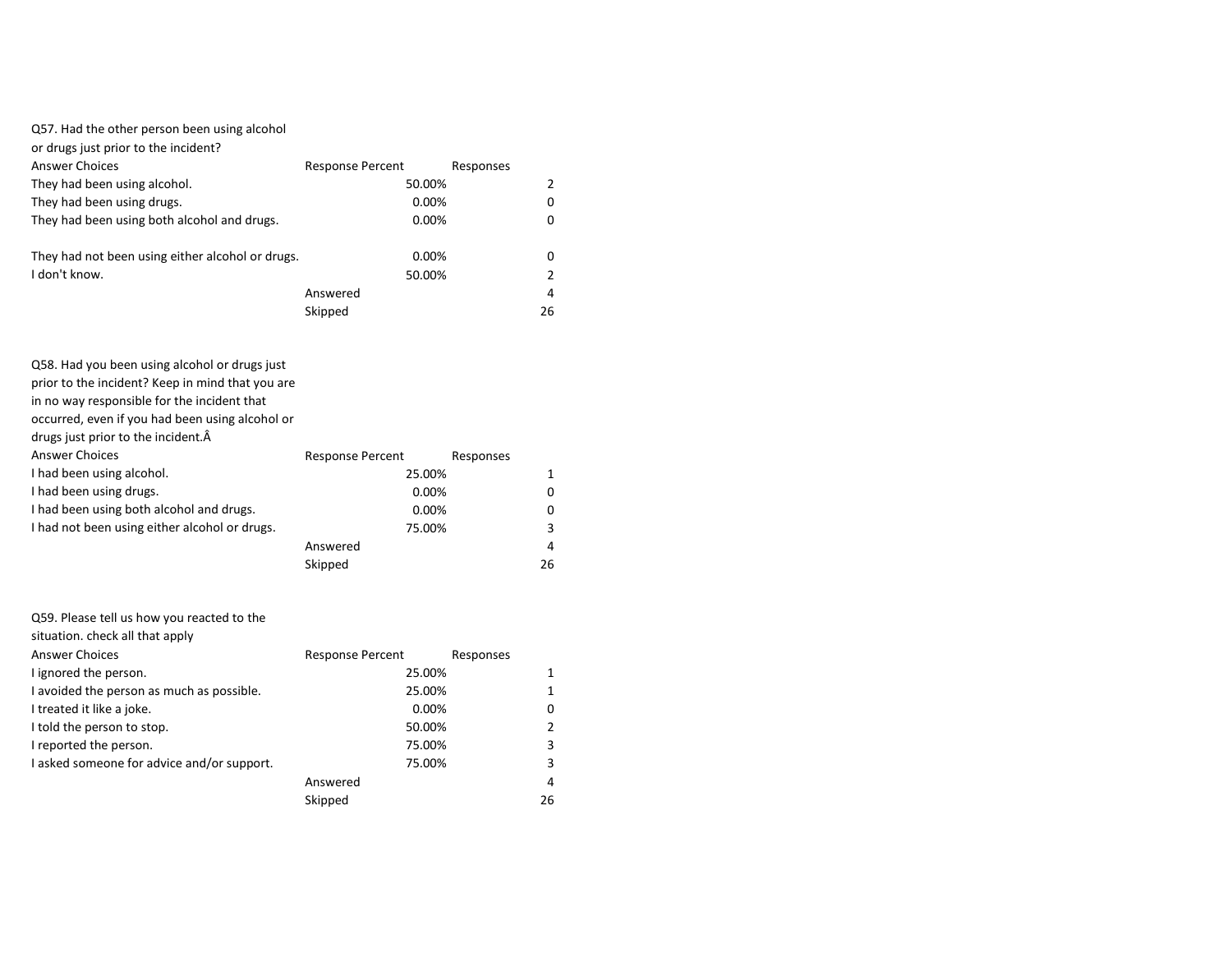Q57. Had the other person been using alcohol or drugs just prior to the incident?

| Answer Choices | Response Percent | Responses |
| --- | --- | --- |
| They had been using alcohol. | 50.00% | 2 |
| They had been using drugs. | 0.00% | 0 |
| They had been using both alcohol and drugs. | 0.00% | 0 |
| They had not been using either alcohol or drugs. | 0.00% | 0 |
| I don't know. | 50.00% | 2 |
| | Answered | 4 |
| | Skipped | 26 |

Q58. Had you been using alcohol or drugs just prior to the incident? Keep in mind that you are in no way responsible for the incident that occurred, even if you had been using alcohol or drugs just prior to the incident.Â

| Answer Choices | Response Percent | Responses |
| --- | --- | --- |
| I had been using alcohol. | 25.00% | 1 |
| I had been using drugs. | 0.00% | 0 |
| I had been using both alcohol and drugs. | 0.00% | 0 |
| I had not been using either alcohol or drugs. | 75.00% | 3 |
| | Answered | 4 |
| | Skipped | 26 |

Q59. Please tell us how you reacted to the situation. check all that apply

| Answer Choices | Response Percent | Responses |
| --- | --- | --- |
| I ignored the person. | 25.00% | 1 |
| I avoided the person as much as possible. | 25.00% | 1 |
| I treated it like a joke. | 0.00% | 0 |
| I told the person to stop. | 50.00% | 2 |
| I reported the person. | 75.00% | 3 |
| I asked someone for advice and/or support. | 75.00% | 3 |
| | Answered | 4 |
| | Skipped | 26 |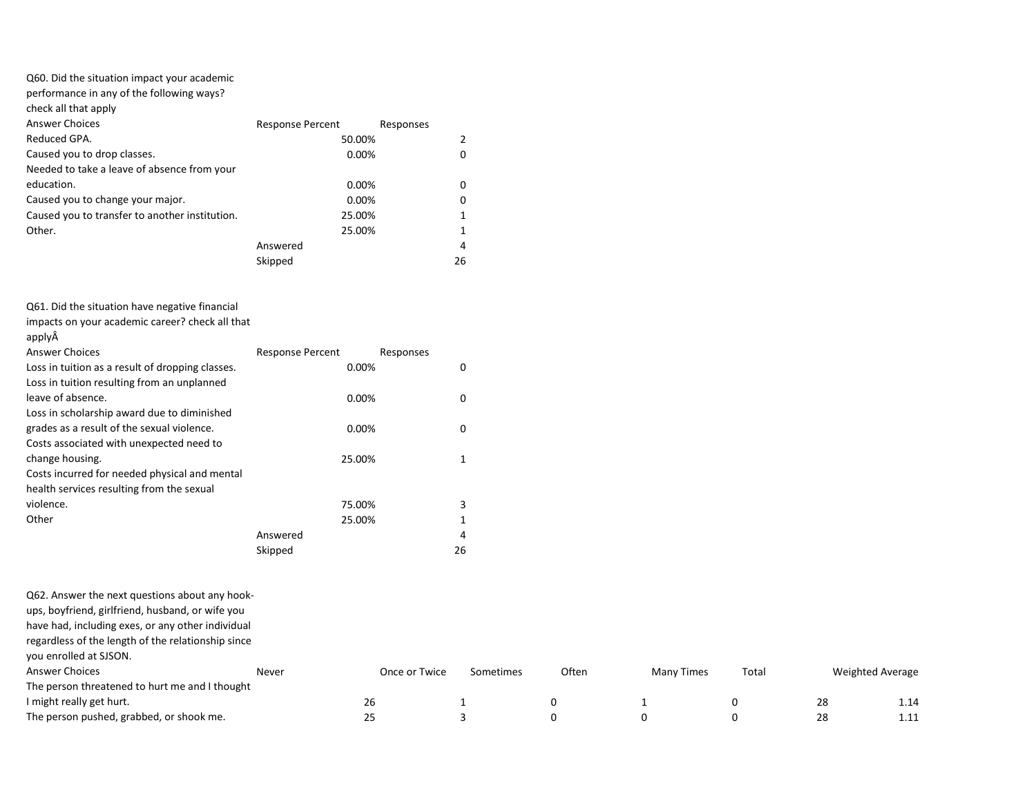Q60. Did the situation impact your academic performance in any of the following ways? check all that apply

| Answer Choices | Response Percent | Responses |
|---|---|---|
| Reduced GPA. | 50.00% | 2 |
| Caused you to drop classes. | 0.00% | 0 |
| Needed to take a leave of absence from your education. | 0.00% | 0 |
| Caused you to change your major. | 0.00% | 0 |
| Caused you to transfer to another institution. | 25.00% | 1 |
| Other. | 25.00% | 1 |
| | Answered | 4 |
| | Skipped | 26 |

Q61. Did the situation have negative financial impacts on your academic career? check all that applyÂ

| Answer Choices | Response Percent | Responses |
|---|---|---|
| Loss in tuition as a result of dropping classes. | 0.00% | 0 |
| Loss in tuition resulting from an unplanned leave of absence. | 0.00% | 0 |
| Loss in scholarship award due to diminished grades as a result of the sexual violence. | 0.00% | 0 |
| Costs associated with unexpected need to change housing. | 25.00% | 1 |
| Costs incurred for needed physical and mental health services resulting from the sexual violence. | 75.00% | 3 |
| Other | 25.00% | 1 |
| | Answered | 4 |
| | Skipped | 26 |

Q62. Answer the next questions about any hook-ups, boyfriend, girlfriend, husband, or wife you have had, including exes, or any other individual regardless of the length of the relationship since you enrolled at SJSON.

| Answer Choices | Never | Once or Twice | Sometimes | Often | Many Times | Total | Weighted Average |
|---|---|---|---|---|---|---|---|
| The person threatened to hurt me and I thought I might really get hurt. | 26 | 1 | 0 | 1 | 0 | 28 | 1.14 |
| The person pushed, grabbed, or shook me. | 25 | 3 | 0 | 0 | 0 | 28 | 1.11 |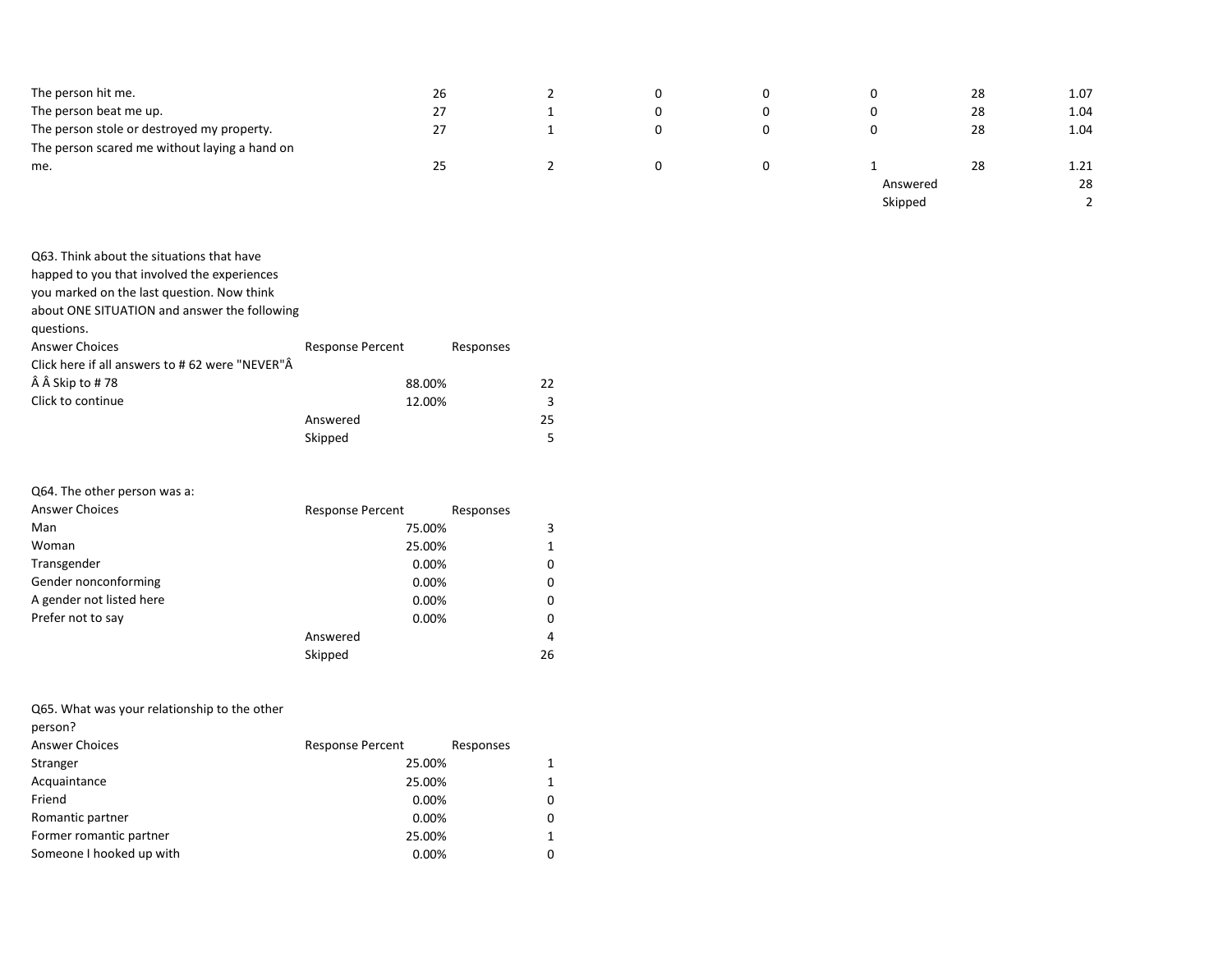| | | | | | | | |
|---|---|---|---|---|---|---|---|
| The person hit me. | 26 | 2 | 0 | 0 | 0 | 28 | 1.07 |
| The person beat me up. | 27 | 1 | 0 | 0 | 0 | 28 | 1.04 |
| The person stole or destroyed my property. | 27 | 1 | 0 | 0 | 0 | 28 | 1.04 |
| The person scared me without laying a hand on me. | 25 | 2 | 0 | 0 | 1 | 28 | 1.21 |
| | | | | | Answered | | 28 |
| | | | | | Skipped | | 2 |

Q63. Think about the situations that have happed to you that involved the experiences you marked on the last question. Now think about ONE SITUATION and answer the following questions.

| Answer Choices | Response Percent | Responses |
|---|---|---|
| Click here if all answers to # 62 were "NEVER"Â Â Â Skip to # 78 | 88.00% | 22 |
| Click to continue | 12.00% | 3 |
| | Answered | 25 |
| | Skipped | 5 |

Q64. The other person was a:

| Answer Choices | Response Percent | Responses |
|---|---|---|
| Man | 75.00% | 3 |
| Woman | 25.00% | 1 |
| Transgender | 0.00% | 0 |
| Gender nonconforming | 0.00% | 0 |
| A gender not listed here | 0.00% | 0 |
| Prefer not to say | 0.00% | 0 |
| | Answered | 4 |
| | Skipped | 26 |

Q65. What was your relationship to the other person?

| Answer Choices | Response Percent | Responses |
|---|---|---|
| Stranger | 25.00% | 1 |
| Acquaintance | 25.00% | 1 |
| Friend | 0.00% | 0 |
| Romantic partner | 0.00% | 0 |
| Former romantic partner | 25.00% | 1 |
| Someone I hooked up with | 0.00% | 0 |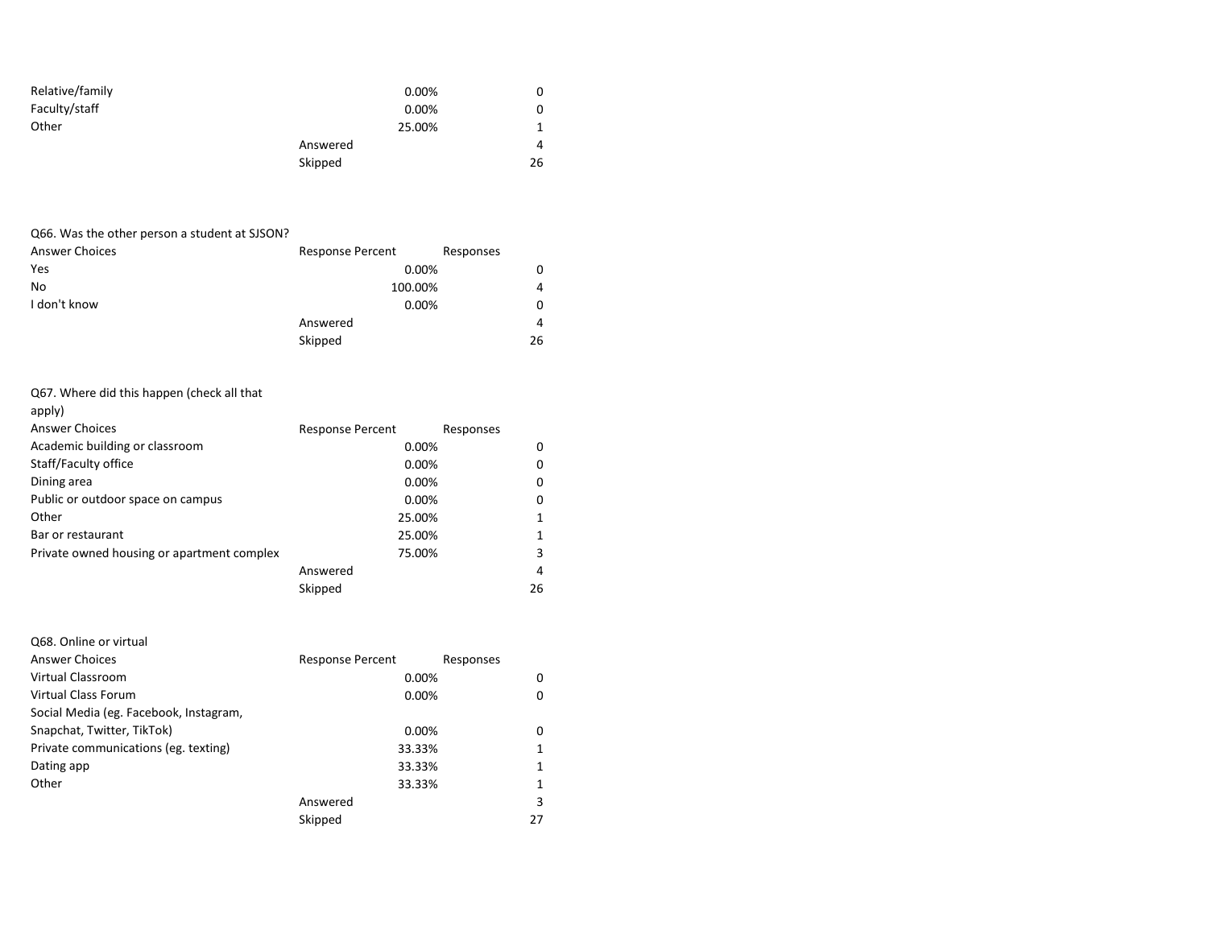| | | |
|---|---|---|
| Relative/family | 0.00% | 0 |
| Faculty/staff | 0.00% | 0 |
| Other | 25.00% | 1 |
| | Answered | 4 |
| | Skipped | 26 |

Q66. Was the other person a student at SJSON?

| Answer Choices | Response Percent | Responses |
|---|---|---|
| Yes | 0.00% | 0 |
| No | 100.00% | 4 |
| I don't know | 0.00% | 0 |
| | Answered | 4 |
| | Skipped | 26 |

Q67. Where did this happen (check all that apply)

| Answer Choices | Response Percent | Responses |
|---|---|---|
| Academic building or classroom | 0.00% | 0 |
| Staff/Faculty office | 0.00% | 0 |
| Dining area | 0.00% | 0 |
| Public or outdoor space on campus | 0.00% | 0 |
| Other | 25.00% | 1 |
| Bar or restaurant | 25.00% | 1 |
| Private owned housing or apartment complex | 75.00% | 3 |
| | Answered | 4 |
| | Skipped | 26 |

Q68. Online or virtual

| Answer Choices | Response Percent | Responses |
|---|---|---|
| Virtual Classroom | 0.00% | 0 |
| Virtual Class Forum | 0.00% | 0 |
| Social Media (eg. Facebook, Instagram, Snapchat, Twitter, TikTok) | 0.00% | 0 |
| Private communications (eg. texting) | 33.33% | 1 |
| Dating app | 33.33% | 1 |
| Other | 33.33% | 1 |
| | Answered | 3 |
| | Skipped | 27 |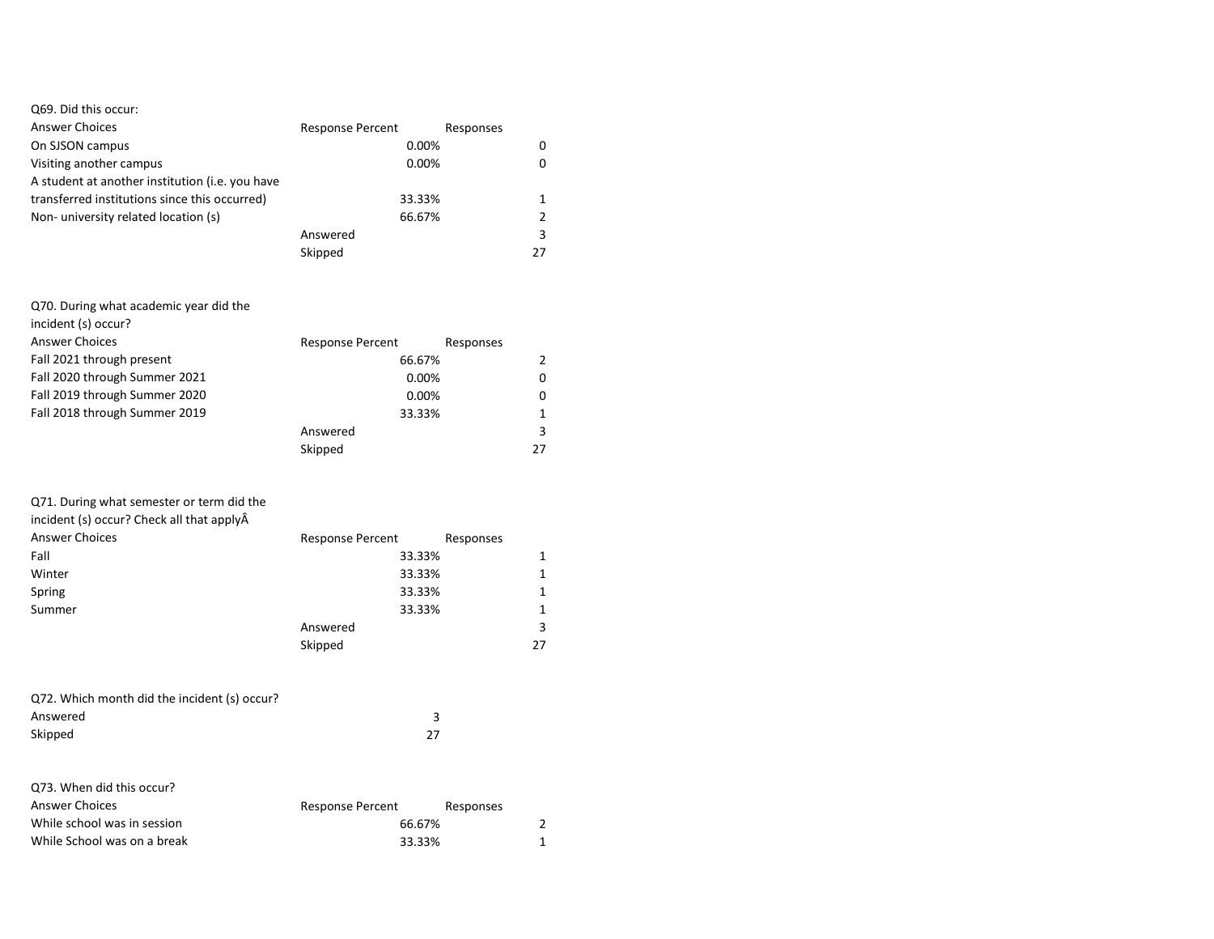Q69. Did this occur:

| Answer Choices | Response Percent | Responses |
|---|---|---|
| On SJSON campus | 0.00% | 0 |
| Visiting another campus | 0.00% | 0 |
| A student at another institution (i.e. you have transferred institutions since this occurred) | 33.33% | 1 |
| Non- university related location (s) | 66.67% | 2 |
| | Answered | 3 |
| | Skipped | 27 |

Q70. During what academic year did the incident (s) occur?

| Answer Choices | Response Percent | Responses |
|---|---|---|
| Fall 2021 through present | 66.67% | 2 |
| Fall 2020 through Summer 2021 | 0.00% | 0 |
| Fall 2019 through Summer 2020 | 0.00% | 0 |
| Fall 2018 through Summer 2019 | 33.33% | 1 |
| | Answered | 3 |
| | Skipped | 27 |

Q71. During what semester or term did the incident (s) occur? Check all that applyÂ

| Answer Choices | Response Percent | Responses |
|---|---|---|
| Fall | 33.33% | 1 |
| Winter | 33.33% | 1 |
| Spring | 33.33% | 1 |
| Summer | 33.33% | 1 |
| | Answered | 3 |
| | Skipped | 27 |

Q72. Which month did the incident (s) occur?

| | |
|---|---|
| Answered | 3 |
| Skipped | 27 |

Q73. When did this occur?

| Answer Choices | Response Percent | Responses |
|---|---|---|
| While school was in session | 66.67% | 2 |
| While School was on a break | 33.33% | 1 |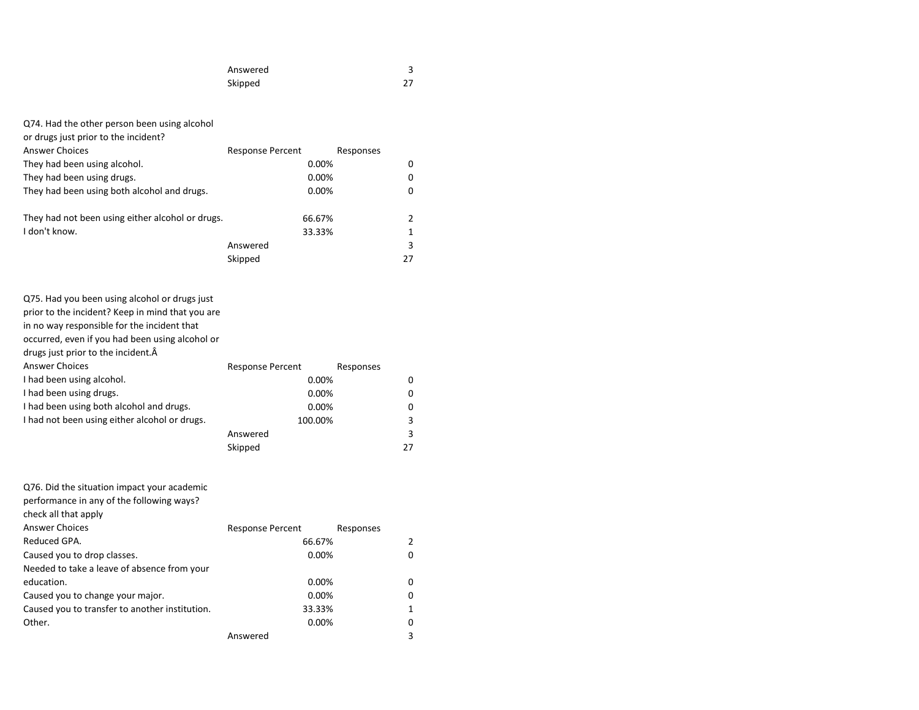| | | | |
|---|---|---|---|
| | Answered | | 3 |
| | Skipped | | 27 |

Q74. Had the other person been using alcohol or drugs just prior to the incident?

| Answer Choices | Response Percent | Responses | |
|---|---|---|---|
| They had been using alcohol. | 0.00% | | 0 |
| They had been using drugs. | 0.00% | | 0 |
| They had been using both alcohol and drugs. | 0.00% | | 0 |
| They had not been using either alcohol or drugs. | 66.67% | | 2 |
| I don't know. | 33.33% | | 1 |
| | Answered | | 3 |
| | Skipped | | 27 |

Q75. Had you been using alcohol or drugs just prior to the incident? Keep in mind that you are in no way responsible for the incident that occurred, even if you had been using alcohol or drugs just prior to the incident.Â

| Answer Choices | Response Percent | Responses | |
|---|---|---|---|
| I had been using alcohol. | 0.00% | | 0 |
| I had been using drugs. | 0.00% | | 0 |
| I had been using both alcohol and drugs. | 0.00% | | 0 |
| I had not been using either alcohol or drugs. | 100.00% | | 3 |
| | Answered | | 3 |
| | Skipped | | 27 |

Q76. Did the situation impact your academic performance in any of the following ways? check all that apply

| Answer Choices | Response Percent | Responses | |
|---|---|---|---|
| Reduced GPA. | 66.67% | | 2 |
| Caused you to drop classes. | 0.00% | | 0 |
| Needed to take a leave of absence from your education. | 0.00% | | 0 |
| Caused you to change your major. | 0.00% | | 0 |
| Caused you to transfer to another institution. | 33.33% | | 1 |
| Other. | 0.00% | | 0 |
| | Answered | | 3 |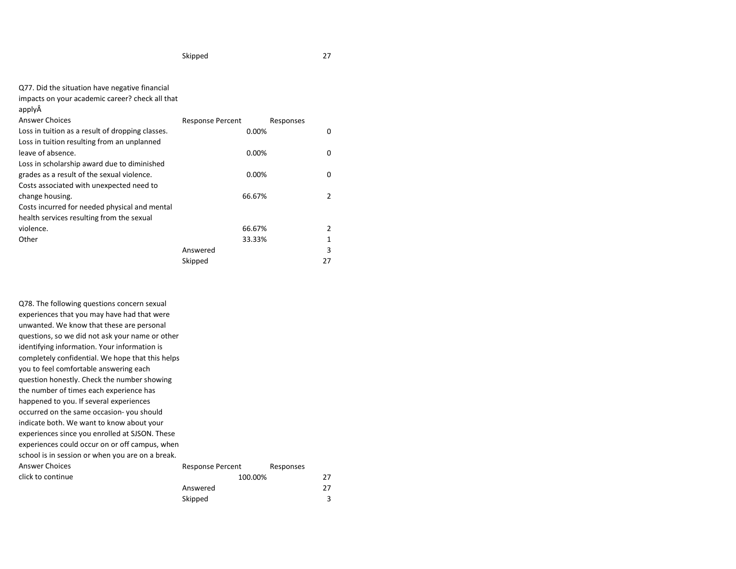| | | | |
|---|---|---|---|
| | Skipped | | 27 |

Q77. Did the situation have negative financial impacts on your academic career? check all that applyÂ

| Answer Choices | Response Percent | Responses |
|---|---|---|
| Loss in tuition as a result of dropping classes. | 0.00% | 0 |
| Loss in tuition resulting from an unplanned leave of absence. | 0.00% | 0 |
| Loss in scholarship award due to diminished grades as a result of the sexual violence. | 0.00% | 0 |
| Costs associated with unexpected need to change housing. | 66.67% | 2 |
| Costs incurred for needed physical and mental health services resulting from the sexual violence. | 66.67% | 2 |
| Other | 33.33% | 1 |
| | Answered | 3 |
| | Skipped | 27 |

Q78. The following questions concern sexual experiences that you may have had that were unwanted. We know that these are personal questions, so we did not ask your name or other identifying information. Your information is completely confidential. We hope that this helps you to feel comfortable answering each question honestly. Check the number showing the number of times each experience has happened to you. If several experiences occurred on the same occasion- you should indicate both. We want to know about your experiences since you enrolled at SJSON. These experiences could occur on or off campus, when school is in session or when you are on a break.

| Answer Choices | Response Percent | Responses |
|---|---|---|
| click to continue | 100.00% | 27 |
| | Answered | 27 |
| | Skipped | 3 |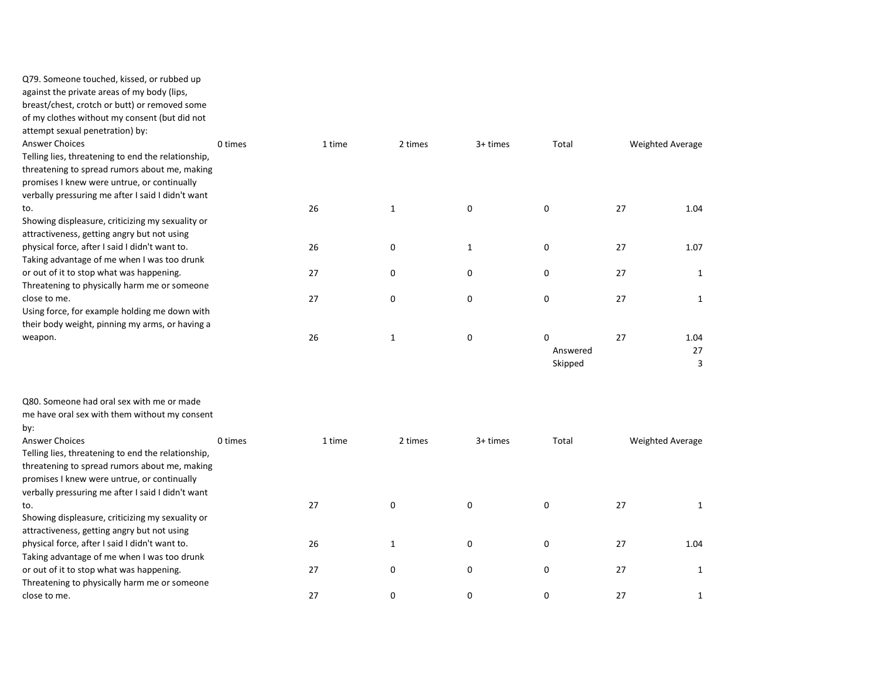Q79. Someone touched, kissed, or rubbed up against the private areas of my body (lips, breast/chest, crotch or butt) or removed some of my clothes without my consent (but did not attempt sexual penetration) by:

| Answer Choices | 0 times | 1 time | 2 times | 3+ times | Total | Weighted Average |
|---|---|---|---|---|---|---|
| Telling lies, threatening to end the relationship, threatening to spread rumors about me, making promises I knew were untrue, or continually verbally pressuring me after I said I didn't want to. | 26 | 1 | 0 | 0 | 27 | 1.04 |
| Showing displeasure, criticizing my sexuality or attractiveness, getting angry but not using physical force, after I said I didn't want to. | 26 | 0 | 1 | 0 | 27 | 1.07 |
| Taking advantage of me when I was too drunk or out of it to stop what was happening. | 27 | 0 | 0 | 0 | 27 | 1 |
| Threatening to physically harm me or someone close to me. | 27 | 0 | 0 | 0 | 27 | 1 |
| Using force, for example holding me down with their body weight, pinning my arms, or having a weapon. | 26 | 1 | 0 | 0 | 27 | 1.04 |
| | | | | | Answered | 27 |
| | | | | | Skipped | 3 |

Q80. Someone had oral sex with me or made me have oral sex with them without my consent by:

| Answer Choices | 0 times | 1 time | 2 times | 3+ times | Total | Weighted Average |
|---|---|---|---|---|---|---|
| Telling lies, threatening to end the relationship, threatening to spread rumors about me, making promises I knew were untrue, or continually verbally pressuring me after I said I didn't want to. | 27 | 0 | 0 | 0 | 27 | 1 |
| Showing displeasure, criticizing my sexuality or attractiveness, getting angry but not using physical force, after I said I didn't want to. | 26 | 1 | 0 | 0 | 27 | 1.04 |
| Taking advantage of me when I was too drunk or out of it to stop what was happening. | 27 | 0 | 0 | 0 | 27 | 1 |
| Threatening to physically harm me or someone close to me. | 27 | 0 | 0 | 0 | 27 | 1 |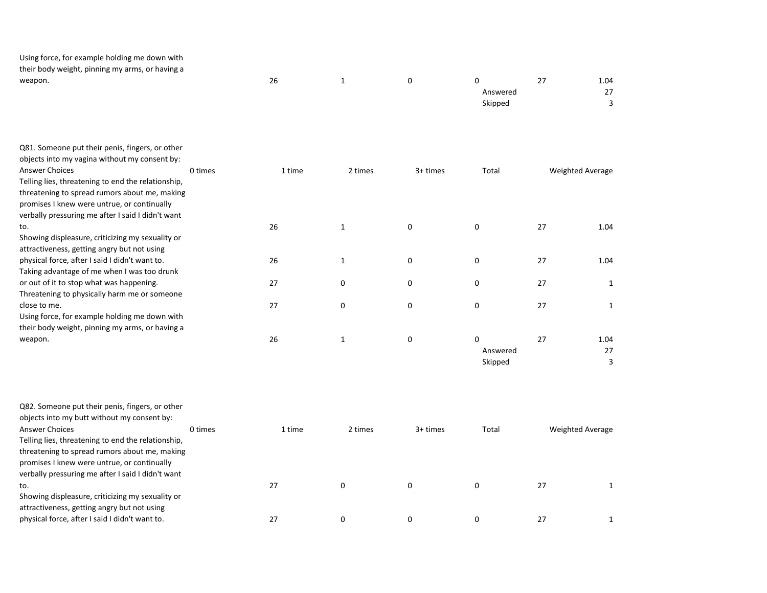| Answer Choices | 0 times | 1 time | 2 times | 3+ times | Total | Weighted Average |
|---|---|---|---|---|---|---|
| Using force, for example holding me down with their body weight, pinning my arms, or having a weapon. | 26 | 1 | 0 | 0 | 27 | 1.04 |
| | | | | | Answered | 27 |
| | | | | | Skipped | 3 |

Q81. Someone put their penis, fingers, or other objects into my vagina without my consent by:

| Answer Choices | 0 times | 1 time | 2 times | 3+ times | Total | Weighted Average |
|---|---|---|---|---|---|---|
| Telling lies, threatening to end the relationship, threatening to spread rumors about me, making promises I knew were untrue, or continually verbally pressuring me after I said I didn't want to. | 26 | 1 | 0 | 0 | 27 | 1.04 |
| Showing displeasure, criticizing my sexuality or attractiveness, getting angry but not using physical force, after I said I didn't want to. | 26 | 1 | 0 | 0 | 27 | 1.04 |
| Taking advantage of me when I was too drunk or out of it to stop what was happening. | 27 | 0 | 0 | 0 | 27 | 1 |
| Threatening to physically harm me or someone close to me. | 27 | 0 | 0 | 0 | 27 | 1 |
| Using force, for example holding me down with their body weight, pinning my arms, or having a weapon. | 26 | 1 | 0 | 0 | 27 | 1.04 |
| | | | | | Answered | 27 |
| | | | | | Skipped | 3 |

Q82. Someone put their penis, fingers, or other objects into my butt without my consent by:

| Answer Choices | 0 times | 1 time | 2 times | 3+ times | Total | Weighted Average |
|---|---|---|---|---|---|---|
| Telling lies, threatening to end the relationship, threatening to spread rumors about me, making promises I knew were untrue, or continually verbally pressuring me after I said I didn't want to. | 27 | 0 | 0 | 0 | 27 | 1 |
| Showing displeasure, criticizing my sexuality or attractiveness, getting angry but not using physical force, after I said I didn't want to. | 27 | 0 | 0 | 0 | 27 | 1 |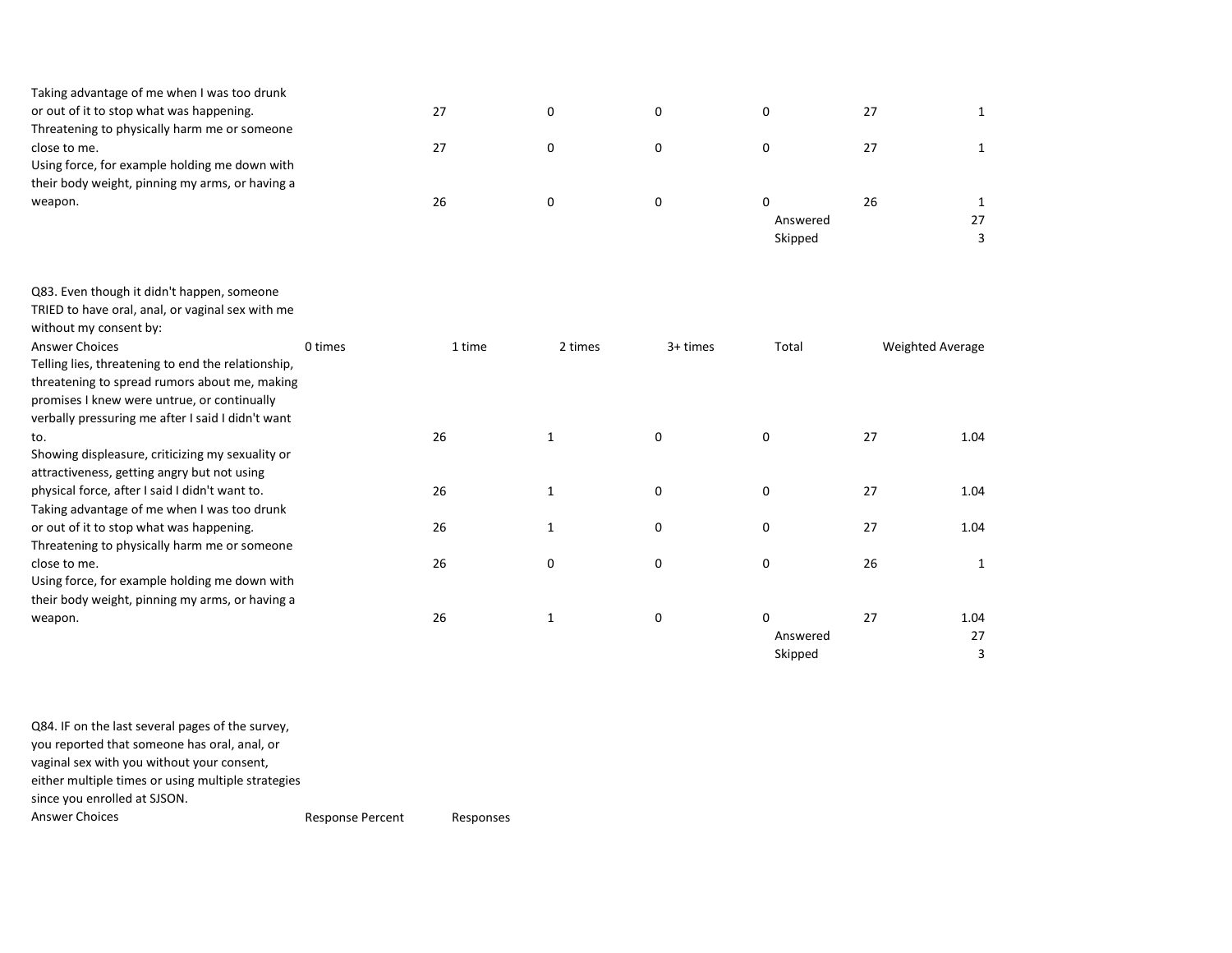| | | | | | | |
|---|---|---|---|---|---|---|
| Taking advantage of me when I was too drunk or out of it to stop what was happening. | 27 | 0 | 0 | 0 | 27 | 1 |
| Threatening to physically harm me or someone close to me. | 27 | 0 | 0 | 0 | 27 | 1 |
| Using force, for example holding me down with their body weight, pinning my arms, or having a weapon. | 26 | 0 | 0 | 0 | 26 | 1 |
| | | | | | Answered | 27 |
| | | | | | Skipped | 3 |

Q83. Even though it didn't happen, someone TRIED to have oral, anal, or vaginal sex with me without my consent by:

| Answer Choices | 0 times | 1 time | 2 times | 3+ times | Total | Weighted Average |
|---|---|---|---|---|---|---|
| Telling lies, threatening to end the relationship, threatening to spread rumors about me, making promises I knew were untrue, or continually verbally pressuring me after I said I didn't want to. | 26 | 1 | 0 | 0 | 27 | 1.04 |
| Showing displeasure, criticizing my sexuality or attractiveness, getting angry but not using physical force, after I said I didn't want to. | 26 | 1 | 0 | 0 | 27 | 1.04 |
| Taking advantage of me when I was too drunk or out of it to stop what was happening. | 26 | 1 | 0 | 0 | 27 | 1.04 |
| Threatening to physically harm me or someone close to me. | 26 | 0 | 0 | 0 | 26 | 1 |
| Using force, for example holding me down with their body weight, pinning my arms, or having a weapon. | 26 | 1 | 0 | 0 | 27 | 1.04 |
| | | | | | Answered | 27 |
| | | | | | Skipped | 3 |

Q84. IF on the last several pages of the survey, you reported that someone has oral, anal, or vaginal sex with you without your consent, either multiple times or using multiple strategies since you enrolled at SJSON.

| Answer Choices | Response Percent | Responses |
|---|---|---|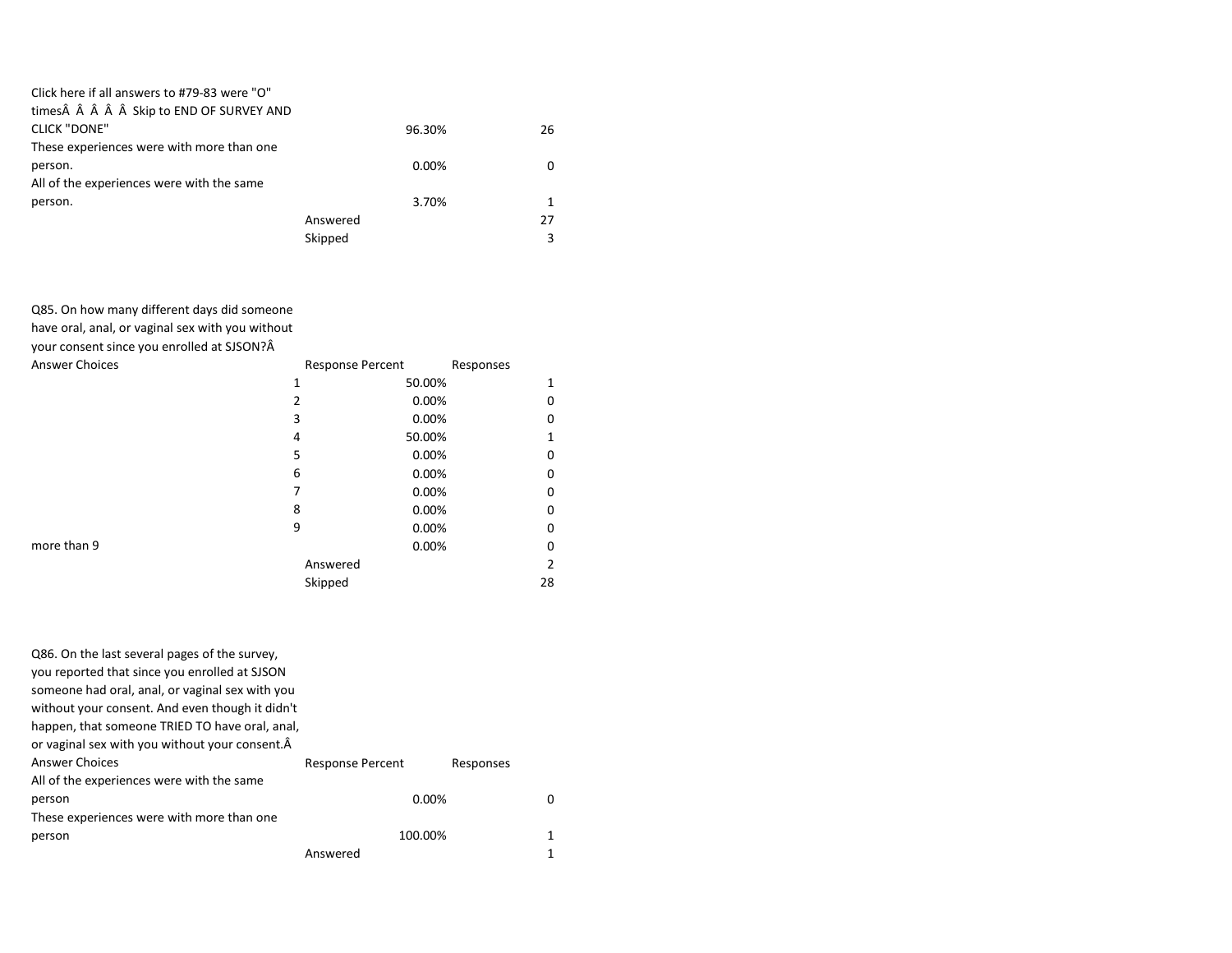| | | |
|---|---|---|
| Click here if all answers to #79-83 were "O" timesÂ Â Â Â Â Skip to END OF SURVEY AND CLICK "DONE" | 96.30% | 26 |
| These experiences were with more than one person. | 0.00% | 0 |
| All of the experiences were with the same person. | 3.70% | 1 |
| Answered | | 27 |
| Skipped | | 3 |

Q85. On how many different days did someone have oral, anal, or vaginal sex with you without your consent since you enrolled at SJSON?Â

| Answer Choices | Response Percent | Responses |
|---|---|---|
| 1 | 50.00% | 1 |
| 2 | 0.00% | 0 |
| 3 | 0.00% | 0 |
| 4 | 50.00% | 1 |
| 5 | 0.00% | 0 |
| 6 | 0.00% | 0 |
| 7 | 0.00% | 0 |
| 8 | 0.00% | 0 |
| 9 | 0.00% | 0 |
| more than 9 | 0.00% | 0 |
| Answered | | 2 |
| Skipped | | 28 |

Q86. On the last several pages of the survey, you reported that since you enrolled at SJSON someone had oral, anal, or vaginal sex with you without your consent. And even though it didn't happen, that someone TRIED TO have oral, anal, or vaginal sex with you without your consent.Â

| Answer Choices | Response Percent | Responses |
|---|---|---|
| All of the experiences were with the same person | 0.00% | 0 |
| These experiences were with more than one person | 100.00% | 1 |
| Answered | | 1 |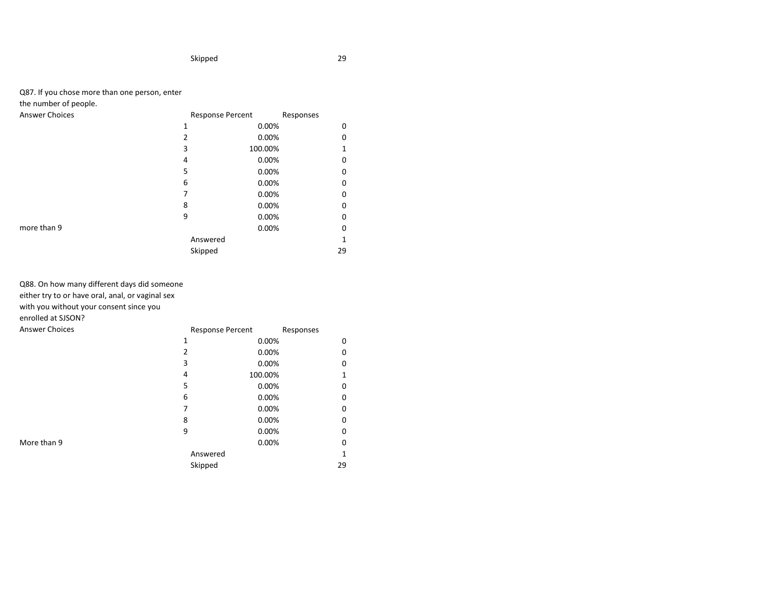| | | |
|---|---|---|
| | Skipped | 29 |

Q87. If you chose more than one person, enter the number of people.

| Answer Choices | Response Percent | Responses |
|---|---|---|
| 1 | 0.00% | 0 |
| 2 | 0.00% | 0 |
| 3 | 100.00% | 1 |
| 4 | 0.00% | 0 |
| 5 | 0.00% | 0 |
| 6 | 0.00% | 0 |
| 7 | 0.00% | 0 |
| 8 | 0.00% | 0 |
| 9 | 0.00% | 0 |
| more than 9 | 0.00% | 0 |
| | Answered | 1 |
| | Skipped | 29 |

Q88. On how many different days did someone either try to or have oral, anal, or vaginal sex with you without your consent since you enrolled at SJSON?

| Answer Choices | Response Percent | Responses |
|---|---|---|
| 1 | 0.00% | 0 |
| 2 | 0.00% | 0 |
| 3 | 0.00% | 0 |
| 4 | 100.00% | 1 |
| 5 | 0.00% | 0 |
| 6 | 0.00% | 0 |
| 7 | 0.00% | 0 |
| 8 | 0.00% | 0 |
| 9 | 0.00% | 0 |
| More than 9 | 0.00% | 0 |
| | Answered | 1 |
| | Skipped | 29 |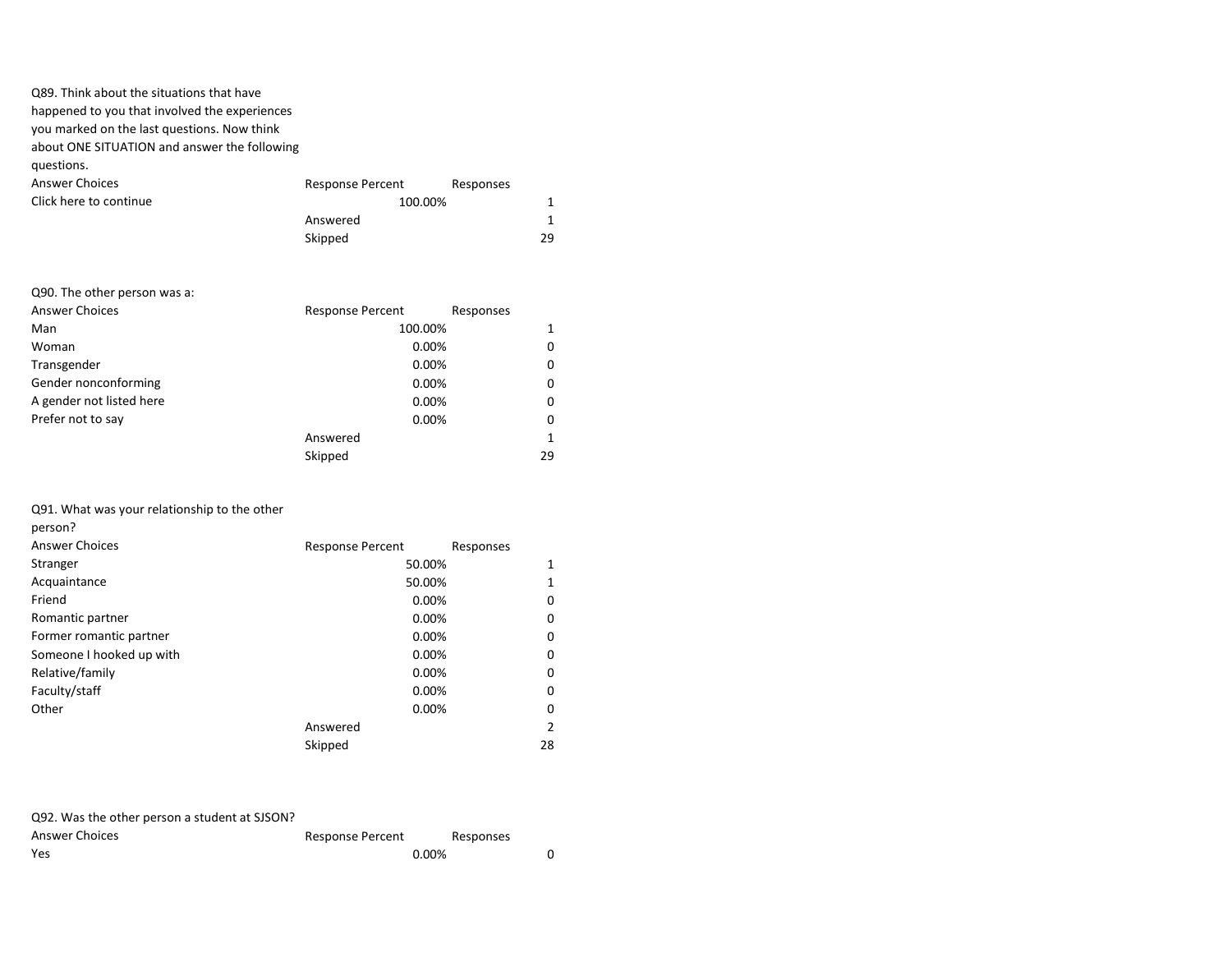Q89. Think about the situations that have happened to you that involved the experiences you marked on the last questions. Now think about ONE SITUATION and answer the following questions.

| Answer Choices | Response Percent | Responses |
|---|---|---|
| Click here to continue | 100.00% | 1 |
| | Answered | 1 |
| | Skipped | 29 |

Q90. The other person was a:

| Answer Choices | Response Percent | Responses |
|---|---|---|
| Man | 100.00% | 1 |
| Woman | 0.00% | 0 |
| Transgender | 0.00% | 0 |
| Gender nonconforming | 0.00% | 0 |
| A gender not listed here | 0.00% | 0 |
| Prefer not to say | 0.00% | 0 |
| | Answered | 1 |
| | Skipped | 29 |

Q91. What was your relationship to the other person?

| Answer Choices | Response Percent | Responses |
|---|---|---|
| Stranger | 50.00% | 1 |
| Acquaintance | 50.00% | 1 |
| Friend | 0.00% | 0 |
| Romantic partner | 0.00% | 0 |
| Former romantic partner | 0.00% | 0 |
| Someone I hooked up with | 0.00% | 0 |
| Relative/family | 0.00% | 0 |
| Faculty/staff | 0.00% | 0 |
| Other | 0.00% | 0 |
| | Answered | 2 |
| | Skipped | 28 |

Q92. Was the other person a student at SJSON?

| Answer Choices | Response Percent | Responses |
|---|---|---|
| Yes | 0.00% | 0 |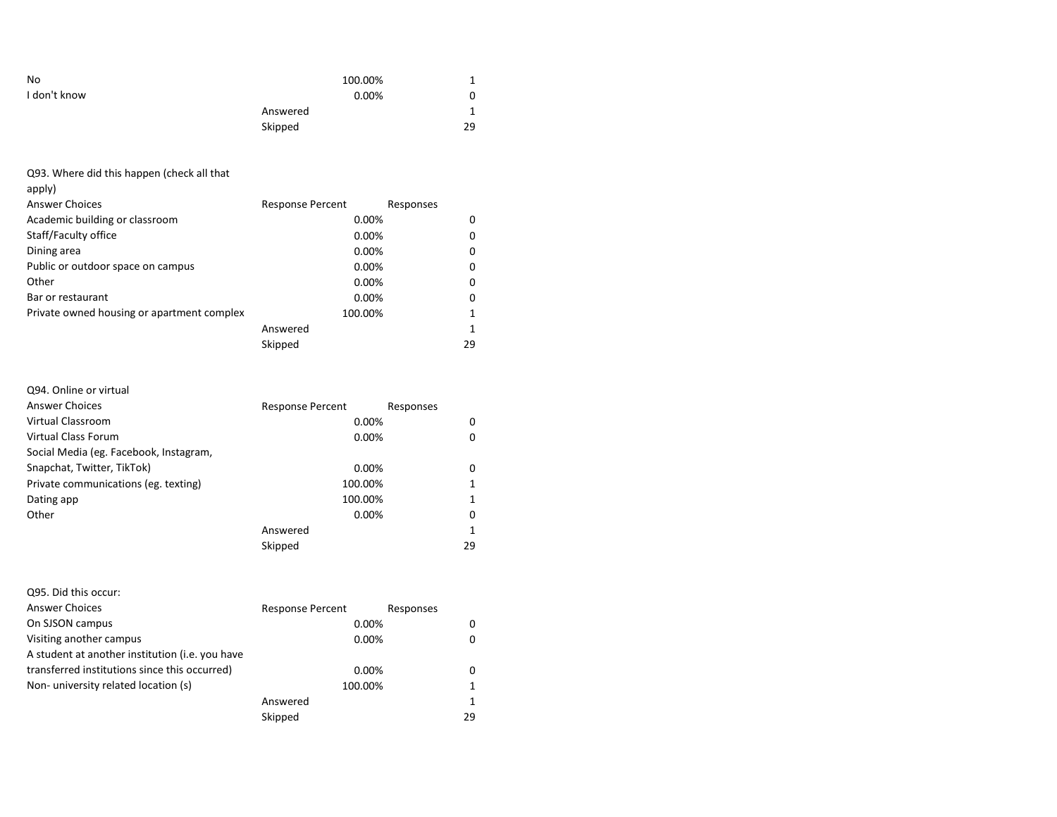| | | |
|---|---|---|
| No | 100.00% | 1 |
| I don't know | 0.00% | 0 |
| | Answered | 1 |
| | Skipped | 29 |

Q93. Where did this happen (check all that apply)

| Answer Choices | Response Percent | Responses |
|---|---|---|
| Academic building or classroom | 0.00% | 0 |
| Staff/Faculty office | 0.00% | 0 |
| Dining area | 0.00% | 0 |
| Public or outdoor space on campus | 0.00% | 0 |
| Other | 0.00% | 0 |
| Bar or restaurant | 0.00% | 0 |
| Private owned housing or apartment complex | 100.00% | 1 |
| | Answered | 1 |
| | Skipped | 29 |

Q94. Online or virtual

| Answer Choices | Response Percent | Responses |
|---|---|---|
| Virtual Classroom | 0.00% | 0 |
| Virtual Class Forum | 0.00% | 0 |
| Social Media (eg. Facebook, Instagram, Snapchat, Twitter, TikTok) | 0.00% | 0 |
| Private communications (eg. texting) | 100.00% | 1 |
| Dating app | 100.00% | 1 |
| Other | 0.00% | 0 |
| | Answered | 1 |
| | Skipped | 29 |

Q95. Did this occur:

| Answer Choices | Response Percent | Responses |
|---|---|---|
| On SJSON campus | 0.00% | 0 |
| Visiting another campus | 0.00% | 0 |
| A student at another institution (i.e. you have transferred institutions since this occurred) | 0.00% | 0 |
| Non- university related location (s) | 100.00% | 1 |
| | Answered | 1 |
| | Skipped | 29 |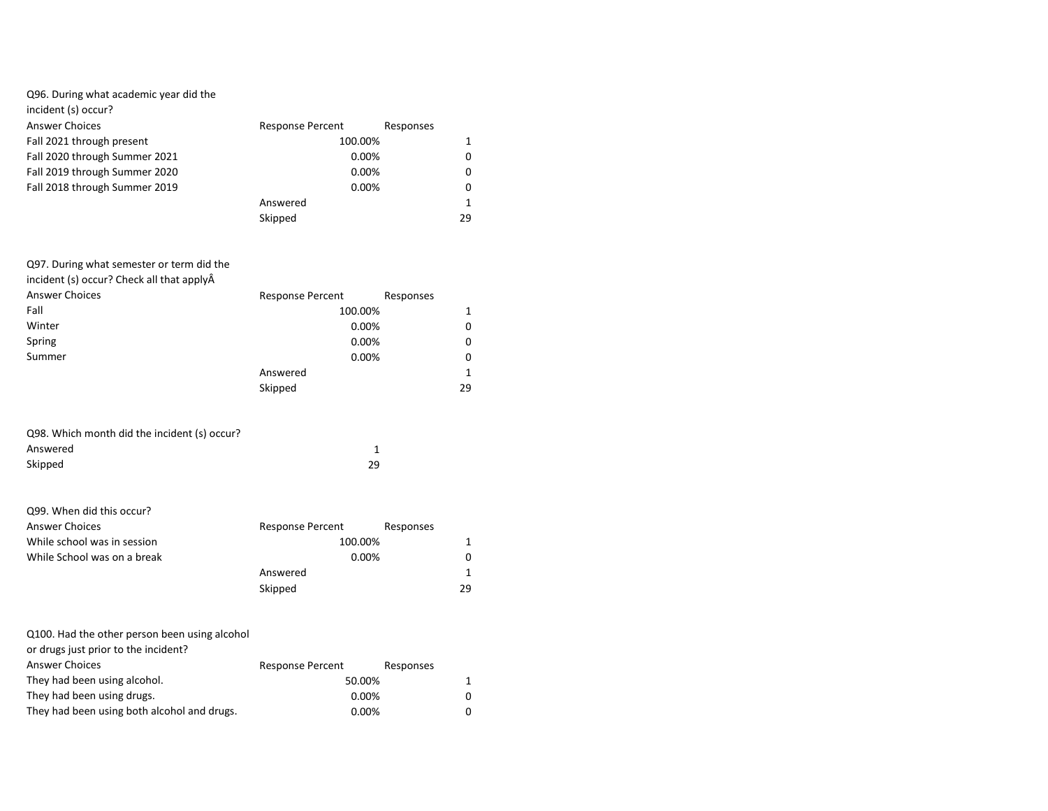Q96. During what academic year did the incident (s) occur?

| Answer Choices | Response Percent | Responses |
|---|---|---|
| Fall 2021 through present | 100.00% | 1 |
| Fall 2020 through Summer 2021 | 0.00% | 0 |
| Fall 2019 through Summer 2020 | 0.00% | 0 |
| Fall 2018 through Summer 2019 | 0.00% | 0 |
| | Answered | 1 |
| | Skipped | 29 |

Q97. During what semester or term did the incident (s) occur? Check all that applyÂ

| Answer Choices | Response Percent | Responses |
|---|---|---|
| Fall | 100.00% | 1 |
| Winter | 0.00% | 0 |
| Spring | 0.00% | 0 |
| Summer | 0.00% | 0 |
| | Answered | 1 |
| | Skipped | 29 |

Q98. Which month did the incident (s) occur?

| | |
|---|---|
| Answered | 1 |
| Skipped | 29 |

Q99. When did this occur?

| Answer Choices | Response Percent | Responses |
|---|---|---|
| While school was in session | 100.00% | 1 |
| While School was on a break | 0.00% | 0 |
| | Answered | 1 |
| | Skipped | 29 |

Q100. Had the other person been using alcohol or drugs just prior to the incident?

| Answer Choices | Response Percent | Responses |
|---|---|---|
| They had been using alcohol. | 50.00% | 1 |
| They had been using drugs. | 0.00% | 0 |
| They had been using both alcohol and drugs. | 0.00% | 0 |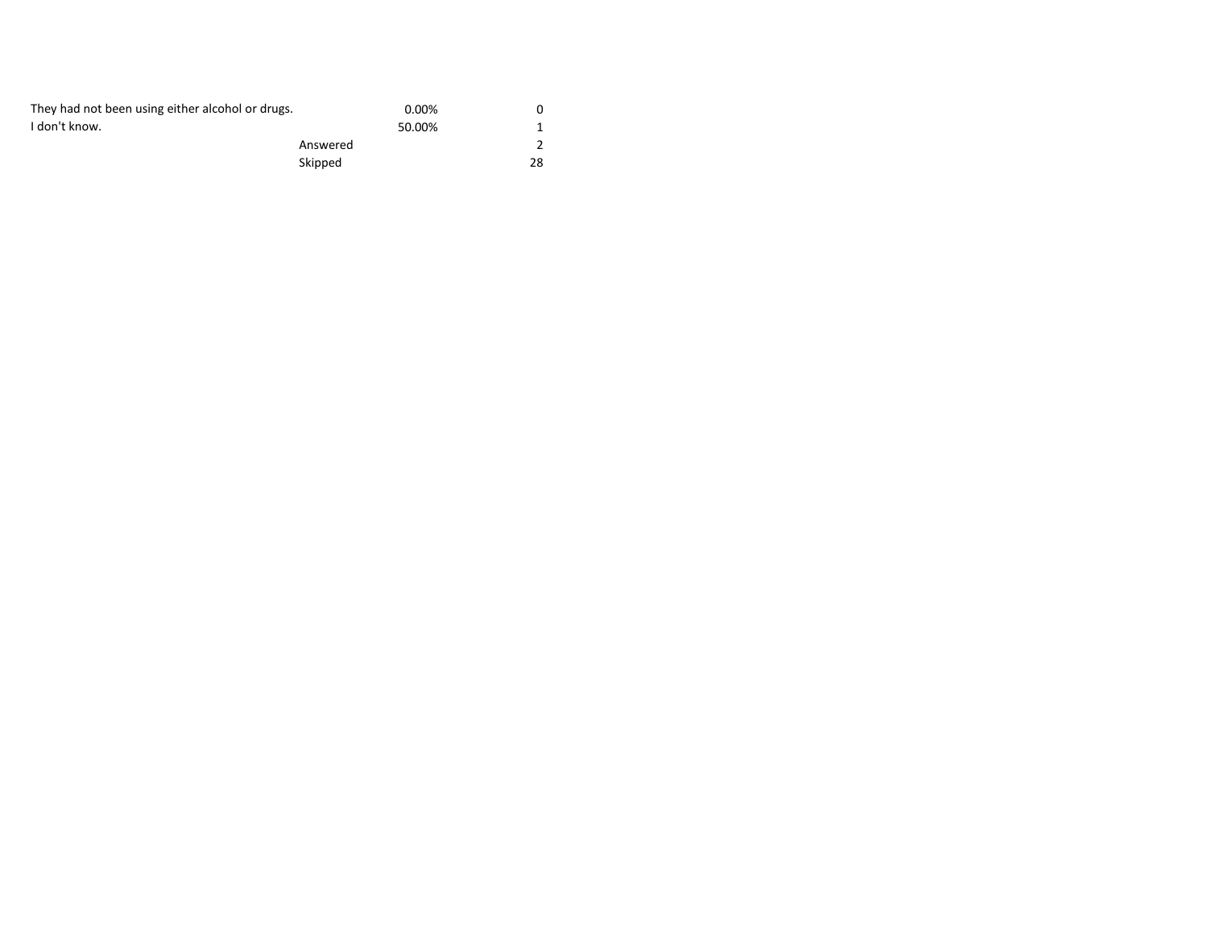| | | | |
|---|---|---|---|
| They had not been using either alcohol or drugs. | | 0.00% | 0 |
| I don't know. | | 50.00% | 1 |
| | Answered | | 2 |
| | Skipped | | 28 |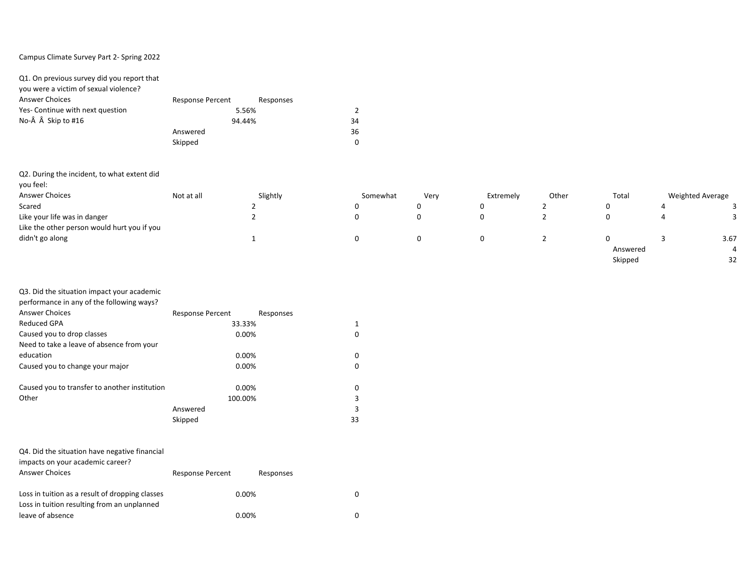Campus Climate Survey Part 2- Spring 2022

Q1. On previous survey did you report that you were a victim of sexual violence?

| Answer Choices | Response Percent | Responses |
|---|---|---|
| Yes- Continue with next question | 5.56% | 2 |
| No-Â Â Skip to #16 | 94.44% | 34 |
| | Answered | 36 |
| | Skipped | 0 |

Q2. During the incident, to what extent did you feel:

| Answer Choices | Not at all | Slightly | Somewhat | Very | Extremely | Other | Total | Weighted Average |
|---|---|---|---|---|---|---|---|---|
| Scared | 2 | 0 | 0 | 0 | 2 | 0 | 4 | 3 |
| Like your life was in danger | 2 | 0 | 0 | 0 | 2 | 0 | 4 | 3 |
| Like the other person would hurt you if you didn't go along | 1 | 0 | 0 | 0 | 2 | 0 | 3 | 3.67 |
| | | | | | | | Answered | 4 |
| | | | | | | | Skipped | 32 |

Q3. Did the situation impact your academic performance in any of the following ways?

| Answer Choices | Response Percent | Responses |
|---|---|---|
| Reduced GPA | 33.33% | 1 |
| Caused you to drop classes | 0.00% | 0 |
| Need to take a leave of absence from your education | 0.00% | 0 |
| Caused you to change your major | 0.00% | 0 |
| Caused you to transfer to another institution | 0.00% | 0 |
| Other | 100.00% | 3 |
| | Answered | 3 |
| | Skipped | 33 |

Q4. Did the situation have negative financial impacts on your academic career?

| Answer Choices | Response Percent | Responses |
|---|---|---|
| Loss in tuition as a result of dropping classes | 0.00% | 0 |
| Loss in tuition resulting from an unplanned leave of absence | 0.00% | 0 |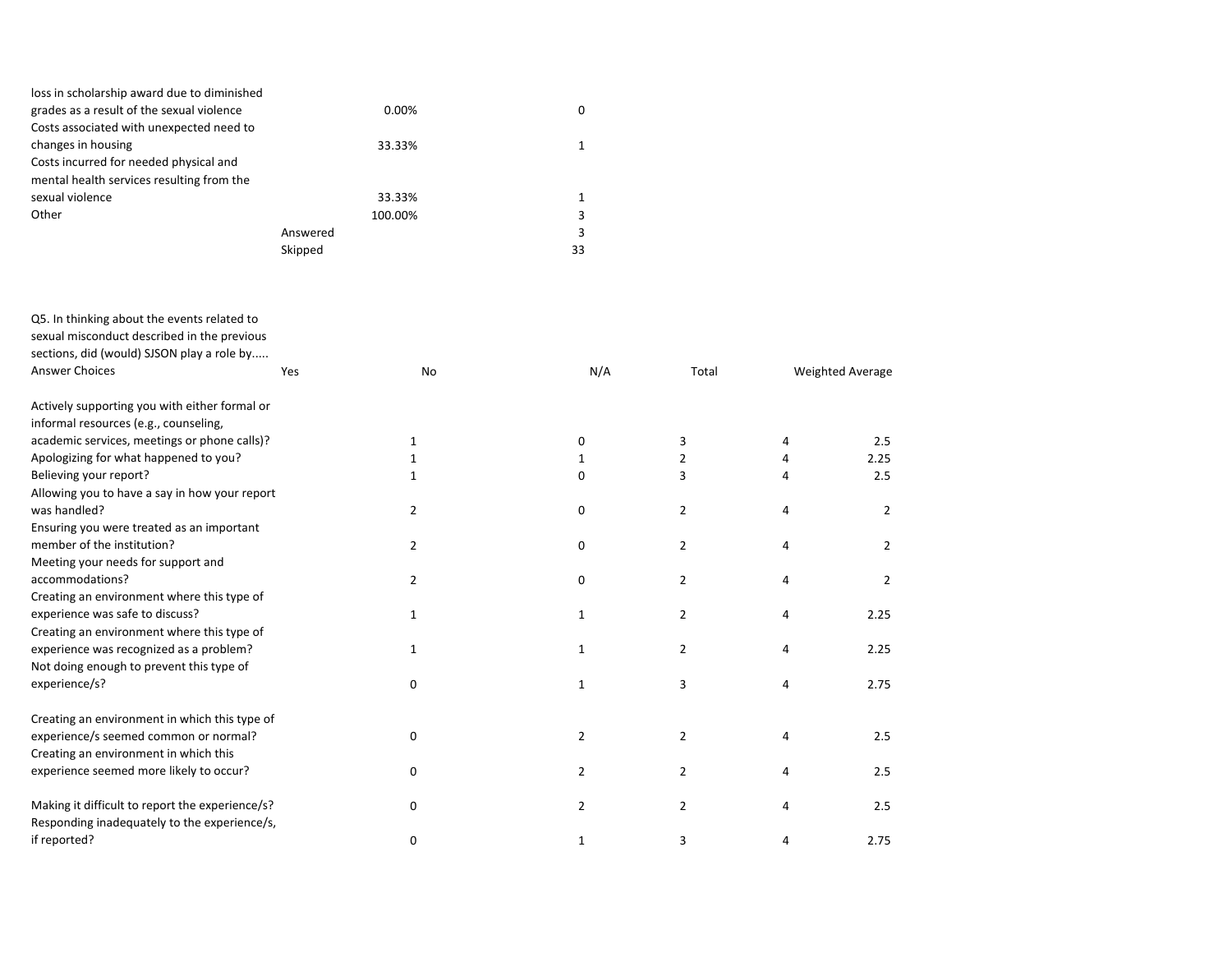| | | | |
|---|---|---|---|
| loss in scholarship award due to diminished grades as a result of the sexual violence | | 0.00% | 0 |
| Costs associated with unexpected need to changes in housing | | 33.33% | 1 |
| Costs incurred for needed physical and mental health services resulting from the sexual violence | | 33.33% | 1 |
| Other | | 100.00% | 3 |
| | Answered | | 3 |
| | Skipped | | 33 |

Q5. In thinking about the events related to sexual misconduct described in the previous sections, did (would) SJSON play a role by.....

| Answer Choices | Yes | No | N/A | Total | Weighted Average |
|---|---|---|---|---|---|
| Actively supporting you with either formal or informal resources (e.g., counseling, academic services, meetings or phone calls)? | 1 | 0 | 3 | 4 | 2.5 |
| Apologizing for what happened to you? | 1 | 1 | 2 | 4 | 2.25 |
| Believing your report? | 1 | 0 | 3 | 4 | 2.5 |
| Allowing you to have a say in how your report was handled? | 2 | 0 | 2 | 4 | 2 |
| Ensuring you were treated as an important member of the institution? | 2 | 0 | 2 | 4 | 2 |
| Meeting your needs for support and accommodations? | 2 | 0 | 2 | 4 | 2 |
| Creating an environment where this type of experience was safe to discuss? | 1 | 1 | 2 | 4 | 2.25 |
| Creating an environment where this type of experience was recognized as a problem? | 1 | 1 | 2 | 4 | 2.25 |
| Not doing enough to prevent this type of experience/s? | 0 | 1 | 3 | 4 | 2.75 |
| Creating an environment in which this type of experience/s seemed common or normal? | 0 | 2 | 2 | 4 | 2.5 |
| Creating an environment in which this experience seemed more likely to occur? | 0 | 2 | 2 | 4 | 2.5 |
| Making it difficult to report the experience/s? | 0 | 2 | 2 | 4 | 2.5 |
| Responding inadequately to the experience/s, if reported? | 0 | 1 | 3 | 4 | 2.75 |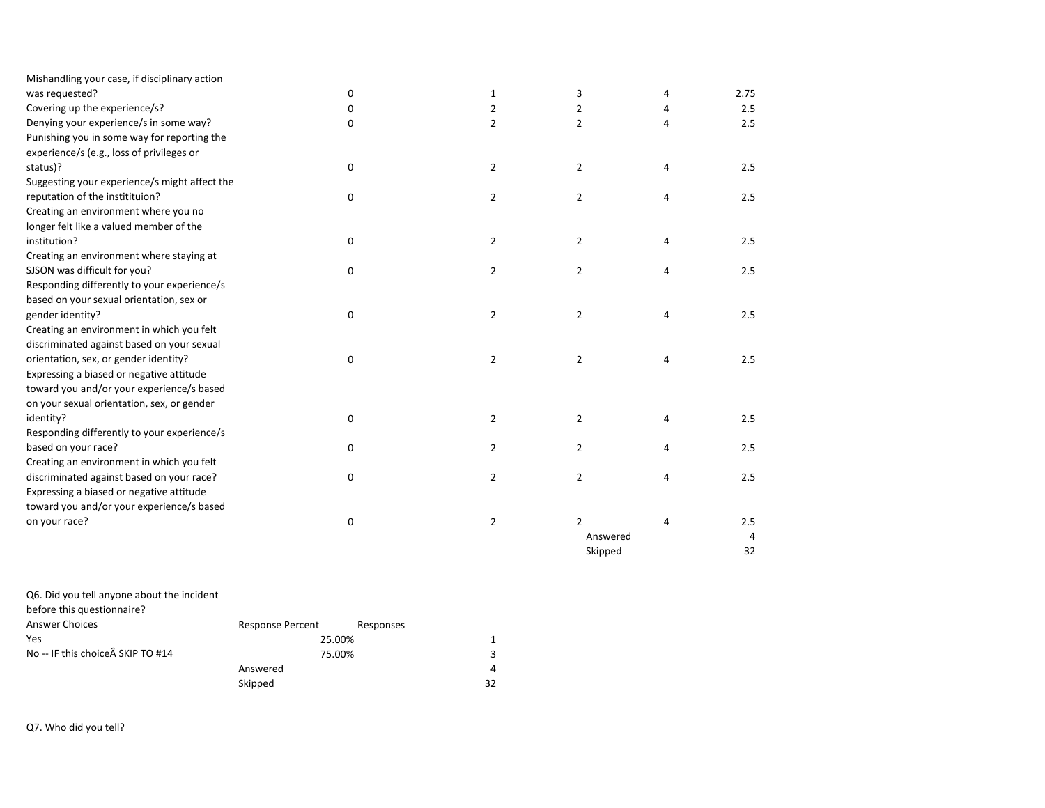| | | | | | |
|---|---|---|---|---|---|
| Mishandling your case, if disciplinary action was requested? | 0 | 1 | 3 | 4 | 2.75 |
| Covering up the experience/s? | 0 | 2 | 2 | 4 | 2.5 |
| Denying your experience/s in some way? | 0 | 2 | 2 | 4 | 2.5 |
| Punishing you in some way for reporting the experience/s (e.g., loss of privileges or status)? | 0 | 2 | 2 | 4 | 2.5 |
| Suggesting your experience/s might affect the reputation of the instititution? | 0 | 2 | 2 | 4 | 2.5 |
| Creating an environment where you no longer felt like a valued member of the institution? | 0 | 2 | 2 | 4 | 2.5 |
| Creating an environment where staying at SJSON was difficult for you? | 0 | 2 | 2 | 4 | 2.5 |
| Responding differently to your experience/s based on your sexual orientation, sex or gender identity? | 0 | 2 | 2 | 4 | 2.5 |
| Creating an environment in which you felt discriminated against based on your sexual orientation, sex, or gender identity? | 0 | 2 | 2 | 4 | 2.5 |
| Expressing a biased or negative attitude toward you and/or your experience/s based on your sexual orientation, sex, or gender identity? | 0 | 2 | 2 | 4 | 2.5 |
| Responding differently to your experience/s based on your race? | 0 | 2 | 2 | 4 | 2.5 |
| Creating an environment in which you felt discriminated against based on your race? | 0 | 2 | 2 | 4 | 2.5 |
| Expressing a biased or negative attitude toward you and/or your experience/s based on your race? | 0 | 2 | 2 | 4 | 2.5 |
| | | | Answered | | 4 |
| | | | Skipped | | 32 |

Q6. Did you tell anyone about the incident before this questionnaire?

| Answer Choices | Response Percent | Responses |
|---|---|---|
| Yes | 25.00% | 1 |
| No -- IF this choiceÂ SKIP TO #14 | 75.00% | 3 |
| | Answered | 4 |
| | Skipped | 32 |

Q7. Who did you tell?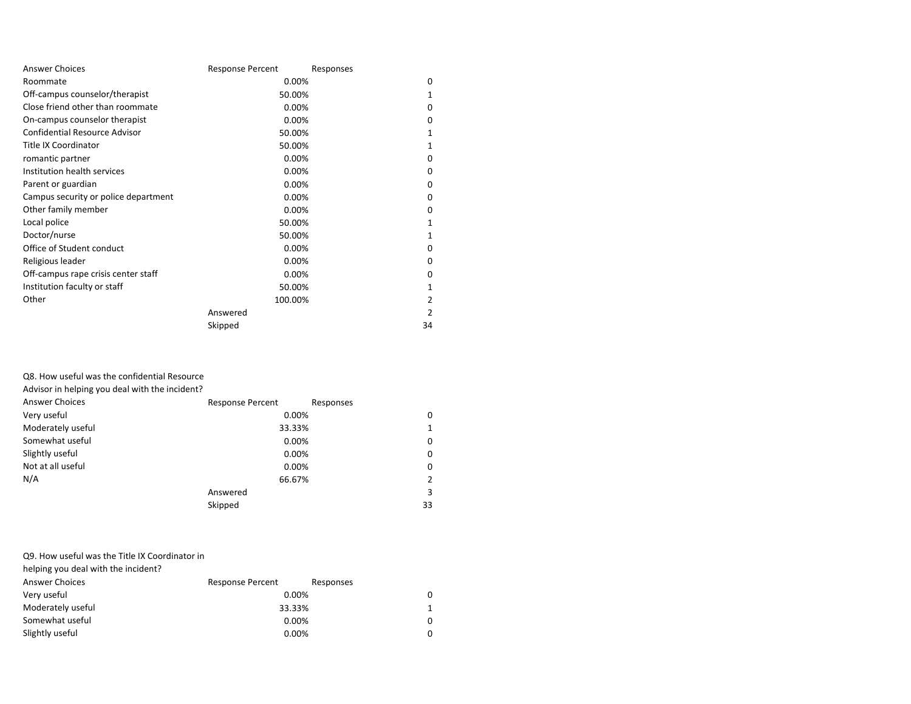| Answer Choices | Response Percent | Responses |
| --- | --- | --- |
| Roommate | 0.00% | 0 |
| Off-campus counselor/therapist | 50.00% | 1 |
| Close friend other than roommate | 0.00% | 0 |
| On-campus counselor therapist | 0.00% | 0 |
| Confidential Resource Advisor | 50.00% | 1 |
| Title IX Coordinator | 50.00% | 1 |
| romantic partner | 0.00% | 0 |
| Institution health services | 0.00% | 0 |
| Parent or guardian | 0.00% | 0 |
| Campus security or police department | 0.00% | 0 |
| Other family member | 0.00% | 0 |
| Local police | 50.00% | 1 |
| Doctor/nurse | 50.00% | 1 |
| Office of Student conduct | 0.00% | 0 |
| Religious leader | 0.00% | 0 |
| Off-campus rape crisis center staff | 0.00% | 0 |
| Institution faculty or staff | 50.00% | 1 |
| Other | 100.00% | 2 |
| | Answered | 2 |
| | Skipped | 34 |

Q8. How useful was the confidential Resource Advisor in helping you deal with the incident?

| Answer Choices | Response Percent | Responses |
| --- | --- | --- |
| Very useful | 0.00% | 0 |
| Moderately useful | 33.33% | 1 |
| Somewhat useful | 0.00% | 0 |
| Slightly useful | 0.00% | 0 |
| Not at all useful | 0.00% | 0 |
| N/A | 66.67% | 2 |
| | Answered | 3 |
| | Skipped | 33 |

Q9. How useful was the Title IX Coordinator in helping you deal with the incident?

| Answer Choices | Response Percent | Responses |
| --- | --- | --- |
| Very useful | 0.00% | 0 |
| Moderately useful | 33.33% | 1 |
| Somewhat useful | 0.00% | 0 |
| Slightly useful | 0.00% | 0 |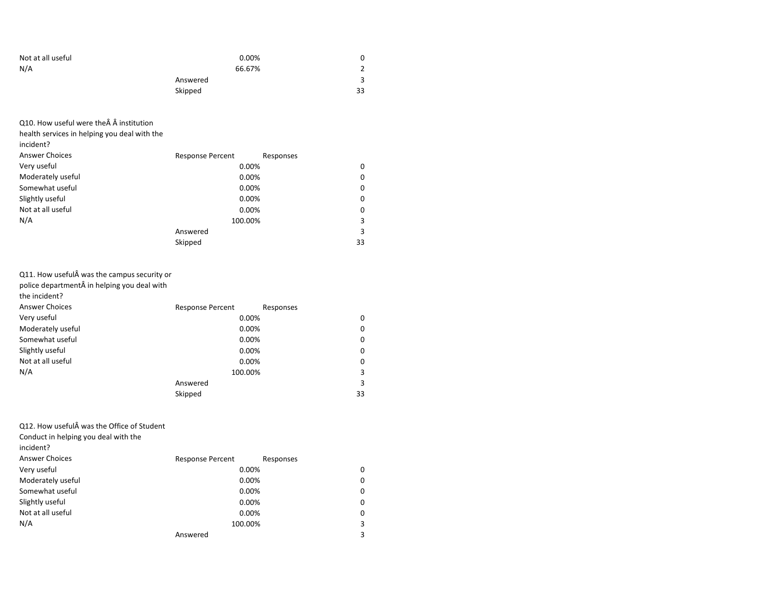| | | |
|---|---|---|
| Not at all useful | 0.00% | 0 |
| N/A | 66.67% | 2 |
| | Answered | 3 |
| | Skipped | 33 |

Q10. How useful were theÂ Â institution health services in helping you deal with the incident?

| Answer Choices | Response Percent | Responses |
|---|---|---|
| Very useful | 0.00% | 0 |
| Moderately useful | 0.00% | 0 |
| Somewhat useful | 0.00% | 0 |
| Slightly useful | 0.00% | 0 |
| Not at all useful | 0.00% | 0 |
| N/A | 100.00% | 3 |
| | Answered | 3 |
| | Skipped | 33 |

Q11. How usefulÂ was the campus security or police departmentÂ in helping you deal with the incident?

| Answer Choices | Response Percent | Responses |
|---|---|---|
| Very useful | 0.00% | 0 |
| Moderately useful | 0.00% | 0 |
| Somewhat useful | 0.00% | 0 |
| Slightly useful | 0.00% | 0 |
| Not at all useful | 0.00% | 0 |
| N/A | 100.00% | 3 |
| | Answered | 3 |
| | Skipped | 33 |

Q12. How usefulÂ was the Office of Student Conduct in helping you deal with the incident?

| Answer Choices | Response Percent | Responses |
|---|---|---|
| Very useful | 0.00% | 0 |
| Moderately useful | 0.00% | 0 |
| Somewhat useful | 0.00% | 0 |
| Slightly useful | 0.00% | 0 |
| Not at all useful | 0.00% | 0 |
| N/A | 100.00% | 3 |
| | Answered | 3 |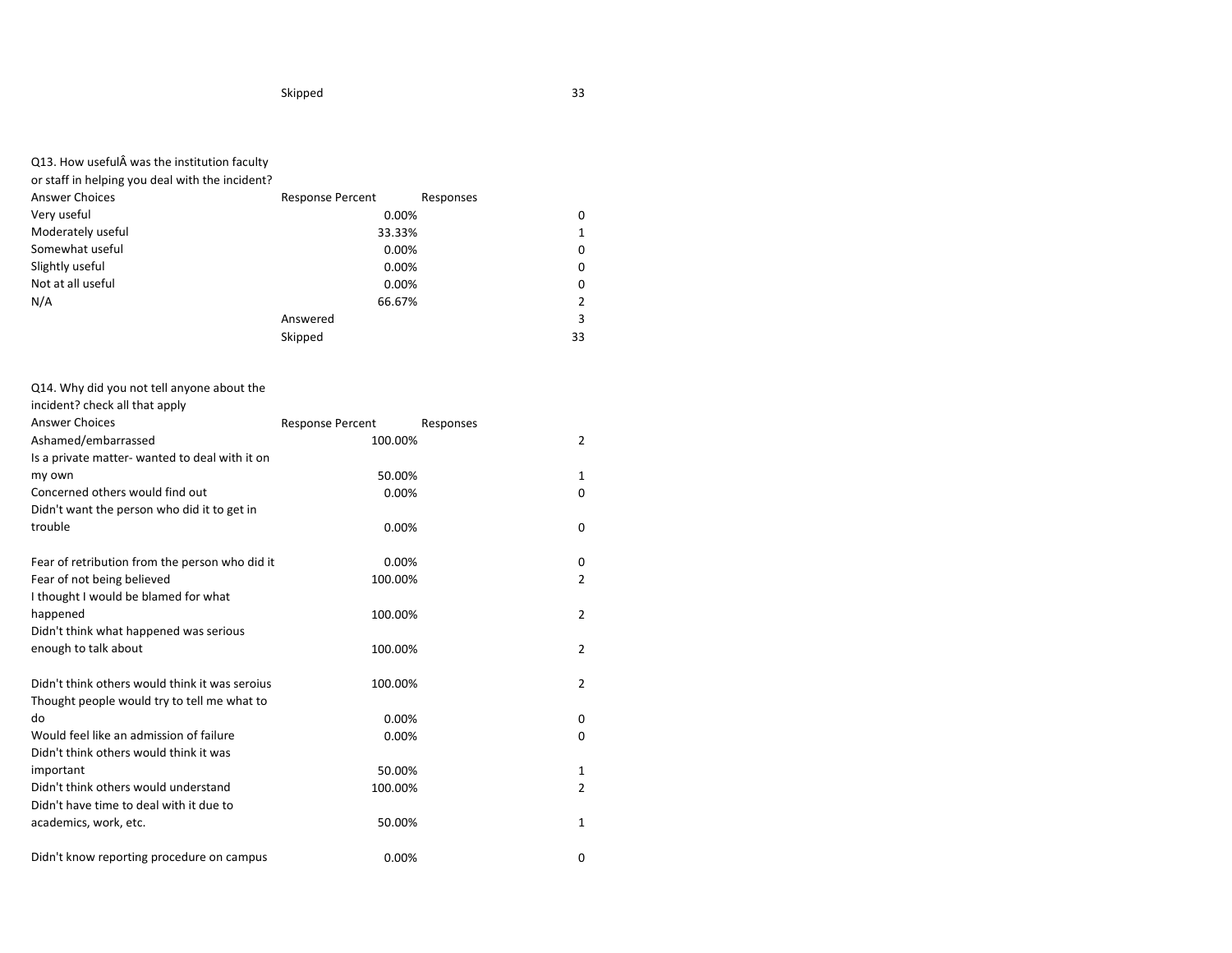| | Skipped | | 33 |
|---|---|---|---|

Q13. How usefulÂ was the institution faculty or staff in helping you deal with the incident?

| Answer Choices | Response Percent | Responses | |
|---|---|---|---|
| Very useful | 0.00% | | 0 |
| Moderately useful | 33.33% | | 1 |
| Somewhat useful | 0.00% | | 0 |
| Slightly useful | 0.00% | | 0 |
| Not at all useful | 0.00% | | 0 |
| N/A | 66.67% | | 2 |
| | Answered | | 3 |
| | Skipped | | 33 |

Q14. Why did you not tell anyone about the incident? check all that apply

| Answer Choices | Response Percent | Responses | |
|---|---|---|---|
| Ashamed/embarrassed | 100.00% | | 2 |
| Is a private matter- wanted to deal with it on my own | 50.00% | | 1 |
| Concerned others would find out | 0.00% | | 0 |
| Didn't want the person who did it to get in trouble | 0.00% | | 0 |
| Fear of retribution from the person who did it | 0.00% | | 0 |
| Fear of not being believed | 100.00% | | 2 |
| I thought I would be blamed for what happened | 100.00% | | 2 |
| Didn't think what happened was serious enough to talk about | 100.00% | | 2 |
| Didn't think others would think it was seroius | 100.00% | | 2 |
| Thought people would try to tell me what to do | 0.00% | | 0 |
| Would feel like an admission of failure | 0.00% | | 0 |
| Didn't think others would think it was important | 50.00% | | 1 |
| Didn't think others would understand | 100.00% | | 2 |
| Didn't have time to deal with it due to academics, work, etc. | 50.00% | | 1 |
| Didn't know reporting procedure on campus | 0.00% | | 0 |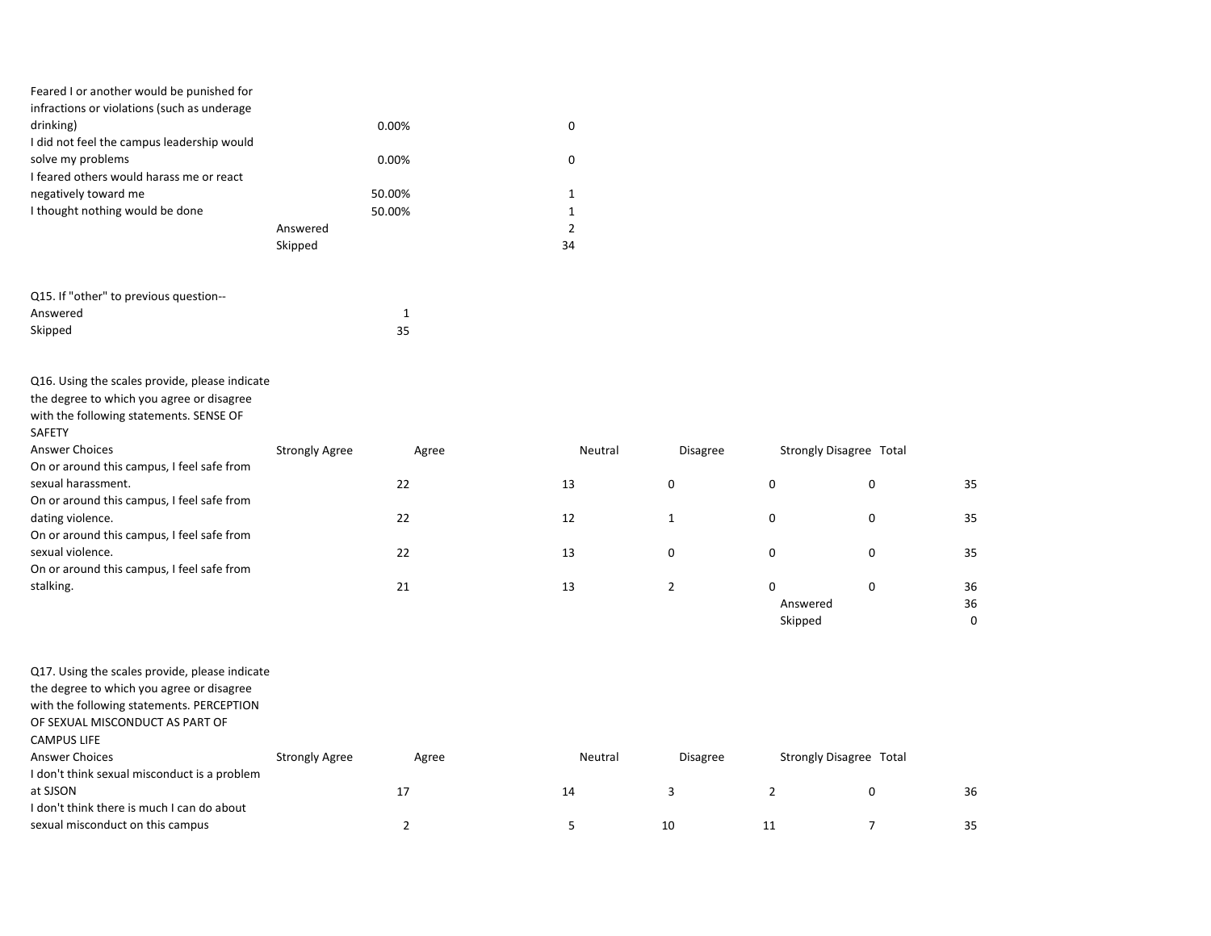| | | |
|---|---|---|
| Feared I or another would be punished for infractions or violations (such as underage drinking) | 0.00% | 0 |
| I did not feel the campus leadership would solve my problems | 0.00% | 0 |
| I feared others would harass me or react negatively toward me | 50.00% | 1 |
| I thought nothing would be done | 50.00% | 1 |
| Answered | | 2 |
| Skipped | | 34 |

Q15. If "other" to previous question--

| | |
|---|---|
| Answered | 1 |
| Skipped | 35 |

Q16. Using the scales provide, please indicate the degree to which you agree or disagree with the following statements. SENSE OF SAFETY

| Answer Choices | Strongly Agree | Agree | Neutral | Disagree | Strongly Disagree | Total |
|---|---|---|---|---|---|---|
| On or around this campus, I feel safe from sexual harassment. | 22 | 13 | 0 | 0 | 0 | 35 |
| On or around this campus, I feel safe from dating violence. | 22 | 12 | 1 | 0 | 0 | 35 |
| On or around this campus, I feel safe from sexual violence. | 22 | 13 | 0 | 0 | 0 | 35 |
| On or around this campus, I feel safe from stalking. | 21 | 13 | 2 | 0 | 0 | 36 |
| | | | | | Answered | 36 |
| | | | | | Skipped | 0 |

Q17. Using the scales provide, please indicate the degree to which you agree or disagree with the following statements. PERCEPTION OF SEXUAL MISCONDUCT AS PART OF CAMPUS LIFE

| Answer Choices | Strongly Agree | Agree | Neutral | Disagree | Strongly Disagree | Total |
|---|---|---|---|---|---|---|
| I don't think sexual misconduct is a problem at SJSON | 17 | 14 | 3 | 2 | 0 | 36 |
| I don't think there is much I can do about sexual misconduct on this campus | 2 | 5 | 10 | 11 | 7 | 35 |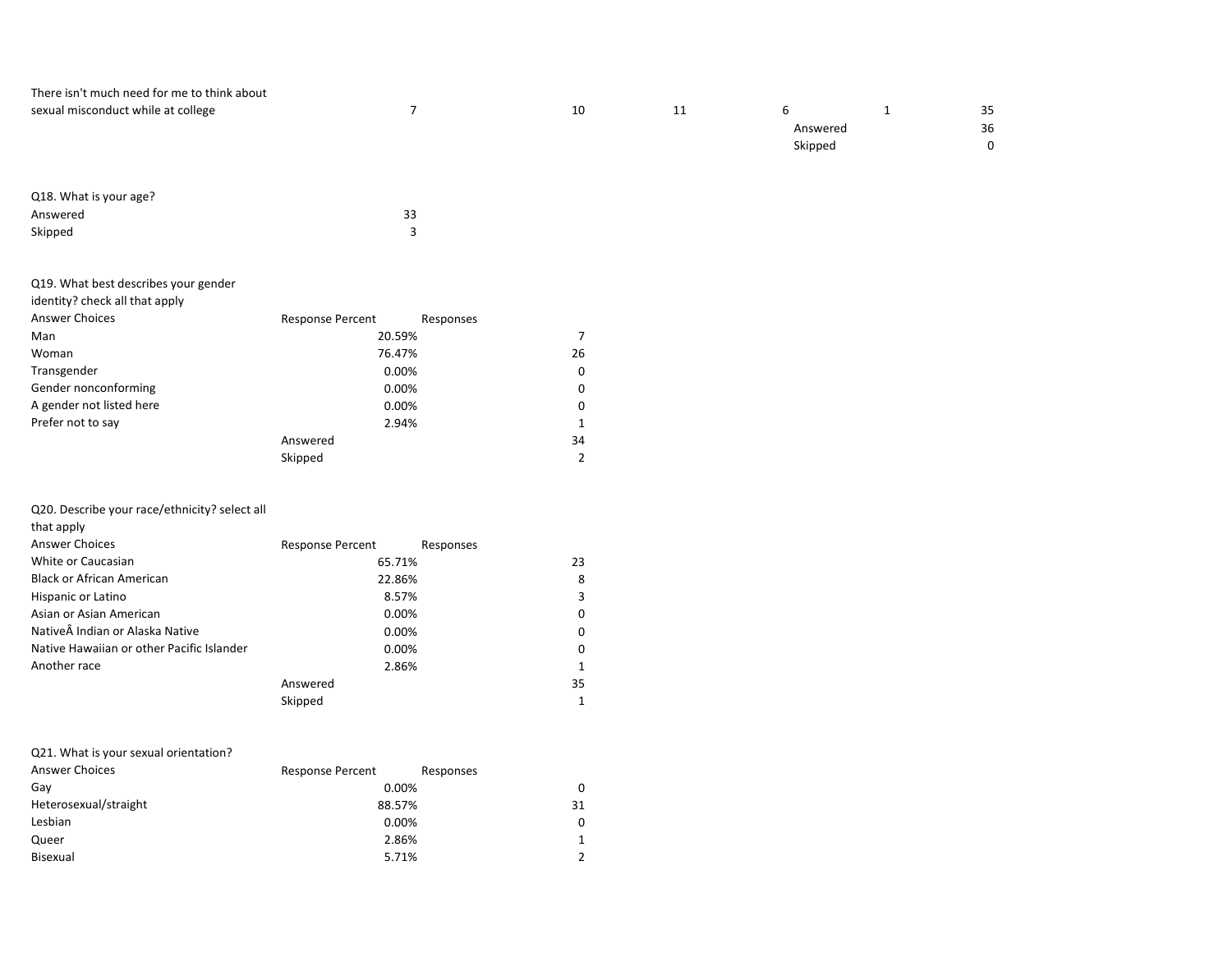| | | | | | | |
|---|---|---|---|---|---|---|
| There isn't much need for me to think about sexual misconduct while at college | 7 | 10 | 11 | 6 | 1 | 35 |
| | | | | Answered | | 36 |
| | | | | Skipped | | 0 |

Q18. What is your age?

| | |
|---|---|
| Answered | 33 |
| Skipped | 3 |

Q19. What best describes your gender identity? check all that apply

| Answer Choices | Response Percent | Responses |
|---|---|---|
| Man | 20.59% | 7 |
| Woman | 76.47% | 26 |
| Transgender | 0.00% | 0 |
| Gender nonconforming | 0.00% | 0 |
| A gender not listed here | 0.00% | 0 |
| Prefer not to say | 2.94% | 1 |
| | Answered | 34 |
| | Skipped | 2 |

Q20. Describe your race/ethnicity? select all that apply

| Answer Choices | Response Percent | Responses |
|---|---|---|
| White or Caucasian | 65.71% | 23 |
| Black or African American | 22.86% | 8 |
| Hispanic or Latino | 8.57% | 3 |
| Asian or Asian American | 0.00% | 0 |
| NativeÂ Indian or Alaska Native | 0.00% | 0 |
| Native Hawaiian or other Pacific Islander | 0.00% | 0 |
| Another race | 2.86% | 1 |
| | Answered | 35 |
| | Skipped | 1 |

Q21. What is your sexual orientation?

| Answer Choices | Response Percent | Responses |
|---|---|---|
| Gay | 0.00% | 0 |
| Heterosexual/straight | 88.57% | 31 |
| Lesbian | 0.00% | 0 |
| Queer | 2.86% | 1 |
| Bisexual | 5.71% | 2 |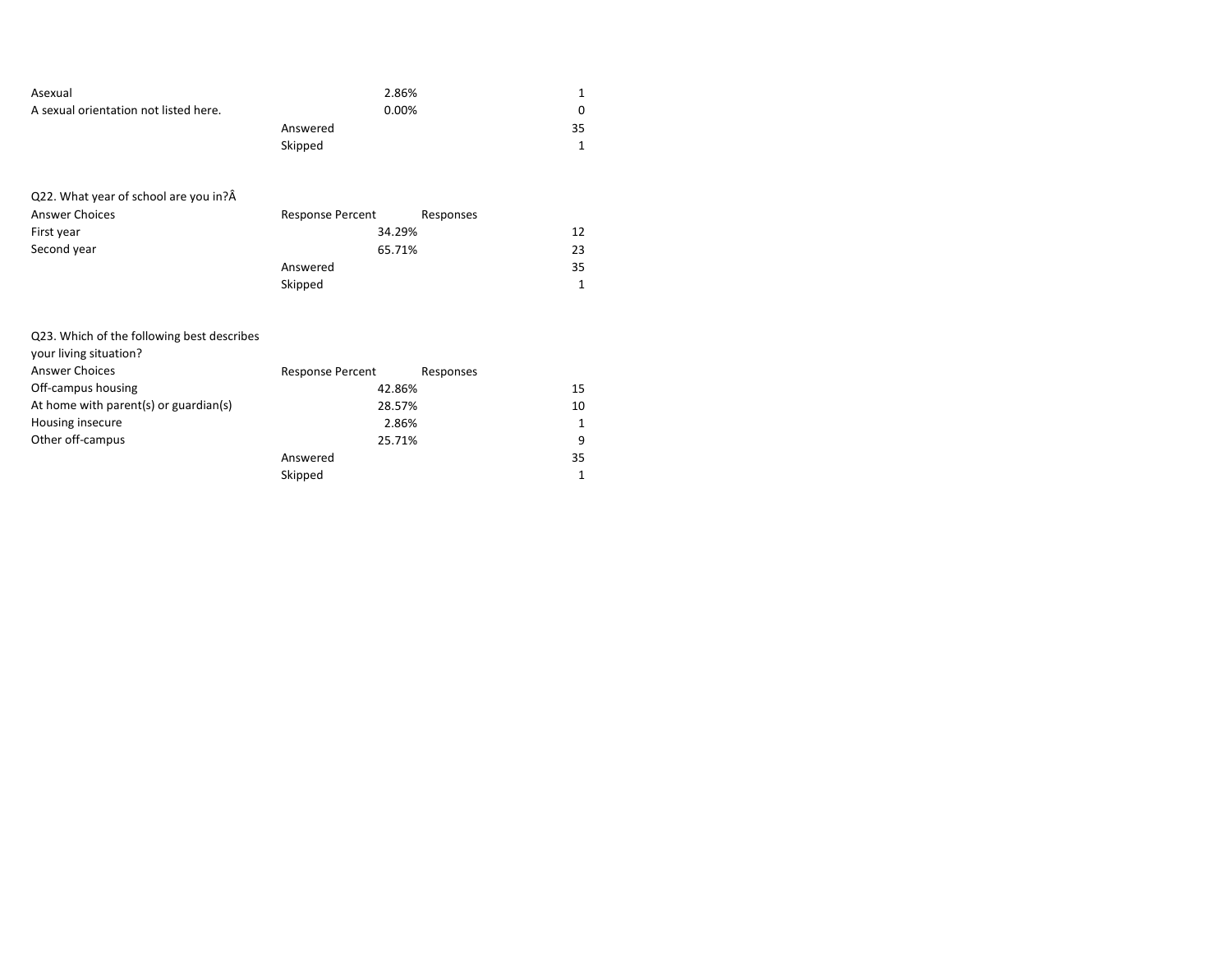| | | |
|---|---|---|
| Asexual | 2.86% | 1 |
| A sexual orientation not listed here. | 0.00% | 0 |
| | Answered | 35 |
| | Skipped | 1 |

Q22. What year of school are you in?Â

| Answer Choices | Response Percent | Responses |
|---|---|---|
| First year | 34.29% | 12 |
| Second year | 65.71% | 23 |
| | Answered | 35 |
| | Skipped | 1 |

Q23. Which of the following best describes your living situation?

| Answer Choices | Response Percent | Responses |
|---|---|---|
| Off-campus housing | 42.86% | 15 |
| At home with parent(s) or guardian(s) | 28.57% | 10 |
| Housing insecure | 2.86% | 1 |
| Other off-campus | 25.71% | 9 |
| | Answered | 35 |
| | Skipped | 1 |